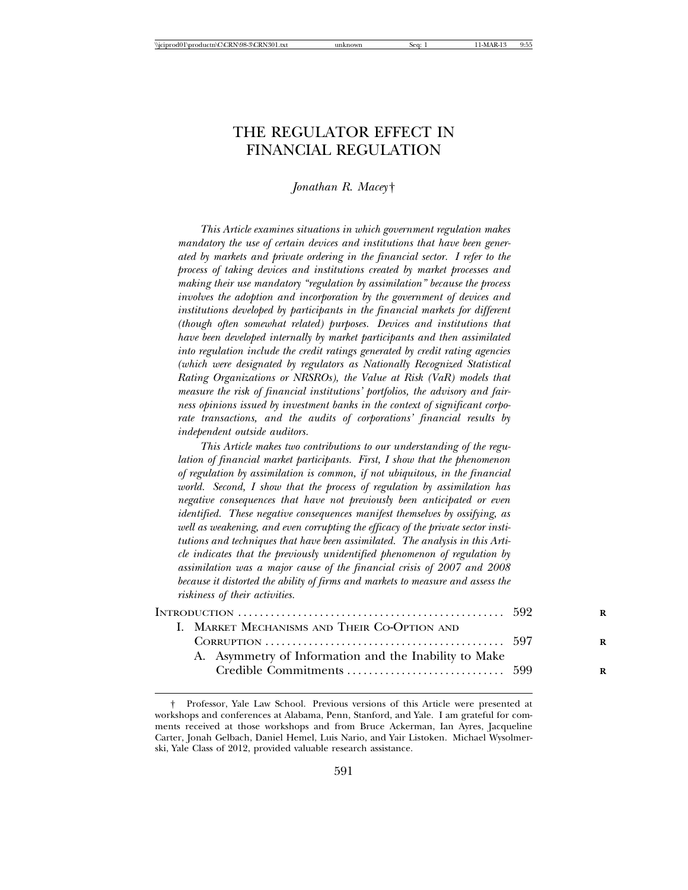# THE REGULATOR EFFECT IN FINANCIAL REGULATION

*Jonathan R. Macey*†

*This Article examines situations in which government regulation makes mandatory the use of certain devices and institutions that have been generated by markets and private ordering in the financial sector. I refer to the process of taking devices and institutions created by market processes and making their use mandatory "regulation by assimilation" because the process involves the adoption and incorporation by the government of devices and institutions developed by participants in the financial markets for different (though often somewhat related) purposes. Devices and institutions that have been developed internally by market participants and then assimilated into regulation include the credit ratings generated by credit rating agencies (which were designated by regulators as Nationally Recognized Statistical Rating Organizations or NRSROs), the Value at Risk (VaR) models that measure the risk of financial institutions' portfolios, the advisory and fairness opinions issued by investment banks in the context of significant corporate transactions, and the audits of corporations' financial results by independent outside auditors.*

*This Article makes two contributions to our understanding of the regulation of financial market participants. First, I show that the phenomenon of regulation by assimilation is common, if not ubiquitous, in the financial world. Second, I show that the process of regulation by assimilation has negative consequences that have not previously been anticipated or even identified. These negative consequences manifest themselves by ossifying, as well as weakening, and even corrupting the efficacy of the private sector institutions and techniques that have been assimilated. The analysis in this Article indicates that the previously unidentified phenomenon of regulation by assimilation was a major cause of the financial crisis of 2007 and 2008 because it distorted the ability of firms and markets to measure and assess the riskiness of their activities.*

INTRODUCTION ........................................................ 592
I. MARKET MECHANISMS AND THEIR CO-OPTION AND CORRUPTION ........................................................ 597
A. Asymmetry of Information and the Inability to Make Credible Commitments ........................................................ 599

† Professor, Yale Law School. Previous versions of this Article were presented at workshops and conferences at Alabama, Penn, Stanford, and Yale. I am grateful for comments received at those workshops and from Bruce Ackerman, Ian Ayres, Jacqueline Carter, Jonah Gelbach, Daniel Hemel, Luis Nario, and Yair Listoken. Michael Wysolmerski, Yale Class of 2012, provided valuable research assistance.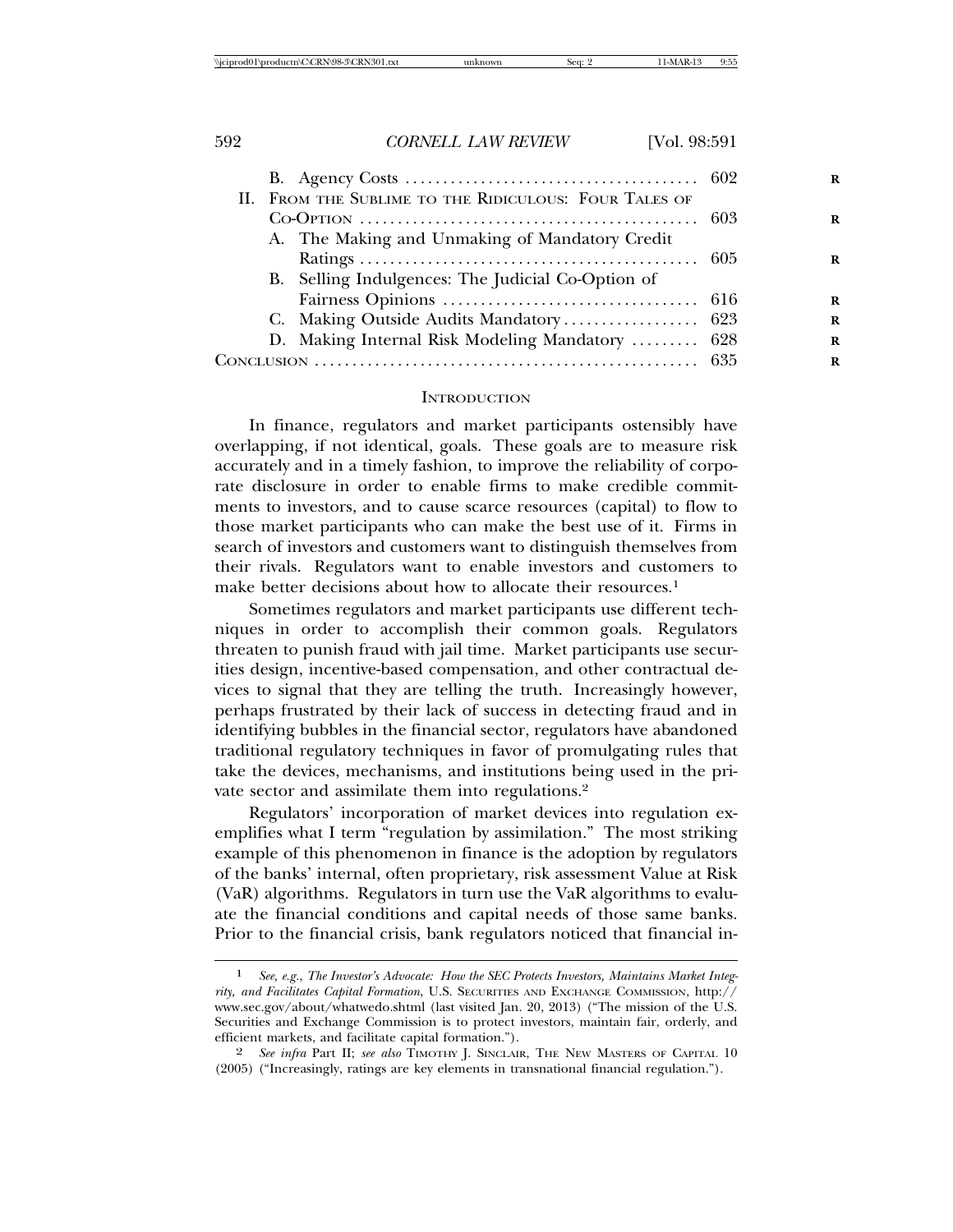B. Agency Costs ..................................... 602

II. From the Sublime to the Ridiculous: Four Tales of Co-Option ..................................... 603

A. The Making and Unmaking of Mandatory Credit Ratings ..................................... 605

B. Selling Indulgences: The Judicial Co-Option of Fairness Opinions ..................................... 616

C. Making Outside Audits Mandatory ..................................... 623

D. Making Internal Risk Modeling Mandatory ..................................... 628

Conclusion ..................................... 635

## Introduction

In finance, regulators and market participants ostensibly have overlapping, if not identical, goals. These goals are to measure risk accurately and in a timely fashion, to improve the reliability of corporate disclosure in order to enable firms to make credible commitments to investors, and to cause scarce resources (capital) to flow to those market participants who can make the best use of it. Firms in search of investors and customers want to distinguish themselves from their rivals. Regulators want to enable investors and customers to make better decisions about how to allocate their resources.[1]

Sometimes regulators and market participants use different techniques in order to accomplish their common goals. Regulators threaten to punish fraud with jail time. Market participants use securities design, incentive-based compensation, and other contractual devices to signal that they are telling the truth. Increasingly however, perhaps frustrated by their lack of success in detecting fraud and in identifying bubbles in the financial sector, regulators have abandoned traditional regulatory techniques in favor of promulgating rules that take the devices, mechanisms, and institutions being used in the private sector and assimilate them into regulations.[2]

Regulators' incorporation of market devices into regulation exemplifies what I term "regulation by assimilation." The most striking example of this phenomenon in finance is the adoption by regulators of the banks' internal, often proprietary, risk assessment Value at Risk (VaR) algorithms. Regulators in turn use the VaR algorithms to evaluate the financial conditions and capital needs of those same banks. Prior to the financial crisis, bank regulators noticed that financial in-

---

1 *See, e.g.*, *The Investor's Advocate: How the SEC Protects Investors, Maintains Market Integrity, and Facilitates Capital Formation*, U.S. Securities and Exchange Commission, http://www.sec.gov/about/whatwedo.shtml (last visited Jan. 20, 2013) ("The mission of the U.S. Securities and Exchange Commission is to protect investors, maintain fair, orderly, and efficient markets, and facilitate capital formation.").

2 *See infra* Part II; *see also* Timothy J. Sinclair, The New Masters of Capital 10 (2005) ("Increasingly, ratings are key elements in transnational financial regulation.").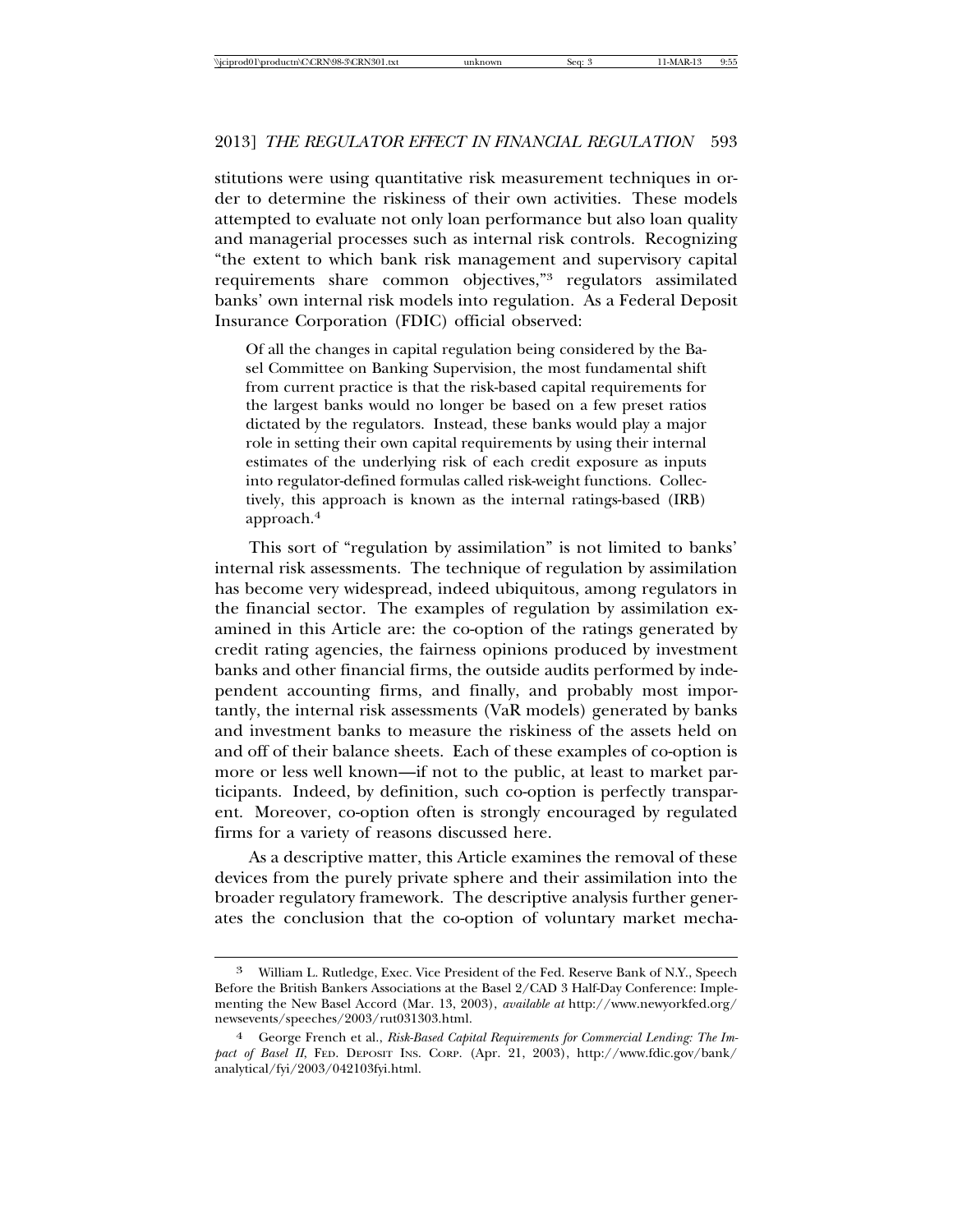stitutions were using quantitative risk measurement techniques in order to determine the riskiness of their own activities. These models attempted to evaluate not only loan performance but also loan quality and managerial processes such as internal risk controls. Recognizing "the extent to which bank risk management and supervisory capital requirements share common objectives,"[3] regulators assimilated banks' own internal risk models into regulation. As a Federal Deposit Insurance Corporation (FDIC) official observed:

> Of all the changes in capital regulation being considered by the Basel Committee on Banking Supervision, the most fundamental shift from current practice is that the risk-based capital requirements for the largest banks would no longer be based on a few preset ratios dictated by the regulators. Instead, these banks would play a major role in setting their own capital requirements by using their internal estimates of the underlying risk of each credit exposure as inputs into regulator-defined formulas called risk-weight functions. Collectively, this approach is known as the internal ratings-based (IRB) approach.[4]

This sort of "regulation by assimilation" is not limited to banks' internal risk assessments. The technique of regulation by assimilation has become very widespread, indeed ubiquitous, among regulators in the financial sector. The examples of regulation by assimilation examined in this Article are: the co-option of the ratings generated by credit rating agencies, the fairness opinions produced by investment banks and other financial firms, the outside audits performed by independent accounting firms, and finally, and probably most importantly, the internal risk assessments (VaR models) generated by banks and investment banks to measure the riskiness of the assets held on and off of their balance sheets. Each of these examples of co-option is more or less well known—if not to the public, at least to market participants. Indeed, by definition, such co-option is perfectly transparent. Moreover, co-option often is strongly encouraged by regulated firms for a variety of reasons discussed here.

As a descriptive matter, this Article examines the removal of these devices from the purely private sphere and their assimilation into the broader regulatory framework. The descriptive analysis further generates the conclusion that the co-option of voluntary market mecha-

---

[3] William L. Rutledge, Exec. Vice President of the Fed. Reserve Bank of N.Y., Speech Before the British Bankers Associations at the Basel 2/CAD 3 Half-Day Conference: Implementing the New Basel Accord (Mar. 13, 2003), *available at* http://www.newyorkfed.org/newsevents/speeches/2003/rut031303.html.

[4] George French et al., *Risk-Based Capital Requirements for Commercial Lending: The Impact of Basel II*, FED. DEPOSIT INS. CORP. (Apr. 21, 2003), http://www.fdic.gov/bank/analytical/fyi/2003/042103fyi.html.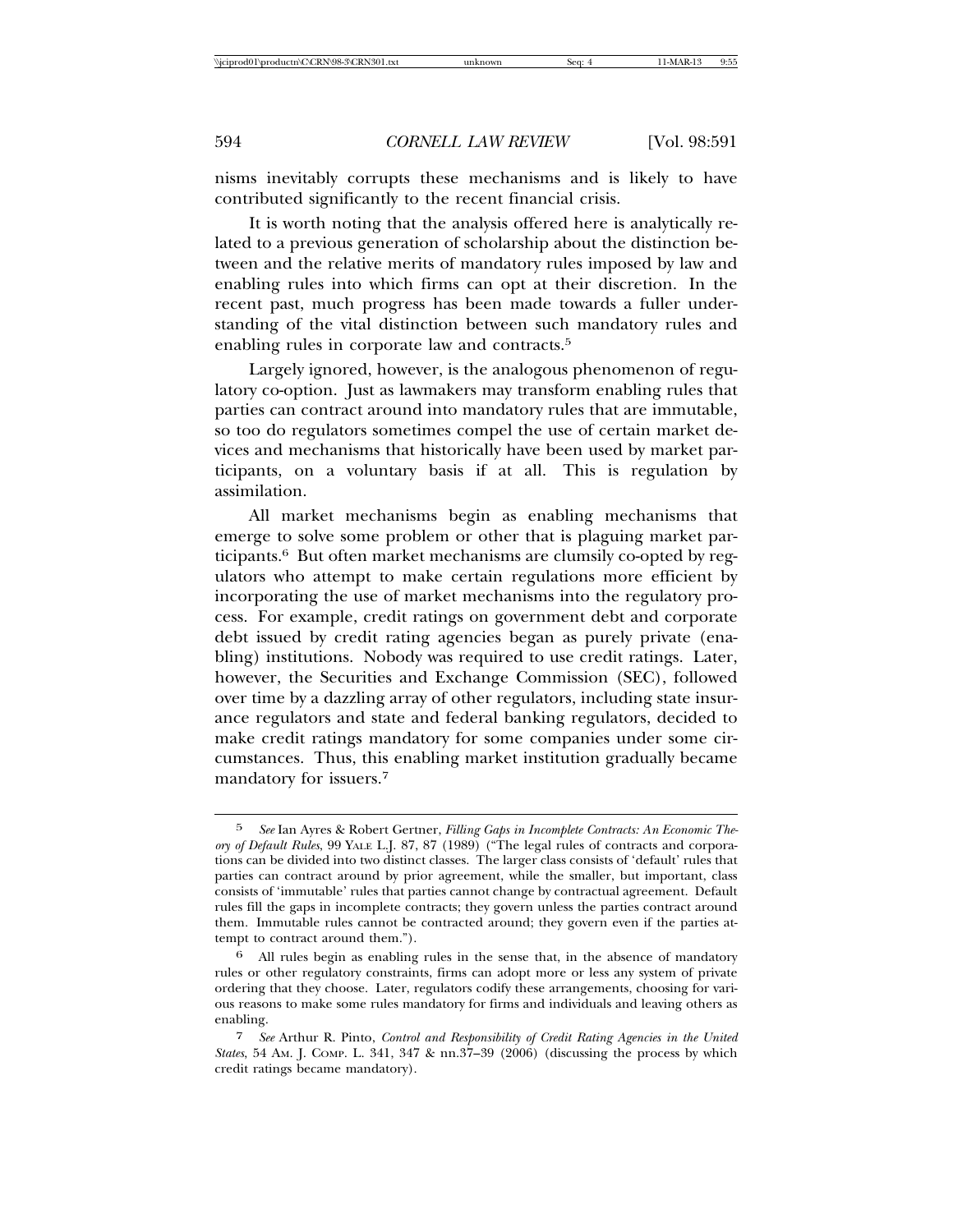nisms inevitably corrupts these mechanisms and is likely to have contributed significantly to the recent financial crisis.

It is worth noting that the analysis offered here is analytically related to a previous generation of scholarship about the distinction between and the relative merits of mandatory rules imposed by law and enabling rules into which firms can opt at their discretion. In the recent past, much progress has been made towards a fuller understanding of the vital distinction between such mandatory rules and enabling rules in corporate law and contracts.[5]

Largely ignored, however, is the analogous phenomenon of regulatory co-option. Just as lawmakers may transform enabling rules that parties can contract around into mandatory rules that are immutable, so too do regulators sometimes compel the use of certain market devices and mechanisms that historically have been used by market participants, on a voluntary basis if at all. This is regulation by assimilation.

All market mechanisms begin as enabling mechanisms that emerge to solve some problem or other that is plaguing market participants.[6] But often market mechanisms are clumsily co-opted by regulators who attempt to make certain regulations more efficient by incorporating the use of market mechanisms into the regulatory process. For example, credit ratings on government debt and corporate debt issued by credit rating agencies began as purely private (enabling) institutions. Nobody was required to use credit ratings. Later, however, the Securities and Exchange Commission (SEC), followed over time by a dazzling array of other regulators, including state insurance regulators and state and federal banking regulators, decided to make credit ratings mandatory for some companies under some circumstances. Thus, this enabling market institution gradually became mandatory for issuers.[7]

---

[5] *See* Ian Ayres & Robert Gertner, *Filling Gaps in Incomplete Contracts: An Economic Theory of Default Rules*, 99 YALE L.J. 87, 87 (1989) ("The legal rules of contracts and corporations can be divided into two distinct classes. The larger class consists of 'default' rules that parties can contract around by prior agreement, while the smaller, but important, class consists of 'immutable' rules that parties cannot change by contractual agreement. Default rules fill the gaps in incomplete contracts; they govern unless the parties contract around them. Immutable rules cannot be contracted around; they govern even if the parties attempt to contract around them.").

[6] All rules begin as enabling rules in the sense that, in the absence of mandatory rules or other regulatory constraints, firms can adopt more or less any system of private ordering that they choose. Later, regulators codify these arrangements, choosing for various reasons to make some rules mandatory for firms and individuals and leaving others as enabling.

[7] *See* Arthur R. Pinto, *Control and Responsibility of Credit Rating Agencies in the United States*, 54 AM. J. COMP. L. 341, 347 & nn.37–39 (2006) (discussing the process by which credit ratings became mandatory).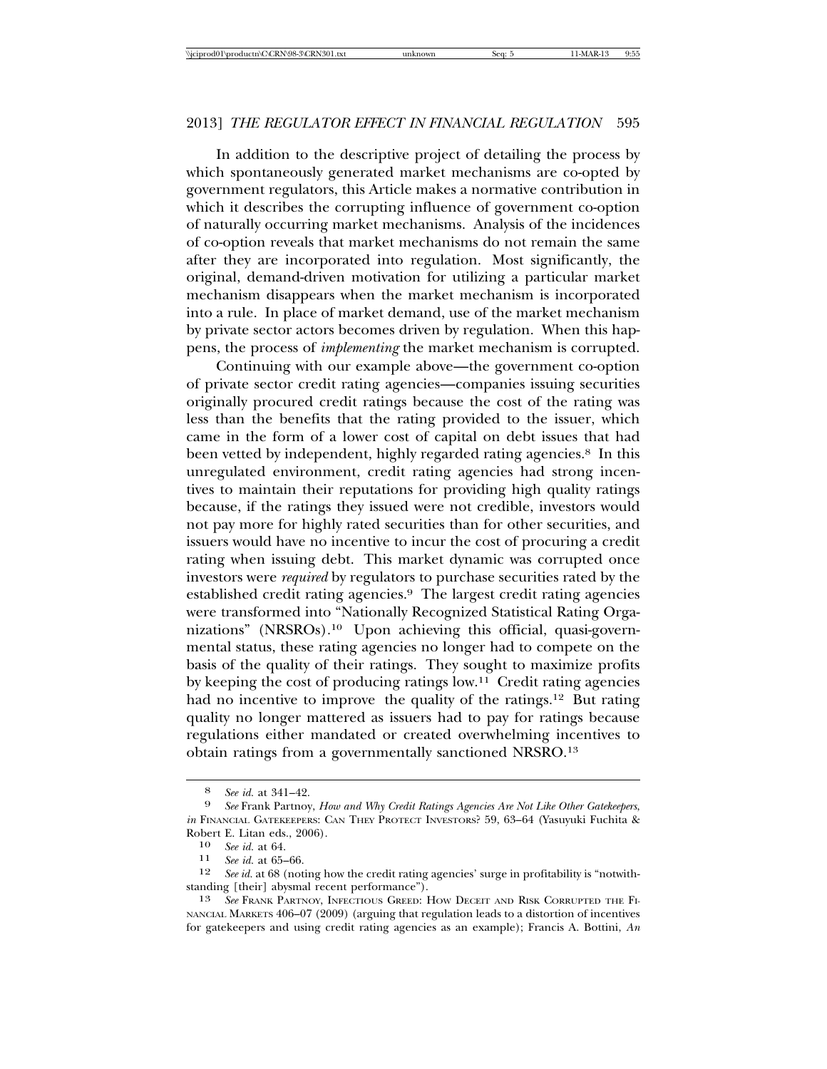In addition to the descriptive project of detailing the process by which spontaneously generated market mechanisms are co-opted by government regulators, this Article makes a normative contribution in which it describes the corrupting influence of government co-option of naturally occurring market mechanisms. Analysis of the incidences of co-option reveals that market mechanisms do not remain the same after they are incorporated into regulation. Most significantly, the original, demand-driven motivation for utilizing a particular market mechanism disappears when the market mechanism is incorporated into a rule. In place of market demand, use of the market mechanism by private sector actors becomes driven by regulation. When this happens, the process of *implementing* the market mechanism is corrupted.

Continuing with our example above—the government co-option of private sector credit rating agencies—companies issuing securities originally procured credit ratings because the cost of the rating was less than the benefits that the rating provided to the issuer, which came in the form of a lower cost of capital on debt issues that had been vetted by independent, highly regarded rating agencies.[8] In this unregulated environment, credit rating agencies had strong incentives to maintain their reputations for providing high quality ratings because, if the ratings they issued were not credible, investors would not pay more for highly rated securities than for other securities, and issuers would have no incentive to incur the cost of procuring a credit rating when issuing debt. This market dynamic was corrupted once investors were *required* by regulators to purchase securities rated by the established credit rating agencies.[9] The largest credit rating agencies were transformed into "Nationally Recognized Statistical Rating Organizations" (NRSROs).[10] Upon achieving this official, quasi-governmental status, these rating agencies no longer had to compete on the basis of the quality of their ratings. They sought to maximize profits by keeping the cost of producing ratings low.[11] Credit rating agencies had no incentive to improve the quality of the ratings.[12] But rating quality no longer mattered as issuers had to pay for ratings because regulations either mandated or created overwhelming incentives to obtain ratings from a governmentally sanctioned NRSRO.[13]

---

8 *See id.* at 341–42.

9 *See* Frank Partnoy, *How and Why Credit Ratings Agencies Are Not Like Other Gatekeepers*, *in* FINANCIAL GATEKEEPERS: CAN THEY PROTECT INVESTORS? 59, 63–64 (Yasuyuki Fuchita & Robert E. Litan eds., 2006).

10 *See id.* at 64.

11 *See id.* at 65–66.

12 *See id.* at 68 (noting how the credit rating agencies' surge in profitability is "notwithstanding [their] abysmal recent performance").

13 *See* FRANK PARTNOY, INFECTIOUS GREED: HOW DECEIT AND RISK CORRUPTED THE FINANCIAL MARKETS 406–07 (2009) (arguing that regulation leads to a distortion of incentives for gatekeepers and using credit rating agencies as an example); Francis A. Bottini, *An*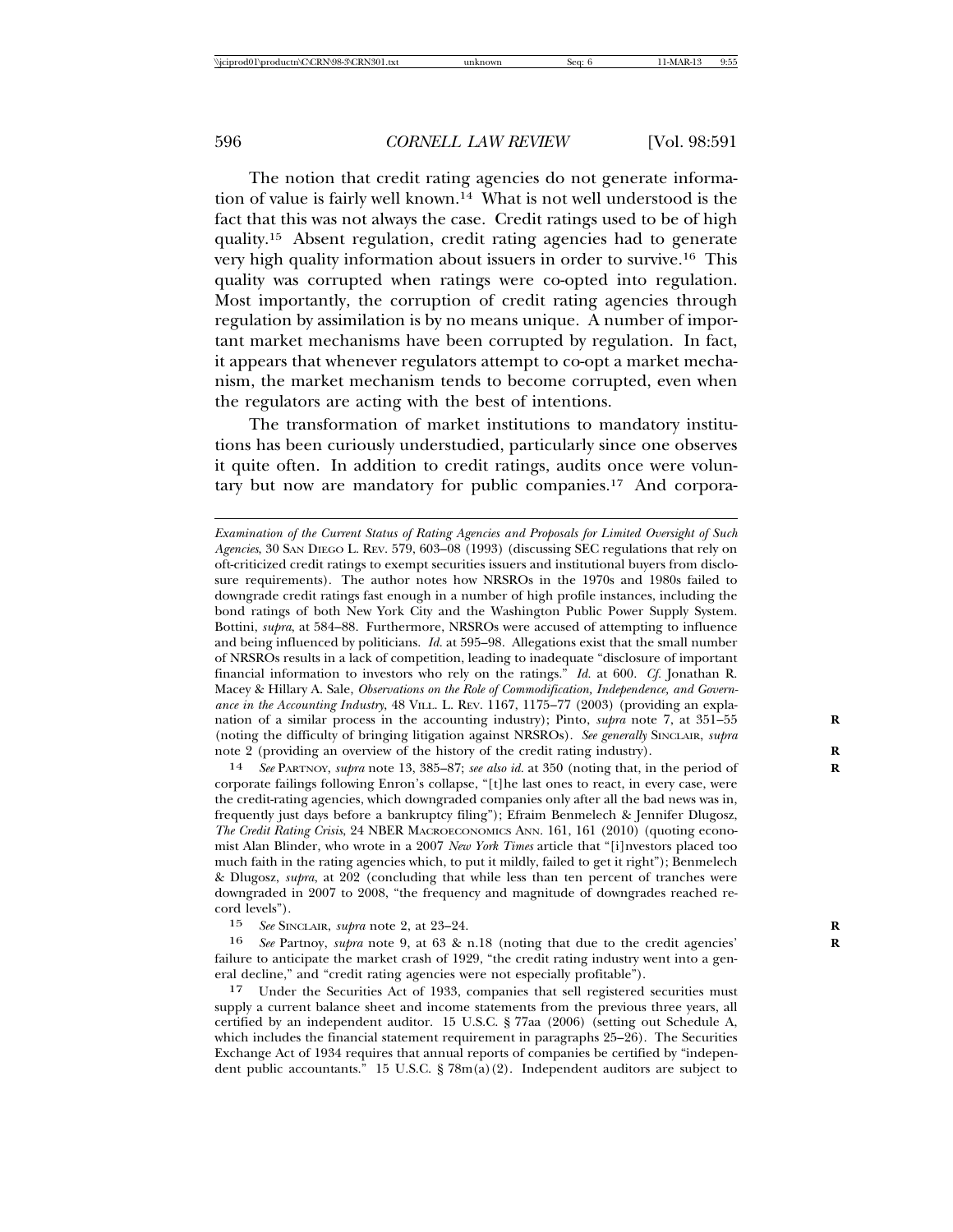The notion that credit rating agencies do not generate information of value is fairly well known.[14] What is not well understood is the fact that this was not always the case. Credit ratings used to be of high quality.[15] Absent regulation, credit rating agencies had to generate very high quality information about issuers in order to survive.[16] This quality was corrupted when ratings were co-opted into regulation. Most importantly, the corruption of credit rating agencies through regulation by assimilation is by no means unique. A number of important market mechanisms have been corrupted by regulation. In fact, it appears that whenever regulators attempt to co-opt a market mechanism, the market mechanism tends to become corrupted, even when the regulators are acting with the best of intentions.

The transformation of market institutions to mandatory institutions has been curiously understudied, particularly since one observes it quite often. In addition to credit ratings, audits once were voluntary but now are mandatory for public companies.[17] And corpora-

---

*Examination of the Current Status of Rating Agencies and Proposals for Limited Oversight of Such Agencies*, 30 SAN DIEGO L. REV. 579, 603–08 (1993) (discussing SEC regulations that rely on oft-criticized credit ratings to exempt securities issuers and institutional buyers from disclosure requirements). The author notes how NRSROs in the 1970s and 1980s failed to downgrade credit ratings fast enough in a number of high profile instances, including the bond ratings of both New York City and the Washington Public Power Supply System. Bottini, *supra*, at 584–88. Furthermore, NRSROs were accused of attempting to influence and being influenced by politicians. *Id.* at 595–98. Allegations exist that the small number of NRSROs results in a lack of competition, leading to inadequate "disclosure of important financial information to investors who rely on the ratings." *Id.* at 600. *Cf.* Jonathan R. Macey & Hillary A. Sale, *Observations on the Role of Commodification, Independence, and Governance in the Accounting Industry*, 48 VILL. L. REV. 1167, 1175–77 (2003) (providing an explanation of a similar process in the accounting industry); Pinto, *supra* note 7, at 351–55 (noting the difficulty of bringing litigation against NRSROs). *See generally* SINCLAIR, *supra* note 2 (providing an overview of the history of the credit rating industry).

14 *See* PARTNOY, *supra* note 13, 385–87; *see also id.* at 350 (noting that, in the period of corporate failings following Enron's collapse, "[t]he last ones to react, in every case, were the credit-rating agencies, which downgraded companies only after all the bad news was in, frequently just days before a bankruptcy filing"); Efraim Benmelech & Jennifer Dlugosz, *The Credit Rating Crisis*, 24 NBER MACROECONOMICS ANN. 161, 161 (2010) (quoting economist Alan Blinder, who wrote in a 2007 *New York Times* article that "[i]nvestors placed too much faith in the rating agencies which, to put it mildly, failed to get it right"); Benmelech & Dlugosz, *supra*, at 202 (concluding that while less than ten percent of tranches were downgraded in 2007 to 2008, "the frequency and magnitude of downgrades reached record levels").

15 *See* SINCLAIR, *supra* note 2, at 23–24.

16 *See* Partnoy, *supra* note 9, at 63 & n.18 (noting that due to the credit agencies' failure to anticipate the market crash of 1929, "the credit rating industry went into a general decline," and "credit rating agencies were not especially profitable").

17 Under the Securities Act of 1933, companies that sell registered securities must supply a current balance sheet and income statements from the previous three years, all certified by an independent auditor. 15 U.S.C. § 77aa (2006) (setting out Schedule A, which includes the financial statement requirement in paragraphs 25–26). The Securities Exchange Act of 1934 requires that annual reports of companies be certified by "independent public accountants." 15 U.S.C. § 78m(a)(2). Independent auditors are subject to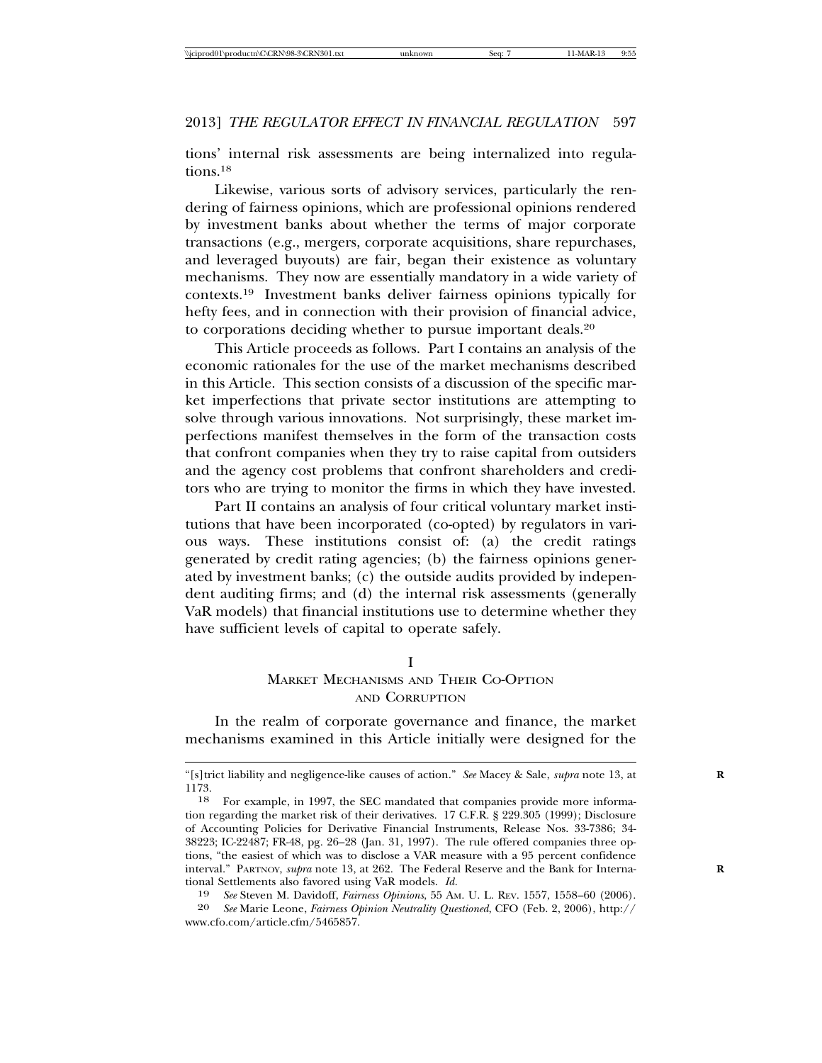tions' internal risk assessments are being internalized into regulations.[18]

Likewise, various sorts of advisory services, particularly the rendering of fairness opinions, which are professional opinions rendered by investment banks about whether the terms of major corporate transactions (e.g., mergers, corporate acquisitions, share repurchases, and leveraged buyouts) are fair, began their existence as voluntary mechanisms. They now are essentially mandatory in a wide variety of contexts.[19] Investment banks deliver fairness opinions typically for hefty fees, and in connection with their provision of financial advice, to corporations deciding whether to pursue important deals.[20]

This Article proceeds as follows. Part I contains an analysis of the economic rationales for the use of the market mechanisms described in this Article. This section consists of a discussion of the specific market imperfections that private sector institutions are attempting to solve through various innovations. Not surprisingly, these market imperfections manifest themselves in the form of the transaction costs that confront companies when they try to raise capital from outsiders and the agency cost problems that confront shareholders and creditors who are trying to monitor the firms in which they have invested.

Part II contains an analysis of four critical voluntary market institutions that have been incorporated (co-opted) by regulators in various ways. These institutions consist of: (a) the credit ratings generated by credit rating agencies; (b) the fairness opinions generated by investment banks; (c) the outside audits provided by independent auditing firms; and (d) the internal risk assessments (generally VaR models) that financial institutions use to determine whether they have sufficient levels of capital to operate safely.

## I
## Market Mechanisms and Their Co-Option and Corruption

In the realm of corporate governance and finance, the market mechanisms examined in this Article initially were designed for the

---

"[s]trict liability and negligence-like causes of action." *See* Macey & Sale, *supra* note 13, at 1173.

18 For example, in 1997, the SEC mandated that companies provide more information regarding the market risk of their derivatives. 17 C.F.R. § 229.305 (1999); Disclosure of Accounting Policies for Derivative Financial Instruments, Release Nos. 33-7386; 34-38223; IC-22487; FR-48, pg. 26–28 (Jan. 31, 1997). The rule offered companies three options, "the easiest of which was to disclose a VAR measure with a 95 percent confidence interval." Partnoy, *supra* note 13, at 262. The Federal Reserve and the Bank for International Settlements also favored using VaR models. *Id.*

19 *See* Steven M. Davidoff, *Fairness Opinions*, 55 Am. U. L. Rev. 1557, 1558–60 (2006).

20 *See* Marie Leone, *Fairness Opinion Neutrality Questioned*, CFO (Feb. 2, 2006), http://www.cfo.com/article.cfm/5465857.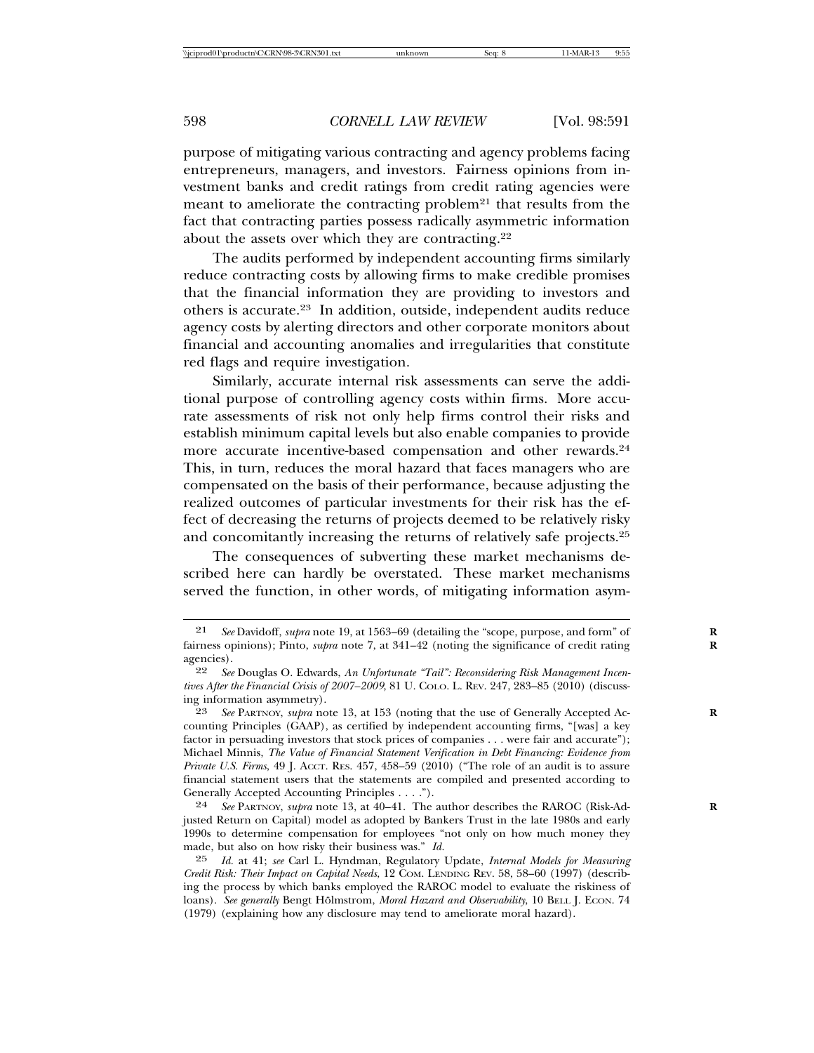purpose of mitigating various contracting and agency problems facing entrepreneurs, managers, and investors. Fairness opinions from investment banks and credit ratings from credit rating agencies were meant to ameliorate the contracting problem[21] that results from the fact that contracting parties possess radically asymmetric information about the assets over which they are contracting.[22]

The audits performed by independent accounting firms similarly reduce contracting costs by allowing firms to make credible promises that the financial information they are providing to investors and others is accurate.[23] In addition, outside, independent audits reduce agency costs by alerting directors and other corporate monitors about financial and accounting anomalies and irregularities that constitute red flags and require investigation.

Similarly, accurate internal risk assessments can serve the additional purpose of controlling agency costs within firms. More accurate assessments of risk not only help firms control their risks and establish minimum capital levels but also enable companies to provide more accurate incentive-based compensation and other rewards.[24] This, in turn, reduces the moral hazard that faces managers who are compensated on the basis of their performance, because adjusting the realized outcomes of particular investments for their risk has the effect of decreasing the returns of projects deemed to be relatively risky and concomitantly increasing the returns of relatively safe projects.[25]

The consequences of subverting these market mechanisms described here can hardly be overstated. These market mechanisms served the function, in other words, of mitigating information asym-

---

21 *See* Davidoff, *supra* note 19, at 1563–69 (detailing the "scope, purpose, and form" of fairness opinions); Pinto, *supra* note 7, at 341–42 (noting the significance of credit rating agencies).

22 *See* Douglas O. Edwards, *An Unfortunate "Tail": Reconsidering Risk Management Incentives After the Financial Crisis of 2007–2009*, 81 U. COLO. L. REV. 247, 283–85 (2010) (discussing information asymmetry).

23 *See* PARTNOY, *supra* note 13, at 153 (noting that the use of Generally Accepted Accounting Principles (GAAP), as certified by independent accounting firms, "[was] a key factor in persuading investors that stock prices of companies . . . were fair and accurate"); Michael Minnis, *The Value of Financial Statement Verification in Debt Financing: Evidence from Private U.S. Firms*, 49 J. ACCT. RES. 457, 458–59 (2010) ("The role of an audit is to assure financial statement users that the statements are compiled and presented according to Generally Accepted Accounting Principles . . . .").

24 *See* PARTNOY, *supra* note 13, at 40–41. The author describes the RAROC (Risk-Adjusted Return on Capital) model as adopted by Bankers Trust in the late 1980s and early 1990s to determine compensation for employees "not only on how much money they made, but also on how risky their business was." *Id.*

25 *Id.* at 41; *see* Carl L. Hyndman, Regulatory Update, *Internal Models for Measuring Credit Risk: Their Impact on Capital Needs*, 12 COM. LENDING REV. 58, 58–60 (1997) (describing the process by which banks employed the RAROC model to evaluate the riskiness of loans). *See generally* Bengt Hölmstrom, *Moral Hazard and Observability*, 10 BELL J. ECON. 74 (1979) (explaining how any disclosure may tend to ameliorate moral hazard).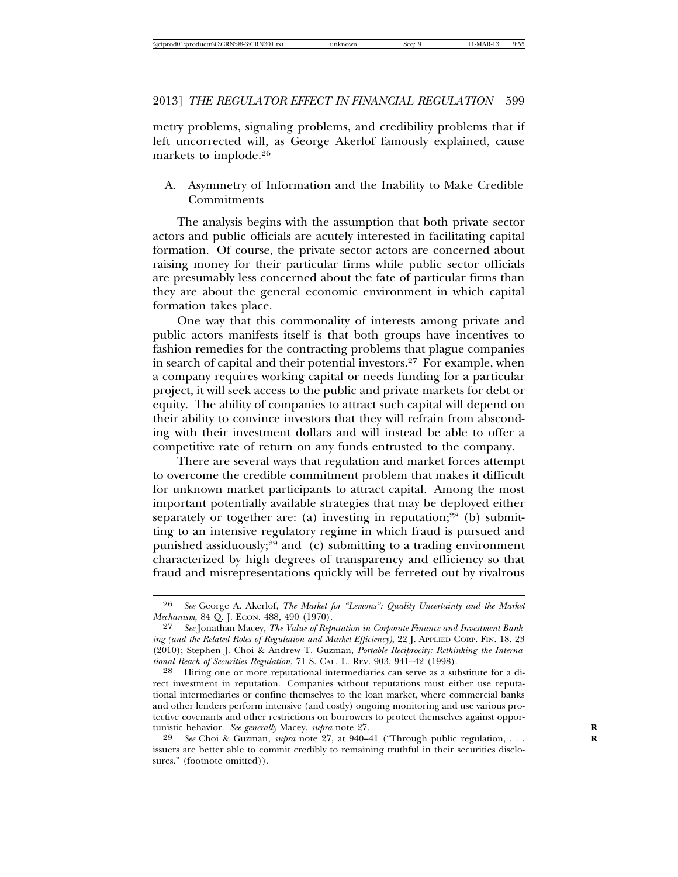metry problems, signaling problems, and credibility problems that if left uncorrected will, as George Akerlof famously explained, cause markets to implode.[26]

## A. Asymmetry of Information and the Inability to Make Credible Commitments

The analysis begins with the assumption that both private sector actors and public officials are acutely interested in facilitating capital formation. Of course, the private sector actors are concerned about raising money for their particular firms while public sector officials are presumably less concerned about the fate of particular firms than they are about the general economic environment in which capital formation takes place.

One way that this commonality of interests among private and public actors manifests itself is that both groups have incentives to fashion remedies for the contracting problems that plague companies in search of capital and their potential investors.[27] For example, when a company requires working capital or needs funding for a particular project, it will seek access to the public and private markets for debt or equity. The ability of companies to attract such capital will depend on their ability to convince investors that they will refrain from absconding with their investment dollars and will instead be able to offer a competitive rate of return on any funds entrusted to the company.

There are several ways that regulation and market forces attempt to overcome the credible commitment problem that makes it difficult for unknown market participants to attract capital. Among the most important potentially available strategies that may be deployed either separately or together are: (a) investing in reputation;[28] (b) submitting to an intensive regulatory regime in which fraud is pursued and punished assiduously;[29] and (c) submitting to a trading environment characterized by high degrees of transparency and efficiency so that fraud and misrepresentations quickly will be ferreted out by rivalrous

---

[26] *See* George A. Akerlof, *The Market for "Lemons": Quality Uncertainty and the Market Mechanism*, 84 Q. J. ECON. 488, 490 (1970).

[27] *See* Jonathan Macey, *The Value of Reputation in Corporate Finance and Investment Banking (and the Related Roles of Regulation and Market Efficiency)*, 22 J. APPLIED CORP. FIN. 18, 23 (2010); Stephen J. Choi & Andrew T. Guzman, *Portable Reciprocity: Rethinking the International Reach of Securities Regulation*, 71 S. CAL. L. REV. 903, 941–42 (1998).

[28] Hiring one or more reputational intermediaries can serve as a substitute for a direct investment in reputation. Companies without reputations must either use reputational intermediaries or confine themselves to the loan market, where commercial banks and other lenders perform intensive (and costly) ongoing monitoring and use various protective covenants and other restrictions on borrowers to protect themselves against opportunistic behavior. *See generally* Macey, *supra* note 27.

[29] *See* Choi & Guzman, *supra* note 27, at 940–41 ("Through public regulation, . . . issuers are better able to commit credibly to remaining truthful in their securities disclosures." (footnote omitted)).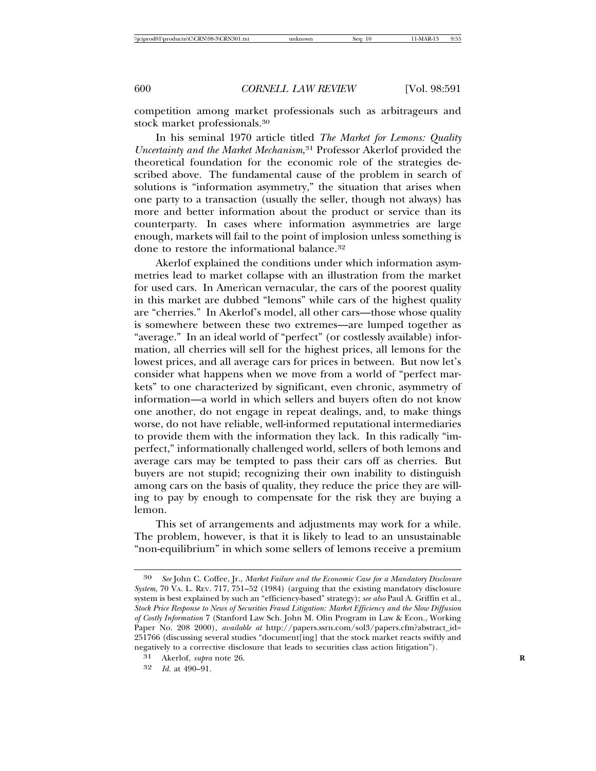competition among market professionals such as arbitrageurs and stock market professionals.[30]

In his seminal 1970 article titled *The Market for Lemons: Quality Uncertainty and the Market Mechanism*,[31] Professor Akerlof provided the theoretical foundation for the economic role of the strategies described above. The fundamental cause of the problem in search of solutions is "information asymmetry," the situation that arises when one party to a transaction (usually the seller, though not always) has more and better information about the product or service than its counterparty. In cases where information asymmetries are large enough, markets will fail to the point of implosion unless something is done to restore the informational balance.[32]

Akerlof explained the conditions under which information asymmetries lead to market collapse with an illustration from the market for used cars. In American vernacular, the cars of the poorest quality in this market are dubbed "lemons" while cars of the highest quality are "cherries." In Akerlof's model, all other cars—those whose quality is somewhere between these two extremes—are lumped together as "average." In an ideal world of "perfect" (or costlessly available) information, all cherries will sell for the highest prices, all lemons for the lowest prices, and all average cars for prices in between. But now let's consider what happens when we move from a world of "perfect markets" to one characterized by significant, even chronic, asymmetry of information—a world in which sellers and buyers often do not know one another, do not engage in repeat dealings, and, to make things worse, do not have reliable, well-informed reputational intermediaries to provide them with the information they lack. In this radically "imperfect," informationally challenged world, sellers of both lemons and average cars may be tempted to pass their cars off as cherries. But buyers are not stupid; recognizing their own inability to distinguish among cars on the basis of quality, they reduce the price they are willing to pay by enough to compensate for the risk they are buying a lemon.

This set of arrangements and adjustments may work for a while. The problem, however, is that it is likely to lead to an unsustainable "non-equilibrium" in which some sellers of lemons receive a premium

---

[30] *See* John C. Coffee, Jr., *Market Failure and the Economic Case for a Mandatory Disclosure System*, 70 VA. L. REV. 717, 751–52 (1984) (arguing that the existing mandatory disclosure system is best explained by such an "efficiency-based" strategy); *see also* Paul A. Griffin et al., *Stock Price Response to News of Securities Fraud Litigation: Market Efficiency and the Slow Diffusion of Costly Information* 7 (Stanford Law Sch. John M. Olin Program in Law & Econ., Working Paper No. 208 2000), *available at* http://papers.ssrn.com/sol3/papers.cfm?abstract_id=251766 (discussing several studies "document[ing] that the stock market reacts swiftly and negatively to a corrective disclosure that leads to securities class action litigation").

[31] Akerlof, *supra* note 26.

[32] *Id.* at 490–91.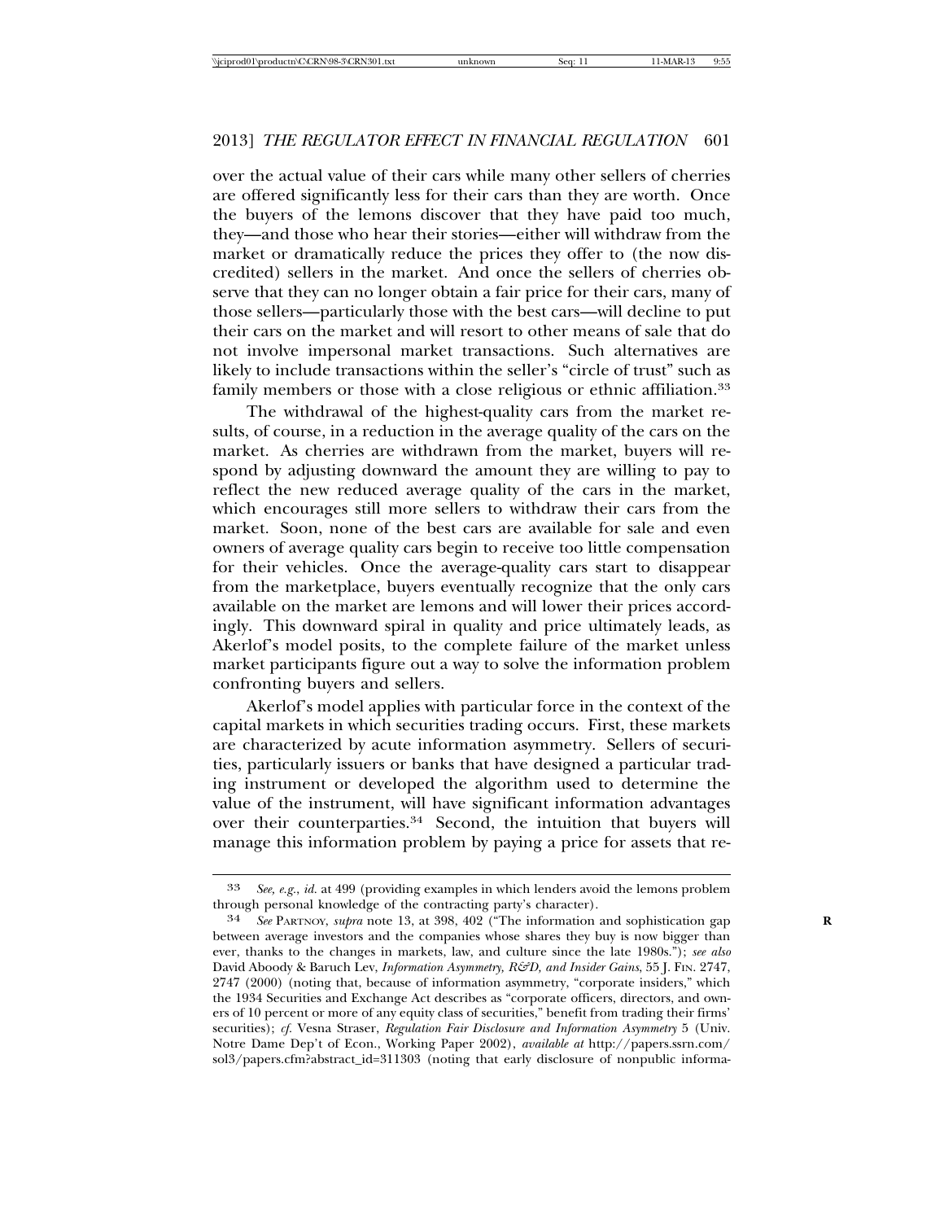over the actual value of their cars while many other sellers of cherries are offered significantly less for their cars than they are worth. Once the buyers of the lemons discover that they have paid too much, they—and those who hear their stories—either will withdraw from the market or dramatically reduce the prices they offer to (the now discredited) sellers in the market. And once the sellers of cherries observe that they can no longer obtain a fair price for their cars, many of those sellers—particularly those with the best cars—will decline to put their cars on the market and will resort to other means of sale that do not involve impersonal market transactions. Such alternatives are likely to include transactions within the seller's "circle of trust" such as family members or those with a close religious or ethnic affiliation.[33]

The withdrawal of the highest-quality cars from the market results, of course, in a reduction in the average quality of the cars on the market. As cherries are withdrawn from the market, buyers will respond by adjusting downward the amount they are willing to pay to reflect the new reduced average quality of the cars in the market, which encourages still more sellers to withdraw their cars from the market. Soon, none of the best cars are available for sale and even owners of average quality cars begin to receive too little compensation for their vehicles. Once the average-quality cars start to disappear from the marketplace, buyers eventually recognize that the only cars available on the market are lemons and will lower their prices accordingly. This downward spiral in quality and price ultimately leads, as Akerlof's model posits, to the complete failure of the market unless market participants figure out a way to solve the information problem confronting buyers and sellers.

Akerlof's model applies with particular force in the context of the capital markets in which securities trading occurs. First, these markets are characterized by acute information asymmetry. Sellers of securities, particularly issuers or banks that have designed a particular trading instrument or developed the algorithm used to determine the value of the instrument, will have significant information advantages over their counterparties.[34] Second, the intuition that buyers will manage this information problem by paying a price for assets that re-

---

[33] *See, e.g.*, *id.* at 499 (providing examples in which lenders avoid the lemons problem through personal knowledge of the contracting party's character).

[34] *See* PARTNOY, *supra* note 13, at 398, 402 ("The information and sophistication gap between average investors and the companies whose shares they buy is now bigger than ever, thanks to the changes in markets, law, and culture since the late 1980s."); *see also* David Aboody & Baruch Lev, *Information Asymmetry, R&D, and Insider Gains*, 55 J. FIN. 2747, 2747 (2000) (noting that, because of information asymmetry, "corporate insiders," which the 1934 Securities and Exchange Act describes as "corporate officers, directors, and owners of 10 percent or more of any equity class of securities," benefit from trading their firms' securities); *cf.* Vesna Straser, *Regulation Fair Disclosure and Information Asymmetry* 5 (Univ. Notre Dame Dep't of Econ., Working Paper 2002), *available at* http://papers.ssrn.com/sol3/papers.cfm?abstract_id=311303 (noting that early disclosure of nonpublic informa-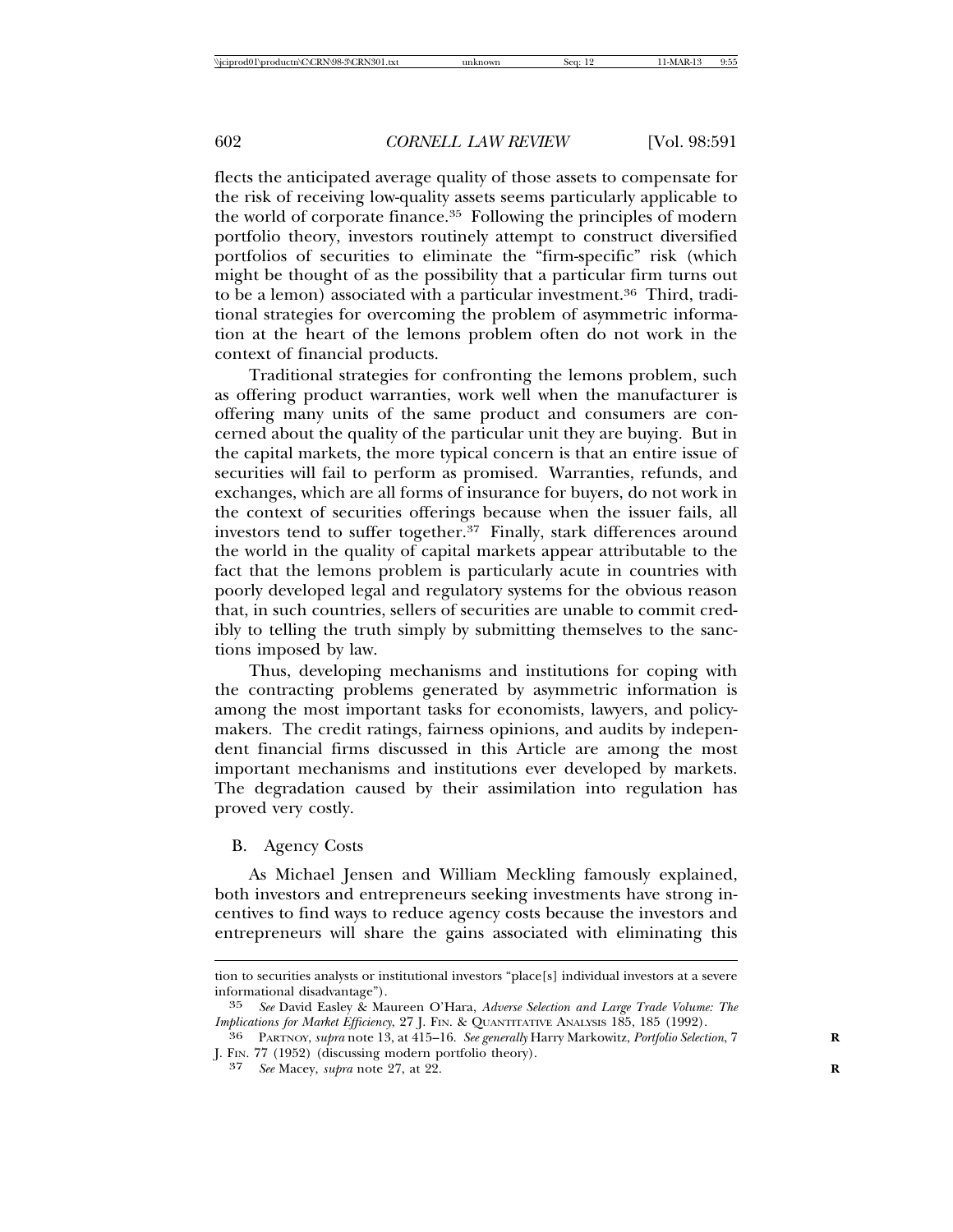flects the anticipated average quality of those assets to compensate for the risk of receiving low-quality assets seems particularly applicable to the world of corporate finance.[35] Following the principles of modern portfolio theory, investors routinely attempt to construct diversified portfolios of securities to eliminate the "firm-specific" risk (which might be thought of as the possibility that a particular firm turns out to be a lemon) associated with a particular investment.[36] Third, traditional strategies for overcoming the problem of asymmetric information at the heart of the lemons problem often do not work in the context of financial products.

Traditional strategies for confronting the lemons problem, such as offering product warranties, work well when the manufacturer is offering many units of the same product and consumers are concerned about the quality of the particular unit they are buying. But in the capital markets, the more typical concern is that an entire issue of securities will fail to perform as promised. Warranties, refunds, and exchanges, which are all forms of insurance for buyers, do not work in the context of securities offerings because when the issuer fails, all investors tend to suffer together.[37] Finally, stark differences around the world in the quality of capital markets appear attributable to the fact that the lemons problem is particularly acute in countries with poorly developed legal and regulatory systems for the obvious reason that, in such countries, sellers of securities are unable to commit credibly to telling the truth simply by submitting themselves to the sanctions imposed by law.

Thus, developing mechanisms and institutions for coping with the contracting problems generated by asymmetric information is among the most important tasks for economists, lawyers, and policymakers. The credit ratings, fairness opinions, and audits by independent financial firms discussed in this Article are among the most important mechanisms and institutions ever developed by markets. The degradation caused by their assimilation into regulation has proved very costly.

## B. Agency Costs

As Michael Jensen and William Meckling famously explained, both investors and entrepreneurs seeking investments have strong incentives to find ways to reduce agency costs because the investors and entrepreneurs will share the gains associated with eliminating this

---

tion to securities analysts or institutional investors "place[s] individual investors at a severe informational disadvantage").

35 *See* David Easley & Maureen O'Hara, *Adverse Selection and Large Trade Volume: The Implications for Market Efficiency*, 27 J. FIN. & QUANTITATIVE ANALYSIS 185, 185 (1992).

36 PARTNOY, *supra* note 13, at 415–16. *See generally* Harry Markowitz, *Portfolio Selection*, 7 J. FIN. 77 (1952) (discussing modern portfolio theory).

37 *See* Macey, *supra* note 27, at 22.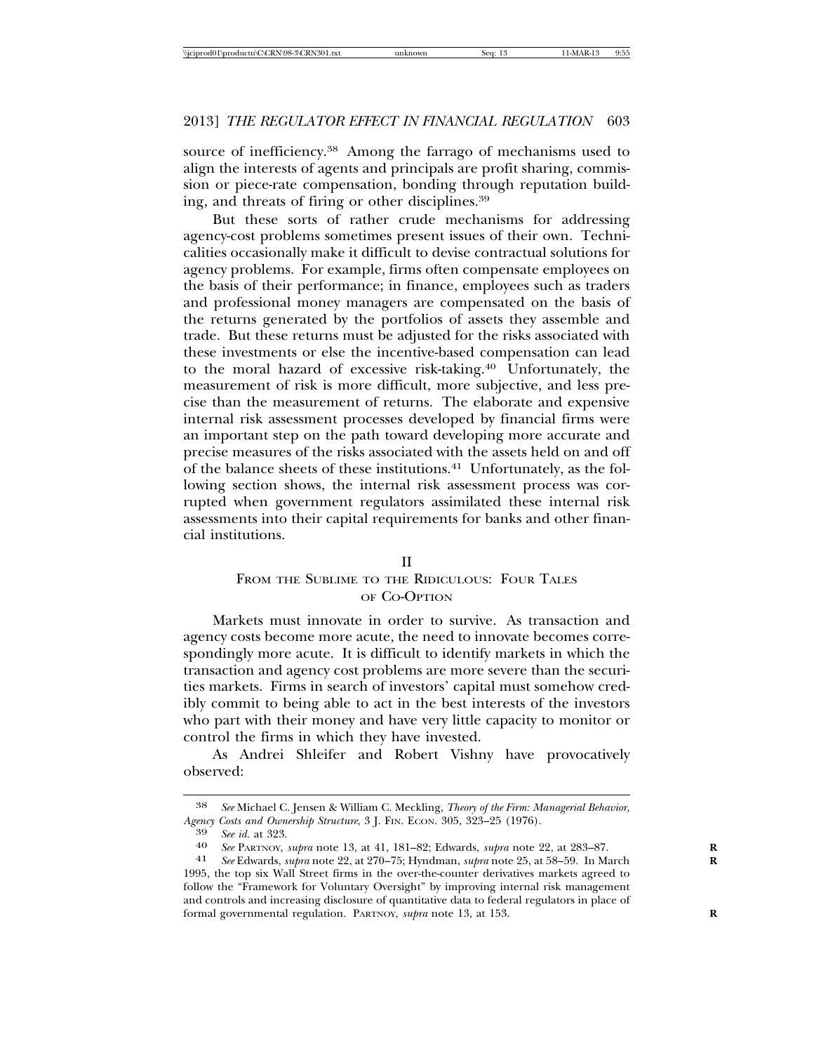source of inefficiency.[38] Among the farrago of mechanisms used to align the interests of agents and principals are profit sharing, commission or piece-rate compensation, bonding through reputation building, and threats of firing or other disciplines.[39]

But these sorts of rather crude mechanisms for addressing agency-cost problems sometimes present issues of their own. Technicalities occasionally make it difficult to devise contractual solutions for agency problems. For example, firms often compensate employees on the basis of their performance; in finance, employees such as traders and professional money managers are compensated on the basis of the returns generated by the portfolios of assets they assemble and trade. But these returns must be adjusted for the risks associated with these investments or else the incentive-based compensation can lead to the moral hazard of excessive risk-taking.[40] Unfortunately, the measurement of risk is more difficult, more subjective, and less precise than the measurement of returns. The elaborate and expensive internal risk assessment processes developed by financial firms were an important step on the path toward developing more accurate and precise measures of the risks associated with the assets held on and off of the balance sheets of these institutions.[41] Unfortunately, as the following section shows, the internal risk assessment process was corrupted when government regulators assimilated these internal risk assessments into their capital requirements for banks and other financial institutions.

## II
## FROM THE SUBLIME TO THE RIDICULOUS: FOUR TALES OF CO-OPTION

Markets must innovate in order to survive. As transaction and agency costs become more acute, the need to innovate becomes correspondingly more acute. It is difficult to identify markets in which the transaction and agency cost problems are more severe than the securities markets. Firms in search of investors' capital must somehow credibly commit to being able to act in the best interests of the investors who part with their money and have very little capacity to monitor or control the firms in which they have invested.

As Andrei Shleifer and Robert Vishny have provocatively observed:

---

38 *See* Michael C. Jensen & William C. Meckling, *Theory of the Firm: Managerial Behavior, Agency Costs and Ownership Structure*, 3 J. FIN. ECON. 305, 323–25 (1976).

39 *See id.* at 323.

40 *See* PARTNOY, *supra* note 13, at 41, 181–82; Edwards, *supra* note 22, at 283–87.

41 *See* Edwards, *supra* note 22, at 270–75; Hyndman, *supra* note 25, at 58–59. In March 1995, the top six Wall Street firms in the over-the-counter derivatives markets agreed to follow the "Framework for Voluntary Oversight" by improving internal risk management and controls and increasing disclosure of quantitative data to federal regulators in place of formal governmental regulation. PARTNOY, *supra* note 13, at 153.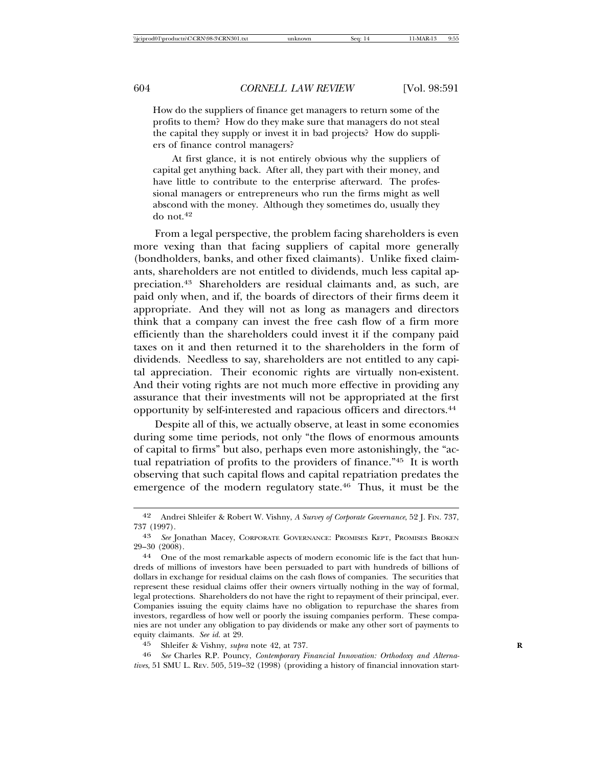How do the suppliers of finance get managers to return some of the profits to them? How do they make sure that managers do not steal the capital they supply or invest it in bad projects? How do suppliers of finance control managers?

At first glance, it is not entirely obvious why the suppliers of capital get anything back. After all, they part with their money, and have little to contribute to the enterprise afterward. The professional managers or entrepreneurs who run the firms might as well abscond with the money. Although they sometimes do, usually they do not.[42]

From a legal perspective, the problem facing shareholders is even more vexing than that facing suppliers of capital more generally (bondholders, banks, and other fixed claimants). Unlike fixed claimants, shareholders are not entitled to dividends, much less capital appreciation.[43] Shareholders are residual claimants and, as such, are paid only when, and if, the boards of directors of their firms deem it appropriate. And they will not as long as managers and directors think that a company can invest the free cash flow of a firm more efficiently than the shareholders could invest it if the company paid taxes on it and then returned it to the shareholders in the form of dividends. Needless to say, shareholders are not entitled to any capital appreciation. Their economic rights are virtually non-existent. And their voting rights are not much more effective in providing any assurance that their investments will not be appropriated at the first opportunity by self-interested and rapacious officers and directors.[44]

Despite all of this, we actually observe, at least in some economies during some time periods, not only "the flows of enormous amounts of capital to firms" but also, perhaps even more astonishingly, the "actual repatriation of profits to the providers of finance."[45] It is worth observing that such capital flows and capital repatriation predates the emergence of the modern regulatory state.[46] Thus, it must be the

---

[42] Andrei Shleifer & Robert W. Vishny, *A Survey of Corporate Governance*, 52 J. FIN. 737, 737 (1997).

[43] *See* Jonathan Macey, CORPORATE GOVERNANCE: PROMISES KEPT, PROMISES BROKEN 29–30 (2008).

[44] One of the most remarkable aspects of modern economic life is the fact that hundreds of millions of investors have been persuaded to part with hundreds of billions of dollars in exchange for residual claims on the cash flows of companies. The securities that represent these residual claims offer their owners virtually nothing in the way of formal, legal protections. Shareholders do not have the right to repayment of their principal, ever. Companies issuing the equity claims have no obligation to repurchase the shares from investors, regardless of how well or poorly the issuing companies perform. These companies are not under any obligation to pay dividends or make any other sort of payments to equity claimants. *See id.* at 29.

[45] Shleifer & Vishny, *supra* note 42, at 737.

[46] *See* Charles R.P. Pouncy, *Contemporary Financial Innovation: Orthodoxy and Alternatives*, 51 SMU L. REV. 505, 519–32 (1998) (providing a history of financial innovation start-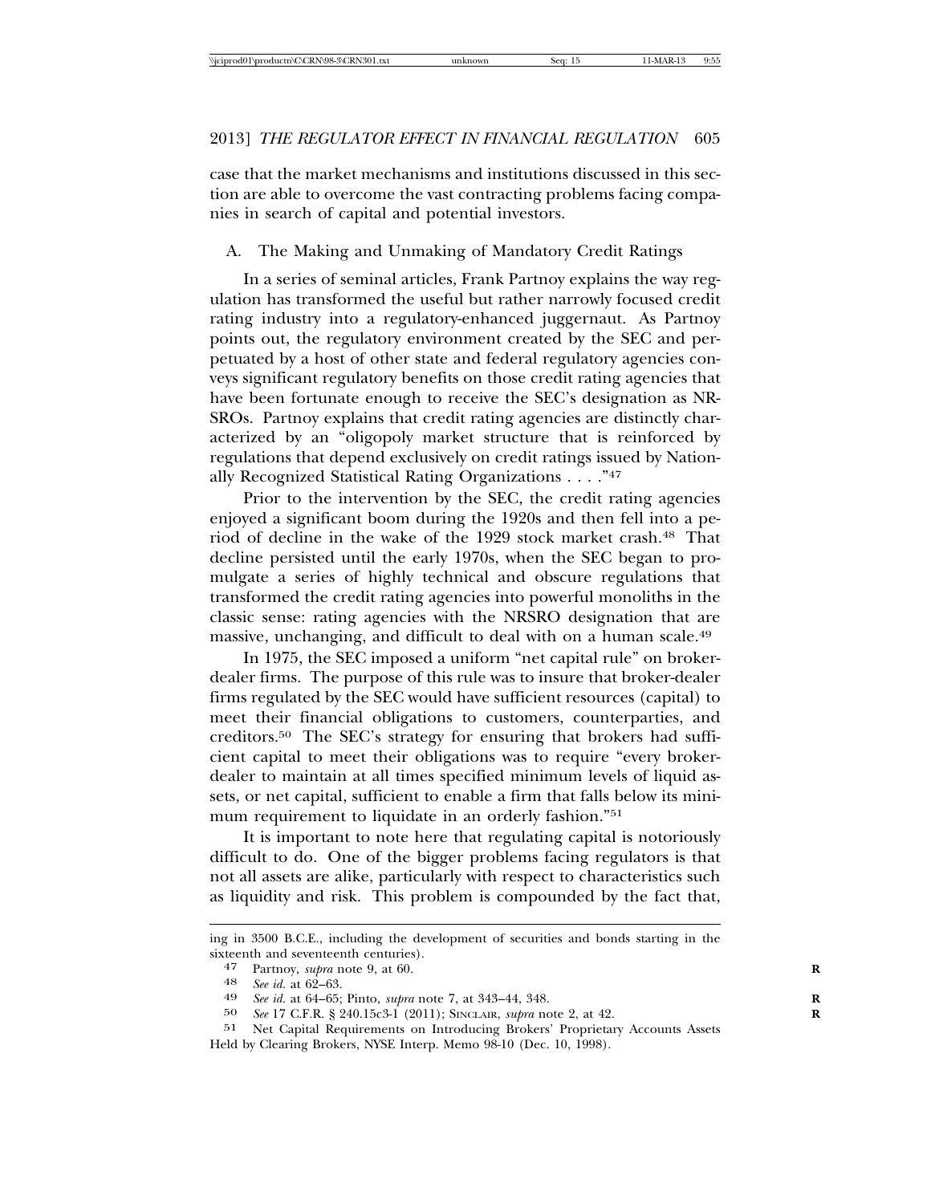case that the market mechanisms and institutions discussed in this section are able to overcome the vast contracting problems facing companies in search of capital and potential investors.

### A. The Making and Unmaking of Mandatory Credit Ratings

In a series of seminal articles, Frank Partnoy explains the way regulation has transformed the useful but rather narrowly focused credit rating industry into a regulatory-enhanced juggernaut. As Partnoy points out, the regulatory environment created by the SEC and perpetuated by a host of other state and federal regulatory agencies conveys significant regulatory benefits on those credit rating agencies that have been fortunate enough to receive the SEC's designation as NRSROs. Partnoy explains that credit rating agencies are distinctly characterized by an "oligopoly market structure that is reinforced by regulations that depend exclusively on credit ratings issued by Nationally Recognized Statistical Rating Organizations . . . ."[47]

Prior to the intervention by the SEC, the credit rating agencies enjoyed a significant boom during the 1920s and then fell into a period of decline in the wake of the 1929 stock market crash.[48] That decline persisted until the early 1970s, when the SEC began to promulgate a series of highly technical and obscure regulations that transformed the credit rating agencies into powerful monoliths in the classic sense: rating agencies with the NRSRO designation that are massive, unchanging, and difficult to deal with on a human scale.[49]

In 1975, the SEC imposed a uniform "net capital rule" on broker-dealer firms. The purpose of this rule was to insure that broker-dealer firms regulated by the SEC would have sufficient resources (capital) to meet their financial obligations to customers, counterparties, and creditors.[50] The SEC's strategy for ensuring that brokers had sufficient capital to meet their obligations was to require "every broker-dealer to maintain at all times specified minimum levels of liquid assets, or net capital, sufficient to enable a firm that falls below its minimum requirement to liquidate in an orderly fashion."[51]

It is important to note here that regulating capital is notoriously difficult to do. One of the bigger problems facing regulators is that not all assets are alike, particularly with respect to characteristics such as liquidity and risk. This problem is compounded by the fact that,

---

ing in 3500 B.C.E., including the development of securities and bonds starting in the sixteenth and seventeenth centuries).

47 Partnoy, *supra* note 9, at 60.

48 *See id.* at 62–63.

49 *See id.* at 64–65; Pinto, *supra* note 7, at 343–44, 348.

50 *See* 17 C.F.R. § 240.15c3-1 (2011); SINCLAIR, *supra* note 2, at 42.

51 Net Capital Requirements on Introducing Brokers' Proprietary Accounts Assets Held by Clearing Brokers, NYSE Interp. Memo 98-10 (Dec. 10, 1998).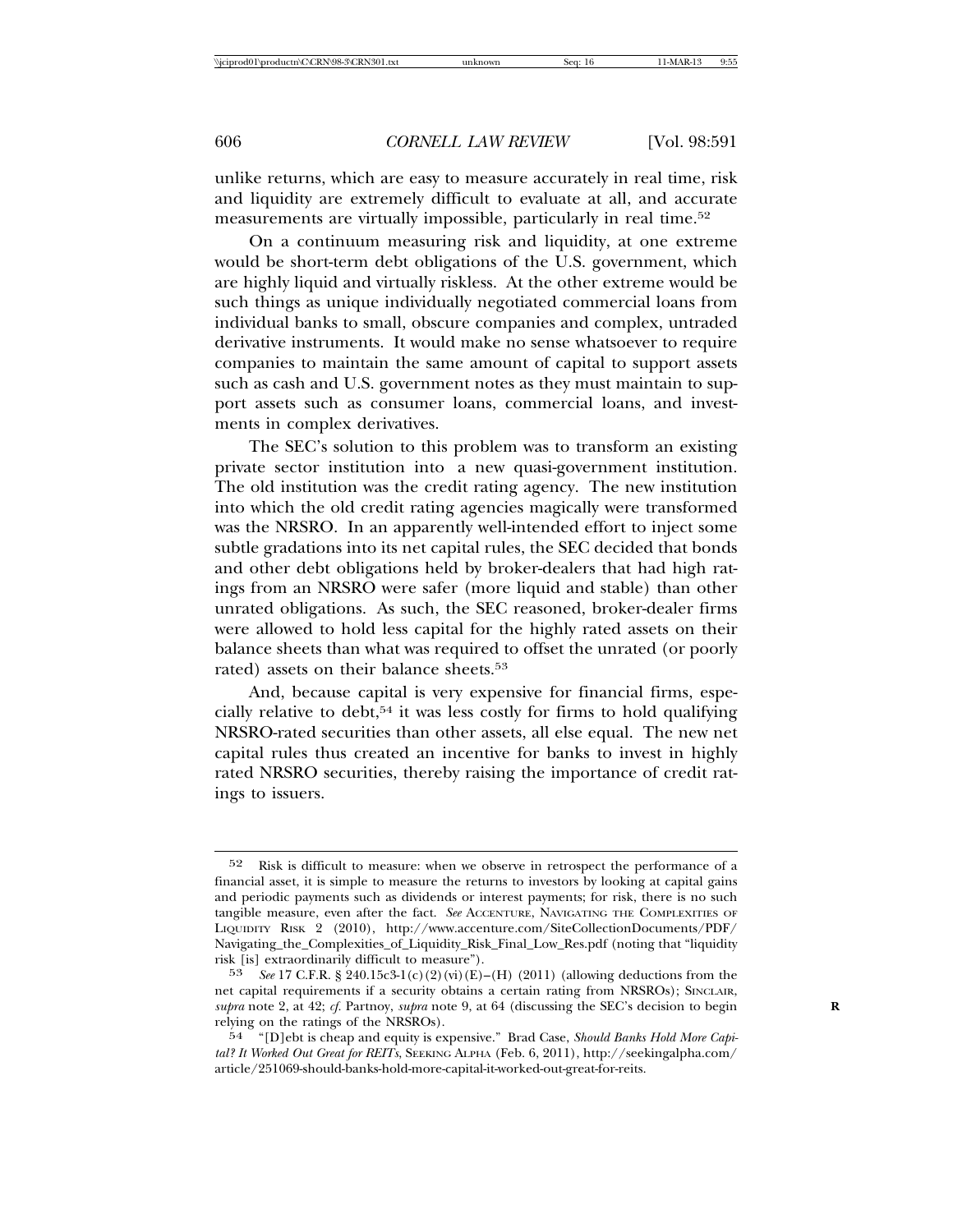unlike returns, which are easy to measure accurately in real time, risk and liquidity are extremely difficult to evaluate at all, and accurate measurements are virtually impossible, particularly in real time.[52]

On a continuum measuring risk and liquidity, at one extreme would be short-term debt obligations of the U.S. government, which are highly liquid and virtually riskless. At the other extreme would be such things as unique individually negotiated commercial loans from individual banks to small, obscure companies and complex, untraded derivative instruments. It would make no sense whatsoever to require companies to maintain the same amount of capital to support assets such as cash and U.S. government notes as they must maintain to support assets such as consumer loans, commercial loans, and investments in complex derivatives.

The SEC's solution to this problem was to transform an existing private sector institution into a new quasi-government institution. The old institution was the credit rating agency. The new institution into which the old credit rating agencies magically were transformed was the NRSRO. In an apparently well-intended effort to inject some subtle gradations into its net capital rules, the SEC decided that bonds and other debt obligations held by broker-dealers that had high ratings from an NRSRO were safer (more liquid and stable) than other unrated obligations. As such, the SEC reasoned, broker-dealer firms were allowed to hold less capital for the highly rated assets on their balance sheets than what was required to offset the unrated (or poorly rated) assets on their balance sheets.[53]

And, because capital is very expensive for financial firms, especially relative to debt,[54] it was less costly for firms to hold qualifying NRSRO-rated securities than other assets, all else equal. The new net capital rules thus created an incentive for banks to invest in highly rated NRSRO securities, thereby raising the importance of credit ratings to issuers.

---

[52] Risk is difficult to measure: when we observe in retrospect the performance of a financial asset, it is simple to measure the returns to investors by looking at capital gains and periodic payments such as dividends or interest payments; for risk, there is no such tangible measure, even after the fact. *See* ACCENTURE, NAVIGATING THE COMPLEXITIES OF LIQUIDITY RISK 2 (2010), http://www.accenture.com/SiteCollectionDocuments/PDF/Navigating_the_Complexities_of_Liquidity_Risk_Final_Low_Res.pdf (noting that "liquidity risk [is] extraordinarily difficult to measure").

[53] *See* 17 C.F.R. § 240.15c3-1(c)(2)(vi)(E)–(H) (2011) (allowing deductions from the net capital requirements if a security obtains a certain rating from NRSROs); SINCLAIR, *supra* note 2, at 42; *cf.* Partnoy, *supra* note 9, at 64 (discussing the SEC's decision to begin relying on the ratings of the NRSROs).

[54] "[D]ebt is cheap and equity is expensive." Brad Case, *Should Banks Hold More Capital? It Worked Out Great for REITs*, SEEKING ALPHA (Feb. 6, 2011), http://seekingalpha.com/article/251069-should-banks-hold-more-capital-it-worked-out-great-for-reits.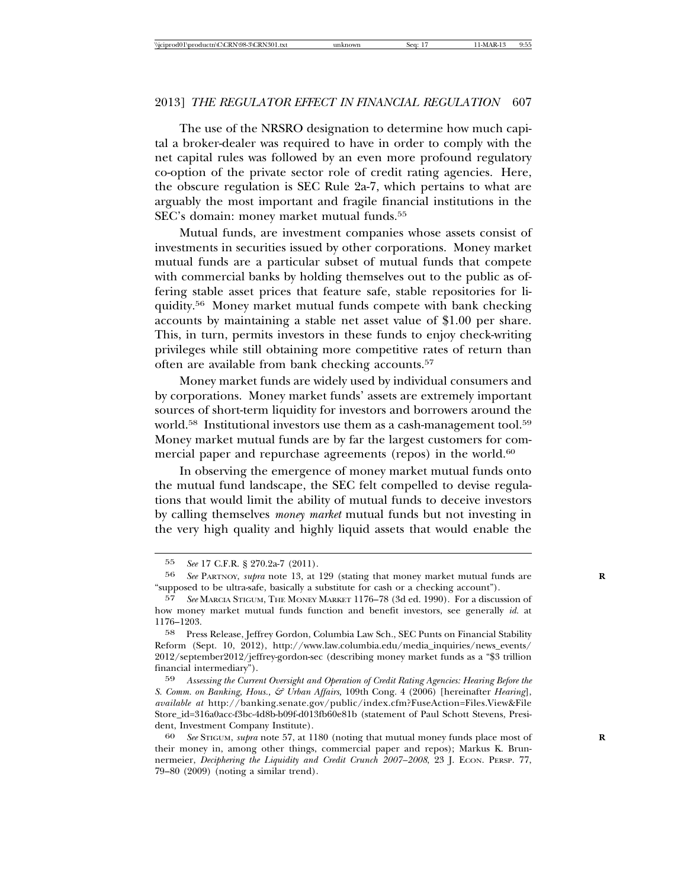The use of the NRSRO designation to determine how much capital a broker-dealer was required to have in order to comply with the net capital rules was followed by an even more profound regulatory co-option of the private sector role of credit rating agencies. Here, the obscure regulation is SEC Rule 2a-7, which pertains to what are arguably the most important and fragile financial institutions in the SEC's domain: money market mutual funds.[55]

Mutual funds, are investment companies whose assets consist of investments in securities issued by other corporations. Money market mutual funds are a particular subset of mutual funds that compete with commercial banks by holding themselves out to the public as offering stable asset prices that feature safe, stable repositories for liquidity.[56] Money market mutual funds compete with bank checking accounts by maintaining a stable net asset value of $1.00 per share. This, in turn, permits investors in these funds to enjoy check-writing privileges while still obtaining more competitive rates of return than often are available from bank checking accounts.[57]

Money market funds are widely used by individual consumers and by corporations. Money market funds' assets are extremely important sources of short-term liquidity for investors and borrowers around the world.[58] Institutional investors use them as a cash-management tool.[59] Money market mutual funds are by far the largest customers for commercial paper and repurchase agreements (repos) in the world.[60]

In observing the emergence of money market mutual funds onto the mutual fund landscape, the SEC felt compelled to devise regulations that would limit the ability of mutual funds to deceive investors by calling themselves *money market* mutual funds but not investing in the very high quality and highly liquid assets that would enable the

---

55 *See* 17 C.F.R. § 270.2a-7 (2011).

56 *See* PARTNOY, *supra* note 13, at 129 (stating that money market mutual funds are "supposed to be ultra-safe, basically a substitute for cash or a checking account").

57 *See* MARCIA STIGUM, THE MONEY MARKET 1176–78 (3d ed. 1990). For a discussion of how money market mutual funds function and benefit investors, see generally *id.* at 1176–1203.

58 Press Release, Jeffrey Gordon, Columbia Law Sch., SEC Punts on Financial Stability Reform (Sept. 10, 2012), http://www.law.columbia.edu/media_inquiries/news_events/2012/september2012/jeffrey-gordon-sec (describing money market funds as a "$3 trillion financial intermediary").

59 *Assessing the Current Oversight and Operation of Credit Rating Agencies: Hearing Before the S. Comm. on Banking, Hous., & Urban Affairs*, 109th Cong. 4 (2006) [hereinafter *Hearing*], *available at* http://banking.senate.gov/public/index.cfm?FuseAction=Files.View&FileStore_id=316a0acc-f3bc-4d8b-b09f-d013fb60e81b (statement of Paul Schott Stevens, President, Investment Company Institute).

60 *See* STIGUM, *supra* note 57, at 1180 (noting that mutual money funds place most of their money in, among other things, commercial paper and repos); Markus K. Brunnermeier, *Deciphering the Liquidity and Credit Crunch 2007–2008*, 23 J. ECON. PERSP. 77, 79–80 (2009) (noting a similar trend).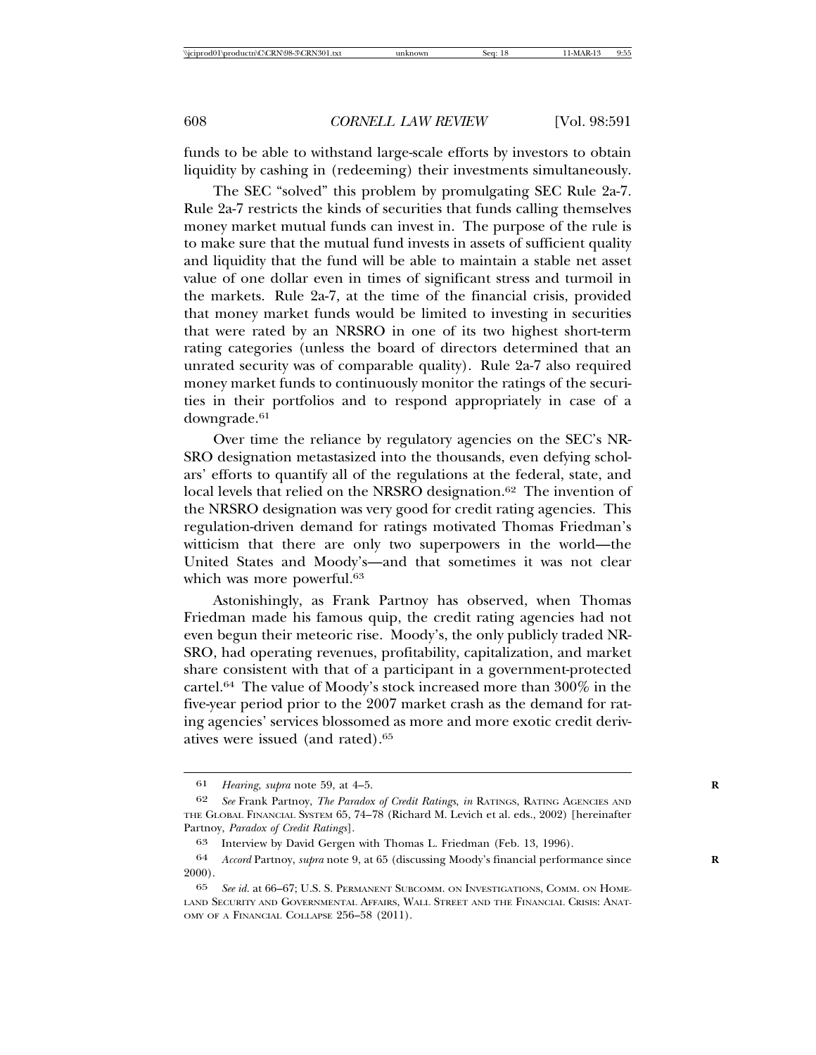funds to be able to withstand large-scale efforts by investors to obtain liquidity by cashing in (redeeming) their investments simultaneously.

The SEC "solved" this problem by promulgating SEC Rule 2a-7. Rule 2a-7 restricts the kinds of securities that funds calling themselves money market mutual funds can invest in. The purpose of the rule is to make sure that the mutual fund invests in assets of sufficient quality and liquidity that the fund will be able to maintain a stable net asset value of one dollar even in times of significant stress and turmoil in the markets. Rule 2a-7, at the time of the financial crisis, provided that money market funds would be limited to investing in securities that were rated by an NRSRO in one of its two highest short-term rating categories (unless the board of directors determined that an unrated security was of comparable quality). Rule 2a-7 also required money market funds to continuously monitor the ratings of the securities in their portfolios and to respond appropriately in case of a downgrade.[61]

Over time the reliance by regulatory agencies on the SEC's NRSRO designation metastasized into the thousands, even defying scholars' efforts to quantify all of the regulations at the federal, state, and local levels that relied on the NRSRO designation.[62] The invention of the NRSRO designation was very good for credit rating agencies. This regulation-driven demand for ratings motivated Thomas Friedman's witticism that there are only two superpowers in the world—the United States and Moody's—and that sometimes it was not clear which was more powerful.[63]

Astonishingly, as Frank Partnoy has observed, when Thomas Friedman made his famous quip, the credit rating agencies had not even begun their meteoric rise. Moody's, the only publicly traded NRSRO, had operating revenues, profitability, capitalization, and market share consistent with that of a participant in a government-protected cartel.[64] The value of Moody's stock increased more than 300% in the five-year period prior to the 2007 market crash as the demand for rating agencies' services blossomed as more and more exotic credit derivatives were issued (and rated).[65]

---

61 *Hearing*, *supra* note 59, at 4–5.

62 *See* Frank Partnoy, *The Paradox of Credit Ratings*, *in* RATINGS, RATING AGENCIES AND THE GLOBAL FINANCIAL SYSTEM 65, 74–78 (Richard M. Levich et al. eds., 2002) [hereinafter Partnoy, *Paradox of Credit Ratings*].

63 Interview by David Gergen with Thomas L. Friedman (Feb. 13, 1996).

64 *Accord* Partnoy, *supra* note 9, at 65 (discussing Moody's financial performance since 2000).

65 *See id.* at 66–67; U.S. S. PERMANENT SUBCOMM. ON INVESTIGATIONS, COMM. ON HOMELAND SECURITY AND GOVERNMENTAL AFFAIRS, WALL STREET AND THE FINANCIAL CRISIS: ANATOMY OF A FINANCIAL COLLAPSE 256–58 (2011).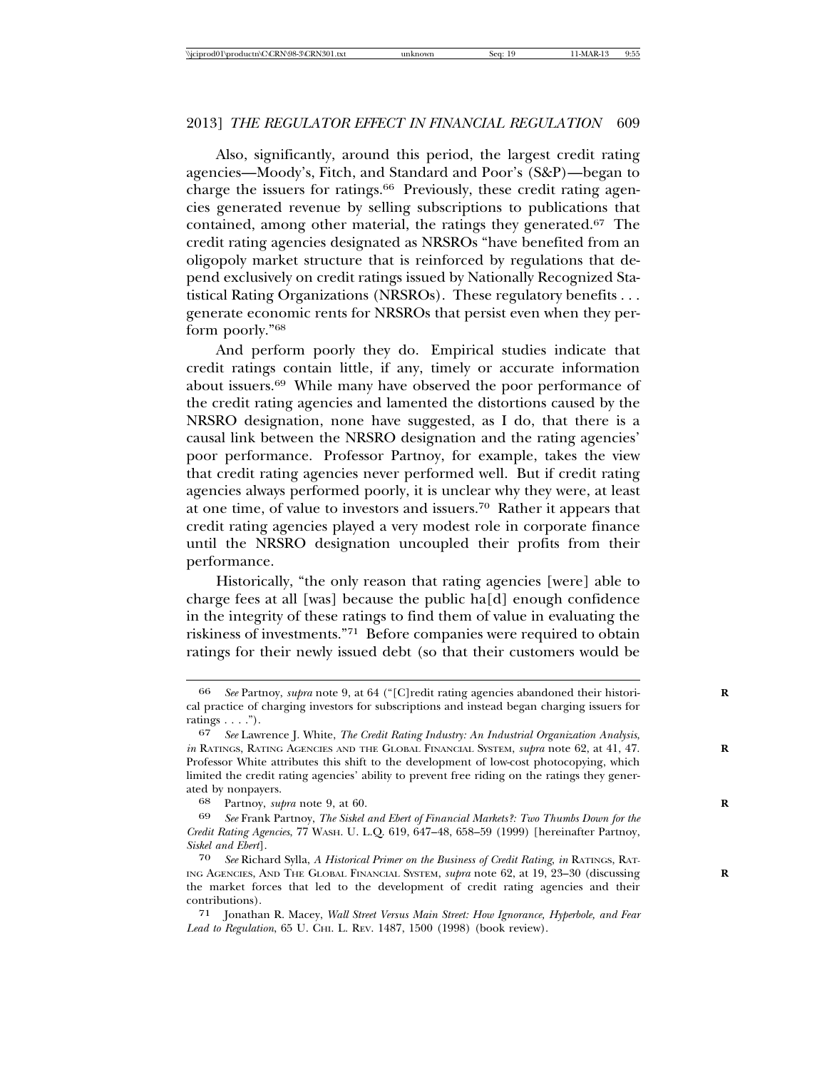Also, significantly, around this period, the largest credit rating agencies—Moody's, Fitch, and Standard and Poor's (S&P)—began to charge the issuers for ratings.[66] Previously, these credit rating agencies generated revenue by selling subscriptions to publications that contained, among other material, the ratings they generated.[67] The credit rating agencies designated as NRSROs "have benefited from an oligopoly market structure that is reinforced by regulations that depend exclusively on credit ratings issued by Nationally Recognized Statistical Rating Organizations (NRSROs). These regulatory benefits . . . generate economic rents for NRSROs that persist even when they perform poorly."[68]

And perform poorly they do. Empirical studies indicate that credit ratings contain little, if any, timely or accurate information about issuers.[69] While many have observed the poor performance of the credit rating agencies and lamented the distortions caused by the NRSRO designation, none have suggested, as I do, that there is a causal link between the NRSRO designation and the rating agencies' poor performance. Professor Partnoy, for example, takes the view that credit rating agencies never performed well. But if credit rating agencies always performed poorly, it is unclear why they were, at least at one time, of value to investors and issuers.[70] Rather it appears that credit rating agencies played a very modest role in corporate finance until the NRSRO designation uncoupled their profits from their performance.

Historically, "the only reason that rating agencies [were] able to charge fees at all [was] because the public ha[d] enough confidence in the integrity of these ratings to find them of value in evaluating the riskiness of investments."[71] Before companies were required to obtain ratings for their newly issued debt (so that their customers would be

---

66 *See* Partnoy, *supra* note 9, at 64 ("[C]redit rating agencies abandoned their historical practice of charging investors for subscriptions and instead began charging issuers for ratings . . . .").

67 *See* Lawrence J. White, *The Credit Rating Industry: An Industrial Organization Analysis*, *in* RATINGS, RATING AGENCIES AND THE GLOBAL FINANCIAL SYSTEM, *supra* note 62, at 41, 47. Professor White attributes this shift to the development of low-cost photocopying, which limited the credit rating agencies' ability to prevent free riding on the ratings they generated by nonpayers.

68 Partnoy, *supra* note 9, at 60.

69 *See* Frank Partnoy, *The Siskel and Ebert of Financial Markets?: Two Thumbs Down for the Credit Rating Agencies*, 77 WASH. U. L.Q. 619, 647–48, 658–59 (1999) [hereinafter Partnoy, *Siskel and Ebert*].

70 *See* Richard Sylla, *A Historical Primer on the Business of Credit Rating*, *in* RATINGS, RATING AGENCIES, AND THE GLOBAL FINANCIAL SYSTEM, *supra* note 62, at 19, 23–30 (discussing the market forces that led to the development of credit rating agencies and their contributions).

71 Jonathan R. Macey, *Wall Street Versus Main Street: How Ignorance, Hyperbole, and Fear Lead to Regulation*, 65 U. CHI. L. REV. 1487, 1500 (1998) (book review).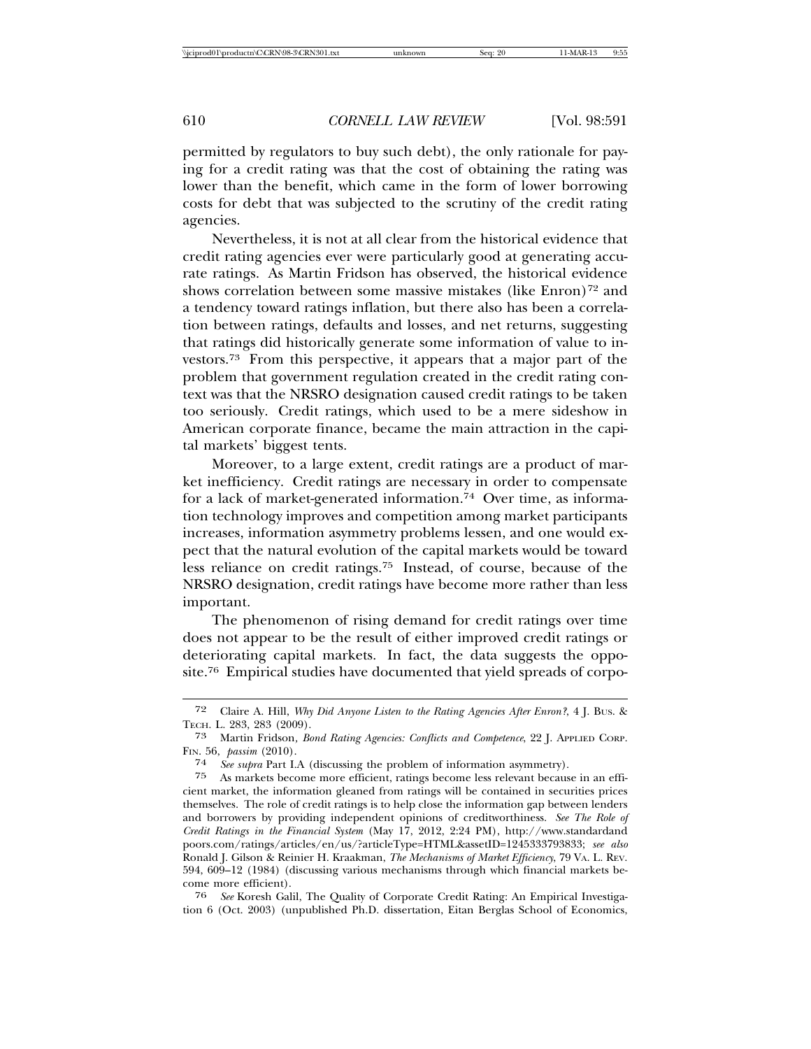permitted by regulators to buy such debt), the only rationale for paying for a credit rating was that the cost of obtaining the rating was lower than the benefit, which came in the form of lower borrowing costs for debt that was subjected to the scrutiny of the credit rating agencies.

Nevertheless, it is not at all clear from the historical evidence that credit rating agencies ever were particularly good at generating accurate ratings. As Martin Fridson has observed, the historical evidence shows correlation between some massive mistakes (like Enron)[72] and a tendency toward ratings inflation, but there also has been a correlation between ratings, defaults and losses, and net returns, suggesting that ratings did historically generate some information of value to investors.[73] From this perspective, it appears that a major part of the problem that government regulation created in the credit rating context was that the NRSRO designation caused credit ratings to be taken too seriously. Credit ratings, which used to be a mere sideshow in American corporate finance, became the main attraction in the capital markets' biggest tents.

Moreover, to a large extent, credit ratings are a product of market inefficiency. Credit ratings are necessary in order to compensate for a lack of market-generated information.[74] Over time, as information technology improves and competition among market participants increases, information asymmetry problems lessen, and one would expect that the natural evolution of the capital markets would be toward less reliance on credit ratings.[75] Instead, of course, because of the NRSRO designation, credit ratings have become more rather than less important.

The phenomenon of rising demand for credit ratings over time does not appear to be the result of either improved credit ratings or deteriorating capital markets. In fact, the data suggests the opposite.[76] Empirical studies have documented that yield spreads of corpo-

---

[72] Claire A. Hill, *Why Did Anyone Listen to the Rating Agencies After Enron?*, 4 J. Bus. & Tech. L. 283, 283 (2009).

[73] Martin Fridson, *Bond Rating Agencies: Conflicts and Competence*, 22 J. Applied Corp. Fin. 56, *passim* (2010).

[74] *See supra* Part I.A (discussing the problem of information asymmetry).

[75] As markets become more efficient, ratings become less relevant because in an efficient market, the information gleaned from ratings will be contained in securities prices themselves. The role of credit ratings is to help close the information gap between lenders and borrowers by providing independent opinions of creditworthiness. *See The Role of Credit Ratings in the Financial System* (May 17, 2012, 2:24 PM), http://www.standardandpoors.com/ratings/articles/en/us/?articleType=HTML&assetID=1245333793833; *see also* Ronald J. Gilson & Reinier H. Kraakman, *The Mechanisms of Market Efficiency*, 79 Va. L. Rev. 594, 609–12 (1984) (discussing various mechanisms through which financial markets become more efficient).

[76] *See* Koresh Galil, The Quality of Corporate Credit Rating: An Empirical Investigation 6 (Oct. 2003) (unpublished Ph.D. dissertation, Eitan Berglas School of Economics,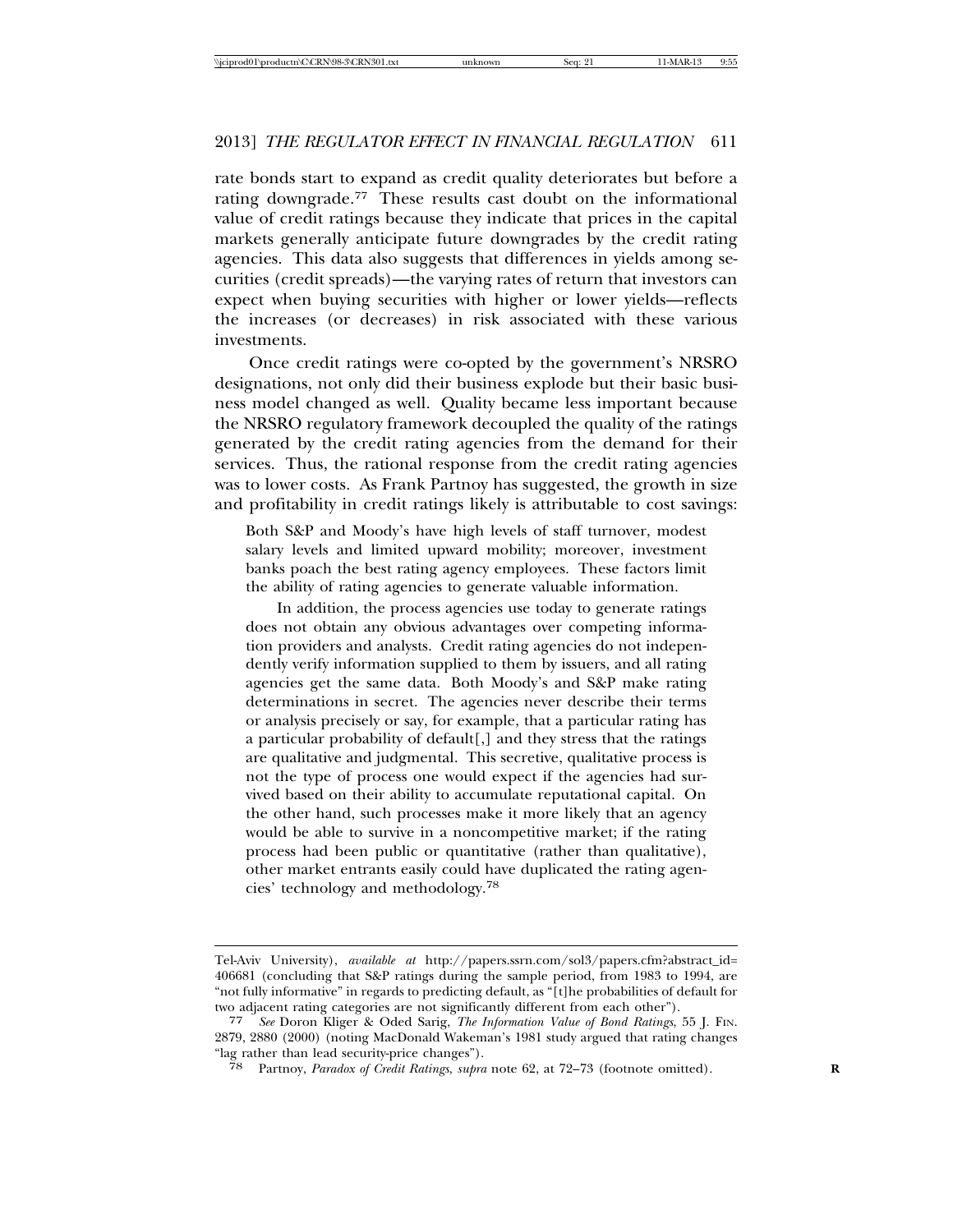rate bonds start to expand as credit quality deteriorates but before a rating downgrade.[77] These results cast doubt on the informational value of credit ratings because they indicate that prices in the capital markets generally anticipate future downgrades by the credit rating agencies. This data also suggests that differences in yields among securities (credit spreads)—the varying rates of return that investors can expect when buying securities with higher or lower yields—reflects the increases (or decreases) in risk associated with these various investments.

Once credit ratings were co-opted by the government's NRSRO designations, not only did their business explode but their basic business model changed as well. Quality became less important because the NRSRO regulatory framework decoupled the quality of the ratings generated by the credit rating agencies from the demand for their services. Thus, the rational response from the credit rating agencies was to lower costs. As Frank Partnoy has suggested, the growth in size and profitability in credit ratings likely is attributable to cost savings:

> Both S&P and Moody's have high levels of staff turnover, modest salary levels and limited upward mobility; moreover, investment banks poach the best rating agency employees. These factors limit the ability of rating agencies to generate valuable information.
>
> In addition, the process agencies use today to generate ratings does not obtain any obvious advantages over competing information providers and analysts. Credit rating agencies do not independently verify information supplied to them by issuers, and all rating agencies get the same data. Both Moody's and S&P make rating determinations in secret. The agencies never describe their terms or analysis precisely or say, for example, that a particular rating has a particular probability of default[,] and they stress that the ratings are qualitative and judgmental. This secretive, qualitative process is not the type of process one would expect if the agencies had survived based on their ability to accumulate reputational capital. On the other hand, such processes make it more likely that an agency would be able to survive in a noncompetitive market; if the rating process had been public or quantitative (rather than qualitative), other market entrants easily could have duplicated the rating agencies' technology and methodology.[78]

---

Tel-Aviv University), *available at* http://papers.ssrn.com/sol3/papers.cfm?abstract_id=406681 (concluding that S&P ratings during the sample period, from 1983 to 1994, are "not fully informative" in regards to predicting default, as "[t]he probabilities of default for two adjacent rating categories are not significantly different from each other").

77 *See* Doron Kliger & Oded Sarig, *The Information Value of Bond Ratings*, 55 J. FIN. 2879, 2880 (2000) (noting MacDonald Wakeman's 1981 study argued that rating changes "lag rather than lead security-price changes").

78 Partnoy, *Paradox of Credit Ratings*, *supra* note 62, at 72–73 (footnote omitted).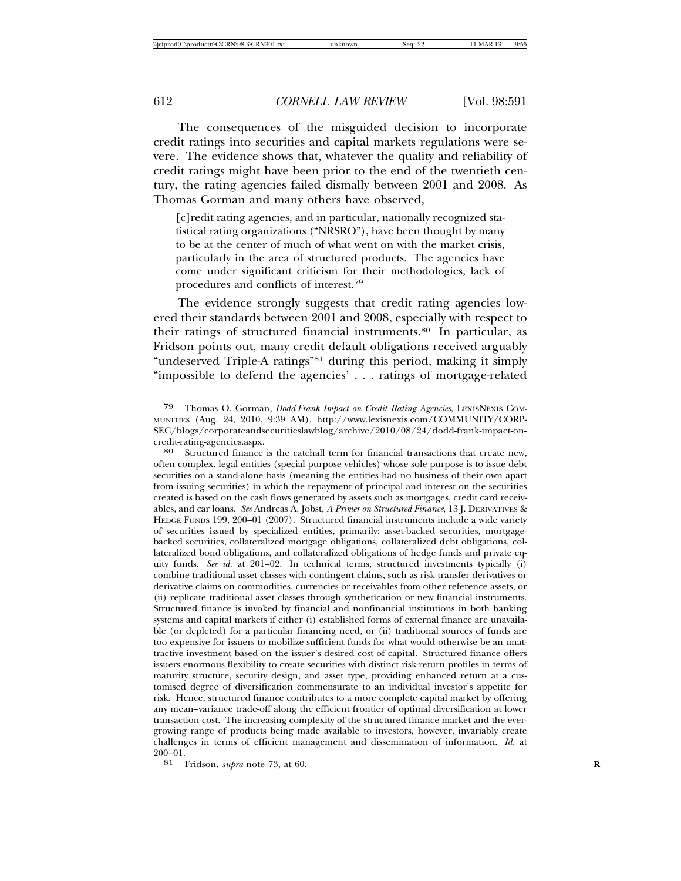The consequences of the misguided decision to incorporate credit ratings into securities and capital markets regulations were severe. The evidence shows that, whatever the quality and reliability of credit ratings might have been prior to the end of the twentieth century, the rating agencies failed dismally between 2001 and 2008. As Thomas Gorman and many others have observed,

> [c]redit rating agencies, and in particular, nationally recognized statistical rating organizations ("NRSRO"), have been thought by many to be at the center of much of what went on with the market crisis, particularly in the area of structured products. The agencies have come under significant criticism for their methodologies, lack of procedures and conflicts of interest.[79]

The evidence strongly suggests that credit rating agencies lowered their standards between 2001 and 2008, especially with respect to their ratings of structured financial instruments.[80] In particular, as Fridson points out, many credit default obligations received arguably "undeserved Triple-A ratings"[81] during this period, making it simply "impossible to defend the agencies' . . . ratings of mortgage-related

---

[79] Thomas O. Gorman, *Dodd-Frank Impact on Credit Rating Agencies*, LEXISNEXIS COMMUNITIES (Aug. 24, 2010, 9:39 AM), http://www.lexisnexis.com/COMMUNITY/CORP-SEC/blogs/corporateandsecuritieslawblog/archive/2010/08/24/dodd-frank-impact-on-credit-rating-agencies.aspx.

[80] Structured finance is the catchall term for financial transactions that create new, often complex, legal entities (special purpose vehicles) whose sole purpose is to issue debt securities on a stand-alone basis (meaning the entities had no business of their own apart from issuing securities) in which the repayment of principal and interest on the securities created is based on the cash flows generated by assets such as mortgages, credit card receivables, and car loans. *See* Andreas A. Jobst, *A Primer on Structured Finance*, 13 J. DERIVATIVES & HEDGE FUNDS 199, 200–01 (2007). Structured financial instruments include a wide variety of securities issued by specialized entities, primarily: asset-backed securities, mortgage-backed securities, collateralized mortgage obligations, collateralized debt obligations, collateralized bond obligations, and collateralized obligations of hedge funds and private equity funds. *See id.* at 201–02. In technical terms, structured investments typically (i) combine traditional asset classes with contingent claims, such as risk transfer derivatives or derivative claims on commodities, currencies or receivables from other reference assets, or (ii) replicate traditional asset classes through synthetication or new financial instruments. Structured finance is invoked by financial and nonfinancial institutions in both banking systems and capital markets if either (i) established forms of external finance are unavailable (or depleted) for a particular financing need, or (ii) traditional sources of funds are too expensive for issuers to mobilize sufficient funds for what would otherwise be an unattractive investment based on the issuer's desired cost of capital. Structured finance offers issuers enormous flexibility to create securities with distinct risk-return profiles in terms of maturity structure, security design, and asset type, providing enhanced return at a customised degree of diversification commensurate to an individual investor's appetite for risk. Hence, structured finance contributes to a more complete capital market by offering any mean–variance trade-off along the efficient frontier of optimal diversification at lower transaction cost. The increasing complexity of the structured finance market and the ever-growing range of products being made available to investors, however, invariably create challenges in terms of efficient management and dissemination of information. *Id.* at 200–01.

[81] Fridson, *supra* note 73, at 60.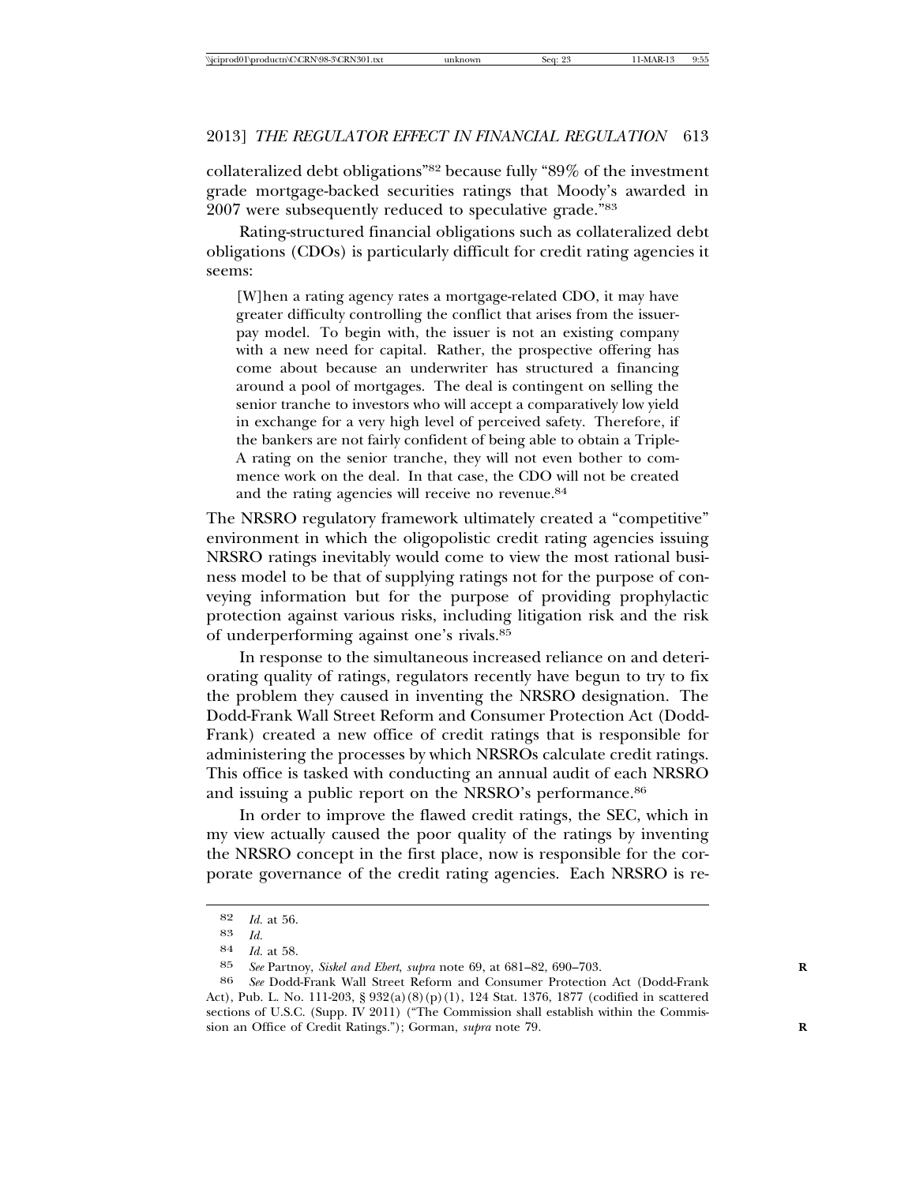collateralized debt obligations"[82] because fully "89% of the investment grade mortgage-backed securities ratings that Moody's awarded in 2007 were subsequently reduced to speculative grade."[83]

Rating-structured financial obligations such as collateralized debt obligations (CDOs) is particularly difficult for credit rating agencies it seems:

> [W]hen a rating agency rates a mortgage-related CDO, it may have greater difficulty controlling the conflict that arises from the issuer-pay model. To begin with, the issuer is not an existing company with a new need for capital. Rather, the prospective offering has come about because an underwriter has structured a financing around a pool of mortgages. The deal is contingent on selling the senior tranche to investors who will accept a comparatively low yield in exchange for a very high level of perceived safety. Therefore, if the bankers are not fairly confident of being able to obtain a Triple-A rating on the senior tranche, they will not even bother to commence work on the deal. In that case, the CDO will not be created and the rating agencies will receive no revenue.[84]

The NRSRO regulatory framework ultimately created a "competitive" environment in which the oligopolistic credit rating agencies issuing NRSRO ratings inevitably would come to view the most rational business model to be that of supplying ratings not for the purpose of conveying information but for the purpose of providing prophylactic protection against various risks, including litigation risk and the risk of underperforming against one's rivals.[85]

In response to the simultaneous increased reliance on and deteriorating quality of ratings, regulators recently have begun to try to fix the problem they caused in inventing the NRSRO designation. The Dodd-Frank Wall Street Reform and Consumer Protection Act (Dodd-Frank) created a new office of credit ratings that is responsible for administering the processes by which NRSROs calculate credit ratings. This office is tasked with conducting an annual audit of each NRSRO and issuing a public report on the NRSRO's performance.[86]

In order to improve the flawed credit ratings, the SEC, which in my view actually caused the poor quality of the ratings by inventing the NRSRO concept in the first place, now is responsible for the corporate governance of the credit rating agencies. Each NRSRO is re-

---

82 *Id.* at 56.

83 *Id.*

84 *Id.* at 58.

85 *See* Partnoy, *Siskel and Ebert*, *supra* note 69, at 681–82, 690–703.

86 *See* Dodd-Frank Wall Street Reform and Consumer Protection Act (Dodd-Frank Act), Pub. L. No. 111-203, § 932(a)(8)(p)(1), 124 Stat. 1376, 1877 (codified in scattered sections of U.S.C. (Supp. IV 2011) ("The Commission shall establish within the Commission an Office of Credit Ratings."); Gorman, *supra* note 79.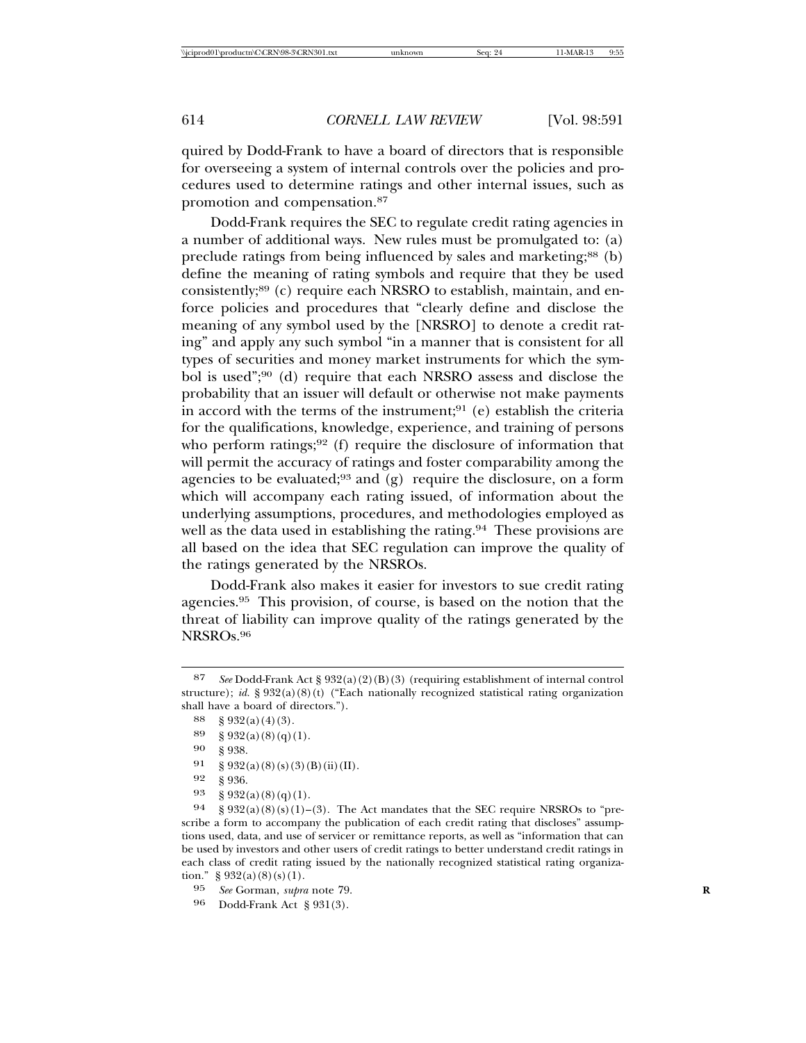quired by Dodd-Frank to have a board of directors that is responsible for overseeing a system of internal controls over the policies and procedures used to determine ratings and other internal issues, such as promotion and compensation.[87]

Dodd-Frank requires the SEC to regulate credit rating agencies in a number of additional ways. New rules must be promulgated to: (a) preclude ratings from being influenced by sales and marketing;[88] (b) define the meaning of rating symbols and require that they be used consistently;[89] (c) require each NRSRO to establish, maintain, and enforce policies and procedures that "clearly define and disclose the meaning of any symbol used by the [NRSRO] to denote a credit rating" and apply any such symbol "in a manner that is consistent for all types of securities and money market instruments for which the symbol is used";[90] (d) require that each NRSRO assess and disclose the probability that an issuer will default or otherwise not make payments in accord with the terms of the instrument;[91] (e) establish the criteria for the qualifications, knowledge, experience, and training of persons who perform ratings;[92] (f) require the disclosure of information that will permit the accuracy of ratings and foster comparability among the agencies to be evaluated;[93] and (g) require the disclosure, on a form which will accompany each rating issued, of information about the underlying assumptions, procedures, and methodologies employed as well as the data used in establishing the rating.[94] These provisions are all based on the idea that SEC regulation can improve the quality of the ratings generated by the NRSROs.

Dodd-Frank also makes it easier for investors to sue credit rating agencies.[95] This provision, of course, is based on the notion that the threat of liability can improve quality of the ratings generated by the NRSROs.[96]

---

87 *See* Dodd-Frank Act § 932(a)(2)(B)(3) (requiring establishment of internal control structure); *id.* § 932(a)(8)(t) ("Each nationally recognized statistical rating organization shall have a board of directors.").

88 § 932(a)(4)(3).

89 § 932(a)(8)(q)(1).

90 § 938.

91 § 932(a)(8)(s)(3)(B)(ii)(II).

92 § 936.

93 § 932(a)(8)(q)(1).

94 § 932(a)(8)(s)(1)–(3). The Act mandates that the SEC require NRSROs to "prescribe a form to accompany the publication of each credit rating that discloses" assumptions used, data, and use of servicer or remittance reports, as well as "information that can be used by investors and other users of credit ratings to better understand credit ratings in each class of credit rating issued by the nationally recognized statistical rating organization." § 932(a)(8)(s)(1).

95 *See* Gorman, *supra* note 79.

96 Dodd-Frank Act § 931(3).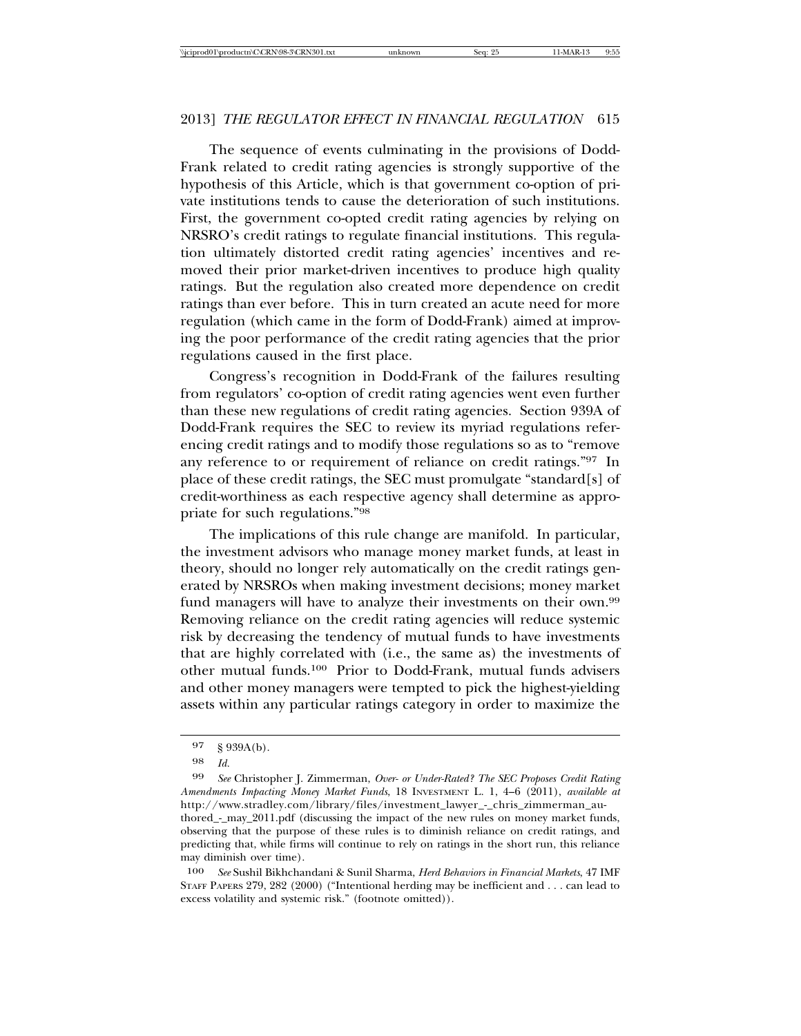The sequence of events culminating in the provisions of Dodd-Frank related to credit rating agencies is strongly supportive of the hypothesis of this Article, which is that government co-option of private institutions tends to cause the deterioration of such institutions. First, the government co-opted credit rating agencies by relying on NRSRO's credit ratings to regulate financial institutions. This regulation ultimately distorted credit rating agencies' incentives and removed their prior market-driven incentives to produce high quality ratings. But the regulation also created more dependence on credit ratings than ever before. This in turn created an acute need for more regulation (which came in the form of Dodd-Frank) aimed at improving the poor performance of the credit rating agencies that the prior regulations caused in the first place.

Congress's recognition in Dodd-Frank of the failures resulting from regulators' co-option of credit rating agencies went even further than these new regulations of credit rating agencies. Section 939A of Dodd-Frank requires the SEC to review its myriad regulations referencing credit ratings and to modify those regulations so as to "remove any reference to or requirement of reliance on credit ratings."[97] In place of these credit ratings, the SEC must promulgate "standard[s] of credit-worthiness as each respective agency shall determine as appropriate for such regulations."[98]

The implications of this rule change are manifold. In particular, the investment advisors who manage money market funds, at least in theory, should no longer rely automatically on the credit ratings generated by NRSROs when making investment decisions; money market fund managers will have to analyze their investments on their own.[99] Removing reliance on the credit rating agencies will reduce systemic risk by decreasing the tendency of mutual funds to have investments that are highly correlated with (i.e., the same as) the investments of other mutual funds.[100] Prior to Dodd-Frank, mutual funds advisers and other money managers were tempted to pick the highest-yielding assets within any particular ratings category in order to maximize the

---

97 § 939A(b).

98 *Id.*

99 *See* Christopher J. Zimmerman, *Over- or Under-Rated? The SEC Proposes Credit Rating Amendments Impacting Money Market Funds*, 18 INVESTMENT L. 1, 4–6 (2011), *available at* http://www.stradley.com/library/files/investment_lawyer_-_chris_zimmerman_authored_-_may_2011.pdf (discussing the impact of the new rules on money market funds, observing that the purpose of these rules is to diminish reliance on credit ratings, and predicting that, while firms will continue to rely on ratings in the short run, this reliance may diminish over time).

100 *See* Sushil Bikhchandani & Sunil Sharma, *Herd Behaviors in Financial Markets*, 47 IMF STAFF PAPERS 279, 282 (2000) ("Intentional herding may be inefficient and . . . can lead to excess volatility and systemic risk." (footnote omitted)).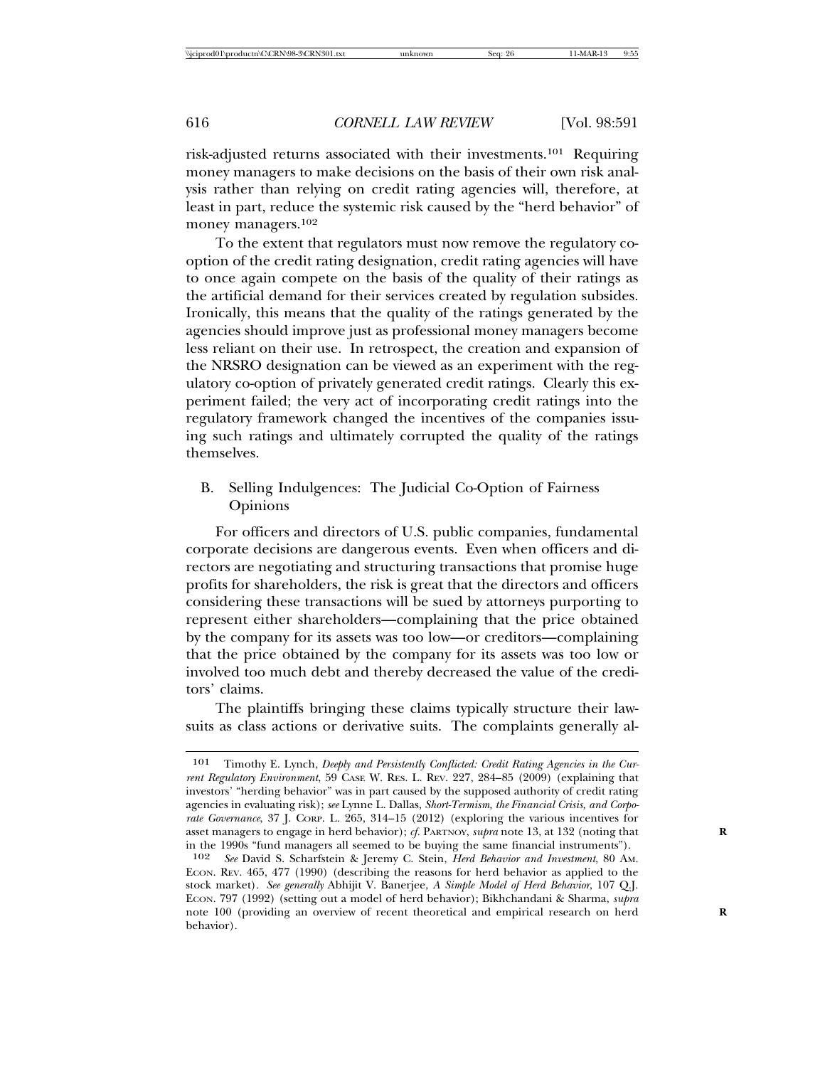risk-adjusted returns associated with their investments.[101] Requiring money managers to make decisions on the basis of their own risk analysis rather than relying on credit rating agencies will, therefore, at least in part, reduce the systemic risk caused by the "herd behavior" of money managers.[102]

To the extent that regulators must now remove the regulatory co-option of the credit rating designation, credit rating agencies will have to once again compete on the basis of the quality of their ratings as the artificial demand for their services created by regulation subsides. Ironically, this means that the quality of the ratings generated by the agencies should improve just as professional money managers become less reliant on their use. In retrospect, the creation and expansion of the NRSRO designation can be viewed as an experiment with the regulatory co-option of privately generated credit ratings. Clearly this experiment failed; the very act of incorporating credit ratings into the regulatory framework changed the incentives of the companies issuing such ratings and ultimately corrupted the quality of the ratings themselves.

## B. Selling Indulgences: The Judicial Co-Option of Fairness Opinions

For officers and directors of U.S. public companies, fundamental corporate decisions are dangerous events. Even when officers and directors are negotiating and structuring transactions that promise huge profits for shareholders, the risk is great that the directors and officers considering these transactions will be sued by attorneys purporting to represent either shareholders—complaining that the price obtained by the company for its assets was too low—or creditors—complaining that the price obtained by the company for its assets was too low or involved too much debt and thereby decreased the value of the creditors' claims.

The plaintiffs bringing these claims typically structure their lawsuits as class actions or derivative suits. The complaints generally al-

---

[101] Timothy E. Lynch, *Deeply and Persistently Conflicted: Credit Rating Agencies in the Current Regulatory Environment*, 59 CASE W. RES. L. REV. 227, 284–85 (2009) (explaining that investors' "herding behavior" was in part caused by the supposed authority of credit rating agencies in evaluating risk); *see* Lynne L. Dallas, *Short-Termism, the Financial Crisis, and Corporate Governance*, 37 J. CORP. L. 265, 314–15 (2012) (exploring the various incentives for asset managers to engage in herd behavior); *cf.* PARTNOY, *supra* note 13, at 132 (noting that in the 1990s "fund managers all seemed to be buying the same financial instruments").

[102] *See* David S. Scharfstein & Jeremy C. Stein, *Herd Behavior and Investment*, 80 AM. ECON. REV. 465, 477 (1990) (describing the reasons for herd behavior as applied to the stock market). *See generally* Abhijit V. Banerjee, *A Simple Model of Herd Behavior*, 107 Q.J. ECON. 797 (1992) (setting out a model of herd behavior); Bikhchandani & Sharma, *supra* note 100 (providing an overview of recent theoretical and empirical research on herd behavior).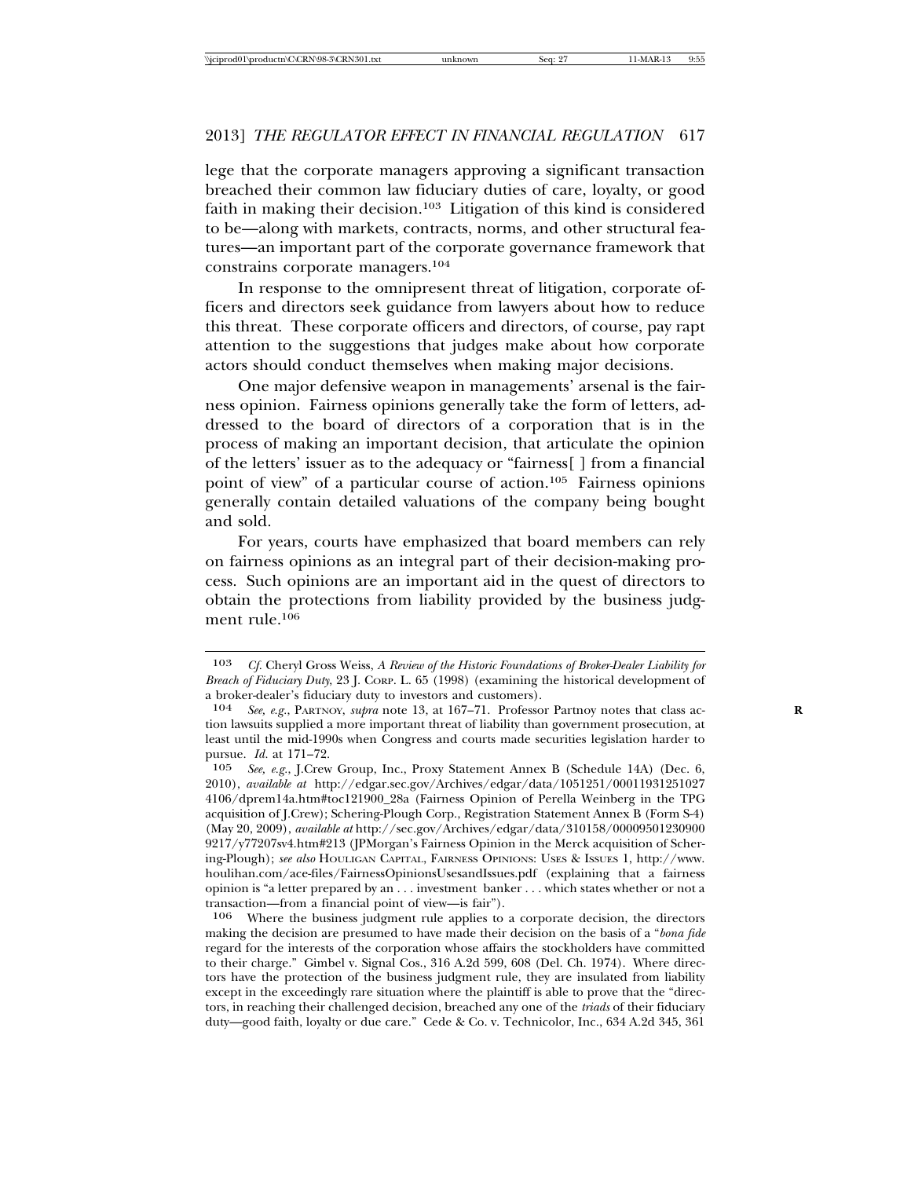lege that the corporate managers approving a significant transaction breached their common law fiduciary duties of care, loyalty, or good faith in making their decision.[103] Litigation of this kind is considered to be—along with markets, contracts, norms, and other structural features—an important part of the corporate governance framework that constrains corporate managers.[104]

In response to the omnipresent threat of litigation, corporate officers and directors seek guidance from lawyers about how to reduce this threat. These corporate officers and directors, of course, pay rapt attention to the suggestions that judges make about how corporate actors should conduct themselves when making major decisions.

One major defensive weapon in managements' arsenal is the fairness opinion. Fairness opinions generally take the form of letters, addressed to the board of directors of a corporation that is in the process of making an important decision, that articulate the opinion of the letters' issuer as to the adequacy or "fairness[ ] from a financial point of view" of a particular course of action.[105] Fairness opinions generally contain detailed valuations of the company being bought and sold.

For years, courts have emphasized that board members can rely on fairness opinions as an integral part of their decision-making process. Such opinions are an important aid in the quest of directors to obtain the protections from liability provided by the business judgment rule.[106]

---

[103] *Cf.* Cheryl Gross Weiss, *A Review of the Historic Foundations of Broker-Dealer Liability for Breach of Fiduciary Duty*, 23 J. CORP. L. 65 (1998) (examining the historical development of a broker-dealer's fiduciary duty to investors and customers).

[104] *See, e.g.*, PARTNOY, *supra* note 13, at 167–71. Professor Partnoy notes that class action lawsuits supplied a more important threat of liability than government prosecution, at least until the mid-1990s when Congress and courts made securities legislation harder to pursue. *Id.* at 171–72.

[105] *See, e.g.*, J.Crew Group, Inc., Proxy Statement Annex B (Schedule 14A) (Dec. 6, 2010), *available at* http://edgar.sec.gov/Archives/edgar/data/1051251/000119312510274106/dprem14a.htm#toc121900_28a (Fairness Opinion of Perella Weinberg in the TPG acquisition of J.Crew); Schering-Plough Corp., Registration Statement Annex B (Form S-4) (May 20, 2009), *available at* http://sec.gov/Archives/edgar/data/310158/000095012309009217/y77207sv4.htm#213 (JPMorgan's Fairness Opinion in the Merck acquisition of Schering-Plough); *see also* HOULIGAN CAPITAL, FAIRNESS OPINIONS: USES & ISSUES 1, http://www.houlihan.com/ace-files/FairnessOpinionsUsesandIssues.pdf (explaining that a fairness opinion is "a letter prepared by an . . . investment banker . . . which states whether or not a transaction—from a financial point of view—is fair").

[106] Where the business judgment rule applies to a corporate decision, the directors making the decision are presumed to have made their decision on the basis of a "*bona fide* regard for the interests of the corporation whose affairs the stockholders have committed to their charge." Gimbel v. Signal Cos., 316 A.2d 599, 608 (Del. Ch. 1974). Where directors have the protection of the business judgment rule, they are insulated from liability except in the exceedingly rare situation where the plaintiff is able to prove that the "directors, in reaching their challenged decision, breached any one of the *triads* of their fiduciary duty—good faith, loyalty or due care." Cede & Co. v. Technicolor, Inc., 634 A.2d 345, 361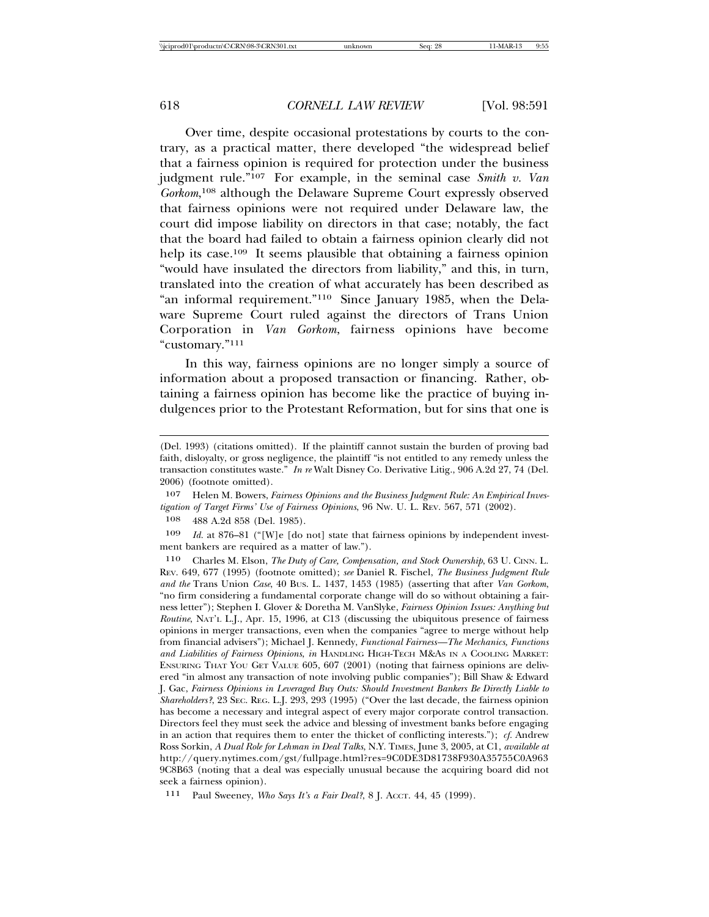Over time, despite occasional protestations by courts to the contrary, as a practical matter, there developed "the widespread belief that a fairness opinion is required for protection under the business judgment rule."[107] For example, in the seminal case *Smith v. Van Gorkom*,[108] although the Delaware Supreme Court expressly observed that fairness opinions were not required under Delaware law, the court did impose liability on directors in that case; notably, the fact that the board had failed to obtain a fairness opinion clearly did not help its case.[109] It seems plausible that obtaining a fairness opinion "would have insulated the directors from liability," and this, in turn, translated into the creation of what accurately has been described as "an informal requirement."[110] Since January 1985, when the Delaware Supreme Court ruled against the directors of Trans Union Corporation in *Van Gorkom*, fairness opinions have become "customary."[111]

In this way, fairness opinions are no longer simply a source of information about a proposed transaction or financing. Rather, obtaining a fairness opinion has become like the practice of buying indulgences prior to the Protestant Reformation, but for sins that one is

---

(Del. 1993) (citations omitted). If the plaintiff cannot sustain the burden of proving bad faith, disloyalty, or gross negligence, the plaintiff "is not entitled to any remedy unless the transaction constitutes waste." *In re* Walt Disney Co. Derivative Litig., 906 A.2d 27, 74 (Del. 2006) (footnote omitted).

107 Helen M. Bowers, *Fairness Opinions and the Business Judgment Rule: An Empirical Investigation of Target Firms' Use of Fairness Opinions*, 96 NW. U. L. REV. 567, 571 (2002).

108 488 A.2d 858 (Del. 1985).

109 *Id.* at 876–81 ("[W]e [do not] state that fairness opinions by independent investment bankers are required as a matter of law.").

110 Charles M. Elson, *The Duty of Care, Compensation, and Stock Ownership*, 63 U. CINN. L. REV. 649, 677 (1995) (footnote omitted); *see* Daniel R. Fischel, *The Business Judgment Rule and the* Trans Union *Case*, 40 BUS. L. 1437, 1453 (1985) (asserting that after *Van Gorkom*, "no firm considering a fundamental corporate change will do so without obtaining a fairness letter"); Stephen I. Glover & Doretha M. VanSlyke, *Fairness Opinion Issues: Anything but Routine*, NAT'L L.J., Apr. 15, 1996, at C13 (discussing the ubiquitous presence of fairness opinions in merger transactions, even when the companies "agree to merge without help from financial advisers"); Michael J. Kennedy, *Functional Fairness—The Mechanics, Functions and Liabilities of Fairness Opinions*, *in* HANDLING HIGH-TECH M&AS IN A COOLING MARKET: ENSURING THAT YOU GET VALUE 605, 607 (2001) (noting that fairness opinions are delivered "in almost any transaction of note involving public companies"); Bill Shaw & Edward J. Gac, *Fairness Opinions in Leveraged Buy Outs: Should Investment Bankers Be Directly Liable to Shareholders?*, 23 SEC. REG. L.J. 293, 293 (1995) ("Over the last decade, the fairness opinion has become a necessary and integral aspect of every major corporate control transaction. Directors feel they must seek the advice and blessing of investment banks before engaging in an action that requires them to enter the thicket of conflicting interests."); *cf.* Andrew Ross Sorkin, *A Dual Role for Lehman in Deal Talks*, N.Y. TIMES, June 3, 2005, at C1, *available at* http://query.nytimes.com/gst/fullpage.html?res=9C0DE3D81738F930A35755C0A963 9C8B63 (noting that a deal was especially unusual because the acquiring board did not seek a fairness opinion).

111 Paul Sweeney, *Who Says It's a Fair Deal?*, 8 J. ACCT. 44, 45 (1999).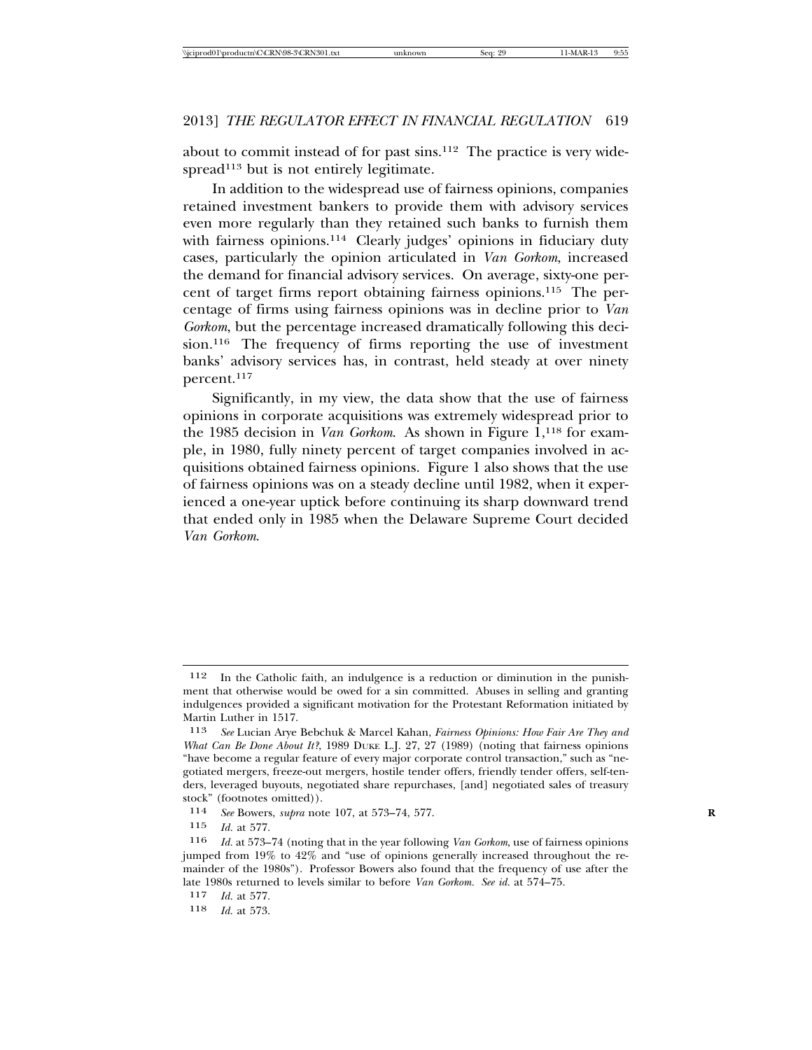about to commit instead of for past sins.[112] The practice is very widespread[113] but is not entirely legitimate.

In addition to the widespread use of fairness opinions, companies retained investment bankers to provide them with advisory services even more regularly than they retained such banks to furnish them with fairness opinions.[114] Clearly judges' opinions in fiduciary duty cases, particularly the opinion articulated in *Van Gorkom*, increased the demand for financial advisory services. On average, sixty-one percent of target firms report obtaining fairness opinions.[115] The percentage of firms using fairness opinions was in decline prior to *Van Gorkom*, but the percentage increased dramatically following this decision.[116] The frequency of firms reporting the use of investment banks' advisory services has, in contrast, held steady at over ninety percent.[117]

Significantly, in my view, the data show that the use of fairness opinions in corporate acquisitions was extremely widespread prior to the 1985 decision in *Van Gorkom*. As shown in Figure 1,[118] for example, in 1980, fully ninety percent of target companies involved in acquisitions obtained fairness opinions. Figure 1 also shows that the use of fairness opinions was on a steady decline until 1982, when it experienced a one-year uptick before continuing its sharp downward trend that ended only in 1985 when the Delaware Supreme Court decided *Van Gorkom*.

---

112 In the Catholic faith, an indulgence is a reduction or diminution in the punishment that otherwise would be owed for a sin committed. Abuses in selling and granting indulgences provided a significant motivation for the Protestant Reformation initiated by Martin Luther in 1517.

113 *See* Lucian Arye Bebchuk & Marcel Kahan, *Fairness Opinions: How Fair Are They and What Can Be Done About It?*, 1989 DUKE L.J. 27, 27 (1989) (noting that fairness opinions "have become a regular feature of every major corporate control transaction," such as "negotiated mergers, freeze-out mergers, hostile tender offers, friendly tender offers, self-tenders, leveraged buyouts, negotiated share repurchases, [and] negotiated sales of treasury stock" (footnotes omitted)).

114 *See* Bowers, *supra* note 107, at 573–74, 577.

115 *Id.* at 577.

116 *Id.* at 573–74 (noting that in the year following *Van Gorkom*, use of fairness opinions jumped from 19% to 42% and "use of opinions generally increased throughout the remainder of the 1980s"). Professor Bowers also found that the frequency of use after the late 1980s returned to levels similar to before *Van Gorkom*. *See id.* at 574–75.

117 *Id.* at 577.

118 *Id.* at 573.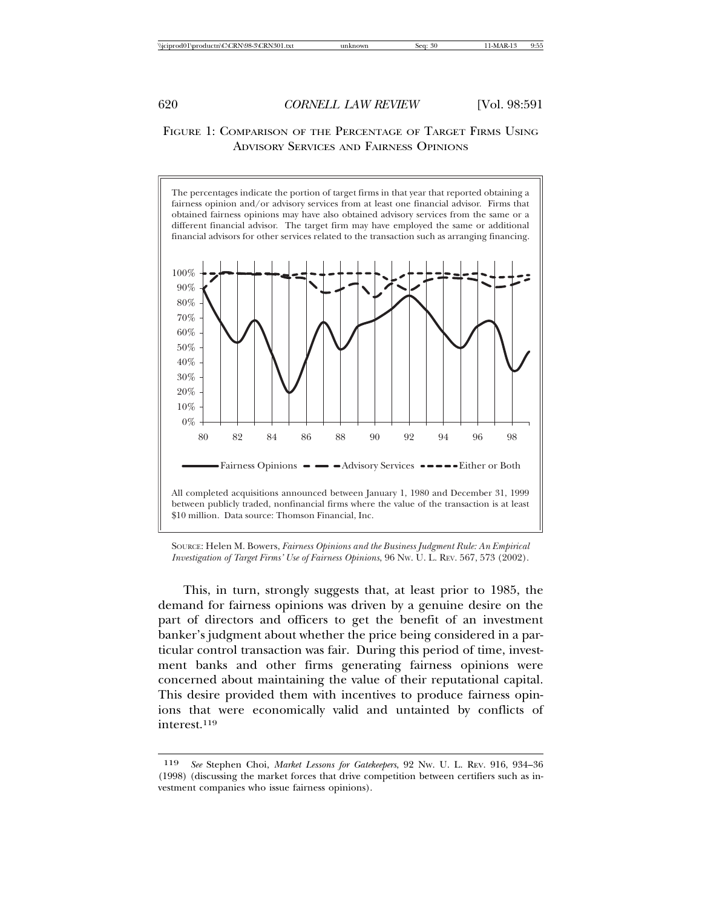FIGURE 1: COMPARISON OF THE PERCENTAGE OF TARGET FIRMS USING ADVISORY SERVICES AND FAIRNESS OPINIONS

The percentages indicate the portion of target firms in that year that reported obtaining a fairness opinion and/or advisory services from at least one financial advisor. Firms that obtained fairness opinions may have also obtained advisory services from the same or a different financial advisor. The target firm may have employed the same or additional financial advisors for other services related to the transaction such as arranging financing.

All completed acquisitions announced between January 1, 1980 and December 31, 1999 between publicly traded, nonfinancial firms where the value of the transaction is at least $10 million. Data source: Thomson Financial, Inc.

SOURCE: Helen M. Bowers, *Fairness Opinions and the Business Judgment Rule: An Empirical Investigation of Target Firms' Use of Fairness Opinions*, 96 NW. U. L. REV. 567, 573 (2002).

This, in turn, strongly suggests that, at least prior to 1985, the demand for fairness opinions was driven by a genuine desire on the part of directors and officers to get the benefit of an investment banker's judgment about whether the price being considered in a particular control transaction was fair. During this period of time, investment banks and other firms generating fairness opinions were concerned about maintaining the value of their reputational capital. This desire provided them with incentives to produce fairness opinions that were economically valid and untainted by conflicts of interest.[119]

---

[119] *See* Stephen Choi, *Market Lessons for Gatekeepers*, 92 NW. U. L. REV. 916, 934–36 (1998) (discussing the market forces that drive competition between certifiers such as investment companies who issue fairness opinions).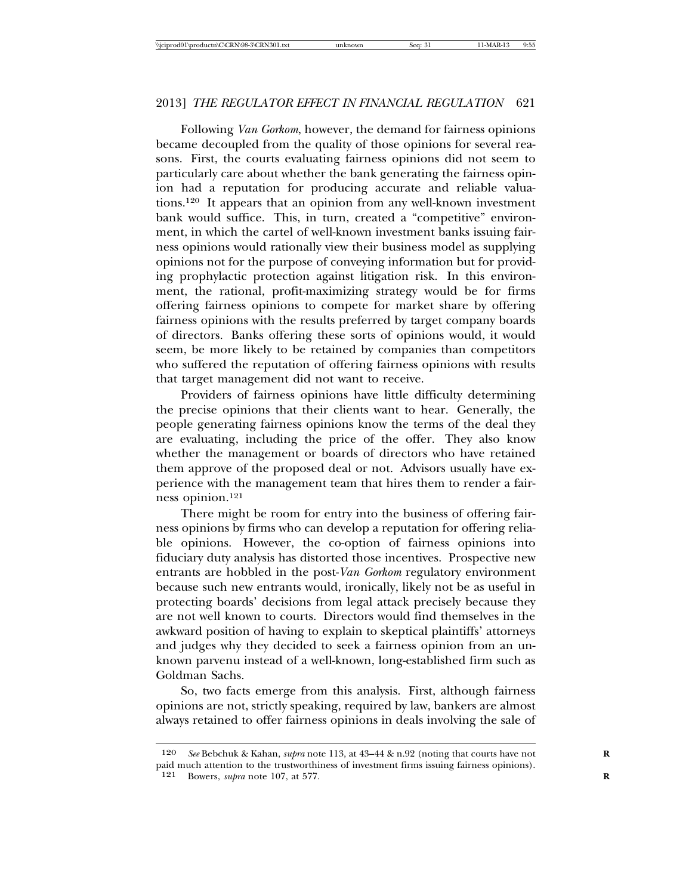Following *Van Gorkom*, however, the demand for fairness opinions became decoupled from the quality of those opinions for several reasons. First, the courts evaluating fairness opinions did not seem to particularly care about whether the bank generating the fairness opinion had a reputation for producing accurate and reliable valuations.[120] It appears that an opinion from any well-known investment bank would suffice. This, in turn, created a "competitive" environment, in which the cartel of well-known investment banks issuing fairness opinions would rationally view their business model as supplying opinions not for the purpose of conveying information but for providing prophylactic protection against litigation risk. In this environment, the rational, profit-maximizing strategy would be for firms offering fairness opinions to compete for market share by offering fairness opinions with the results preferred by target company boards of directors. Banks offering these sorts of opinions would, it would seem, be more likely to be retained by companies than competitors who suffered the reputation of offering fairness opinions with results that target management did not want to receive.

Providers of fairness opinions have little difficulty determining the precise opinions that their clients want to hear. Generally, the people generating fairness opinions know the terms of the deal they are evaluating, including the price of the offer. They also know whether the management or boards of directors who have retained them approve of the proposed deal or not. Advisors usually have experience with the management team that hires them to render a fairness opinion.[121]

There might be room for entry into the business of offering fairness opinions by firms who can develop a reputation for offering reliable opinions. However, the co-option of fairness opinions into fiduciary duty analysis has distorted those incentives. Prospective new entrants are hobbled in the post-*Van Gorkom* regulatory environment because such new entrants would, ironically, likely not be as useful in protecting boards' decisions from legal attack precisely because they are not well known to courts. Directors would find themselves in the awkward position of having to explain to skeptical plaintiffs' attorneys and judges why they decided to seek a fairness opinion from an unknown parvenu instead of a well-known, long-established firm such as Goldman Sachs.

So, two facts emerge from this analysis. First, although fairness opinions are not, strictly speaking, required by law, bankers are almost always retained to offer fairness opinions in deals involving the sale of

---

[120] *See* Bebchuk & Kahan, *supra* note 113, at 43–44 & n.92 (noting that courts have not paid much attention to the trustworthiness of investment firms issuing fairness opinions).

[121] Bowers, *supra* note 107, at 577.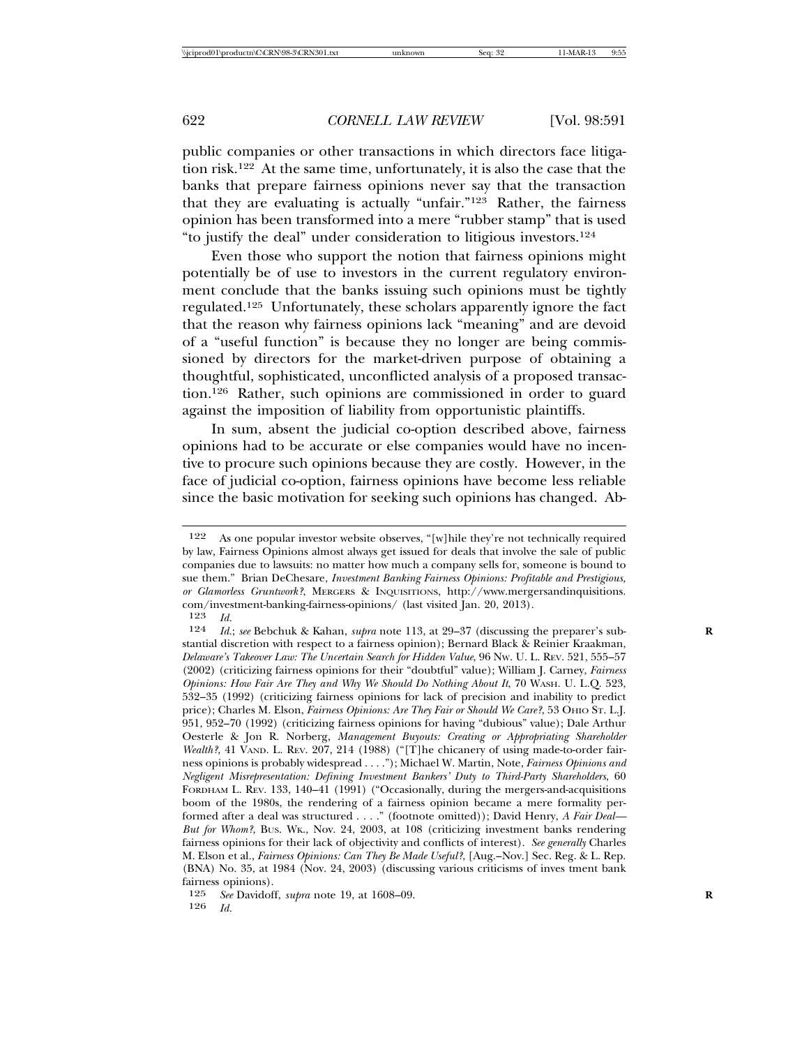public companies or other transactions in which directors face litigation risk.[122] At the same time, unfortunately, it is also the case that the banks that prepare fairness opinions never say that the transaction that they are evaluating is actually "unfair."[123] Rather, the fairness opinion has been transformed into a mere "rubber stamp" that is used "to justify the deal" under consideration to litigious investors.[124]

Even those who support the notion that fairness opinions might potentially be of use to investors in the current regulatory environment conclude that the banks issuing such opinions must be tightly regulated.[125] Unfortunately, these scholars apparently ignore the fact that the reason why fairness opinions lack "meaning" and are devoid of a "useful function" is because they no longer are being commissioned by directors for the market-driven purpose of obtaining a thoughtful, sophisticated, unconflicted analysis of a proposed transaction.[126] Rather, such opinions are commissioned in order to guard against the imposition of liability from opportunistic plaintiffs.

In sum, absent the judicial co-option described above, fairness opinions had to be accurate or else companies would have no incentive to procure such opinions because they are costly. However, in the face of judicial co-option, fairness opinions have become less reliable since the basic motivation for seeking such opinions has changed. Ab-

---

122 As one popular investor website observes, "[w]hile they're not technically required by law, Fairness Opinions almost always get issued for deals that involve the sale of public companies due to lawsuits: no matter how much a company sells for, someone is bound to sue them." Brian DeChesare, *Investment Banking Fairness Opinions: Profitable and Prestigious, or Glamorless Gruntwork?*, MERGERS & INQUISITIONS, http://www.mergersandinquisitions.com/investment-banking-fairness-opinions/ (last visited Jan. 20, 2013).

123 *Id.*

124 *Id.*; *see* Bebchuk & Kahan, *supra* note 113, at 29–37 (discussing the preparer's substantial discretion with respect to a fairness opinion); Bernard Black & Reinier Kraakman, *Delaware's Takeover Law: The Uncertain Search for Hidden Value*, 96 NW. U. L. REV. 521, 555–57 (2002) (criticizing fairness opinions for their "doubtful" value); William J. Carney, *Fairness Opinions: How Fair Are They and Why We Should Do Nothing About It*, 70 WASH. U. L.Q. 523, 532–35 (1992) (criticizing fairness opinions for lack of precision and inability to predict price); Charles M. Elson, *Fairness Opinions: Are They Fair or Should We Care?*, 53 OHIO ST. L.J. 951, 952–70 (1992) (criticizing fairness opinions for having "dubious" value); Dale Arthur Oesterle & Jon R. Norberg, *Management Buyouts: Creating or Appropriating Shareholder Wealth?*, 41 VAND. L. REV. 207, 214 (1988) ("[T]he chicanery of using made-to-order fairness opinions is probably widespread . . . ."); Michael W. Martin, Note, *Fairness Opinions and Negligent Misrepresentation: Defining Investment Bankers' Duty to Third-Party Shareholders*, 60 FORDHAM L. REV. 133, 140–41 (1991) ("Occasionally, during the mergers-and-acquisitions boom of the 1980s, the rendering of a fairness opinion became a mere formality performed after a deal was structured . . . ." (footnote omitted)); David Henry, *A Fair Deal—But for Whom?*, BUS. WK., Nov. 24, 2003, at 108 (criticizing investment banks rendering fairness opinions for their lack of objectivity and conflicts of interest). *See generally* Charles M. Elson et al., *Fairness Opinions: Can They Be Made Useful?*, [Aug.–Nov.] Sec. Reg. & L. Rep. (BNA) No. 35, at 1984 (Nov. 24, 2003) (discussing various criticisms of inves tment bank fairness opinions).

125 *See* Davidoff, *supra* note 19, at 1608–09.

126 *Id.*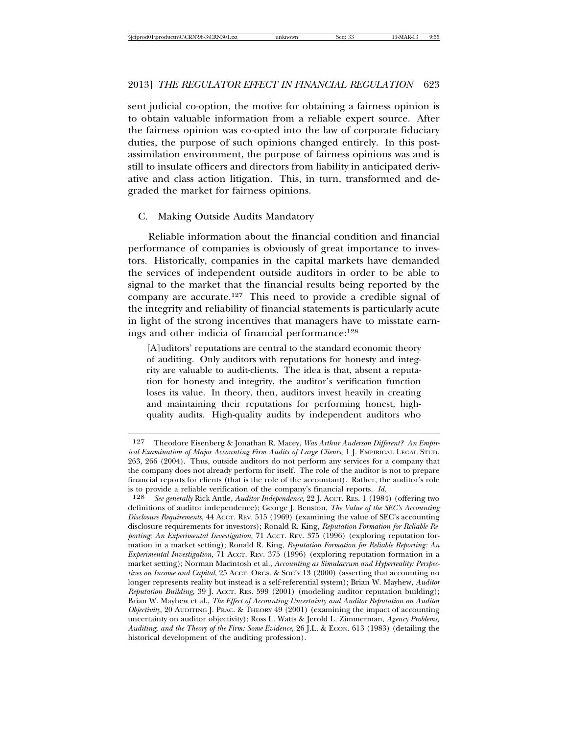sent judicial co-option, the motive for obtaining a fairness opinion is to obtain valuable information from a reliable expert source. After the fairness opinion was co-opted into the law of corporate fiduciary duties, the purpose of such opinions changed entirely. In this post-assimilation environment, the purpose of fairness opinions was and is still to insulate officers and directors from liability in anticipated derivative and class action litigation. This, in turn, transformed and degraded the market for fairness opinions.

### C. Making Outside Audits Mandatory

Reliable information about the financial condition and financial performance of companies is obviously of great importance to investors. Historically, companies in the capital markets have demanded the services of independent outside auditors in order to be able to signal to the market that the financial results being reported by the company are accurate.[127] This need to provide a credible signal of the integrity and reliability of financial statements is particularly acute in light of the strong incentives that managers have to misstate earnings and other indicia of financial performance:[128]

> [A]uditors' reputations are central to the standard economic theory of auditing. Only auditors with reputations for honesty and integrity are valuable to audit-clients. The idea is that, absent a reputation for honesty and integrity, the auditor's verification function loses its value. In theory, then, auditors invest heavily in creating and maintaining their reputations for performing honest, high-quality audits. High-quality audits by independent auditors who

---

[127] Theodore Eisenberg & Jonathan R. Macey, *Was Arthur Anderson Different? An Empirical Examination of Major Accounting Firm Audits of Large Clients*, 1 J. EMPIRICAL LEGAL STUD. 263, 266 (2004). Thus, outside auditors do not perform any services for a company that the company does not already perform for itself. The role of the auditor is not to prepare financial reports for clients (that is the role of the accountant). Rather, the auditor's role is to provide a reliable verification of the company's financial reports. *Id.*

[128] *See generally* Rick Antle, *Auditor Independence*, 22 J. ACCT. RES. 1 (1984) (offering two definitions of auditor independence); George J. Benston, *The Value of the SEC's Accounting Disclosure Requirements*, 44 ACCT. REV. 515 (1969) (examining the value of SEC's accounting disclosure requirements for investors); Ronald R. King, *Reputation Formation for Reliable Reporting: An Experimental Investigation*, 71 ACCT. REV. 375 (1996) (exploring reputation formation in a market setting); Ronald R. King, *Reputation Formation for Reliable Reporting: An Experimental Investigation*, 71 ACCT. REV. 375 (1996) (exploring reputation formation in a market setting); Norman Macintosh et al., *Accounting as Simulacrum and Hyperreality: Perspectives on Income and Capital*, 25 ACCT. ORGS. & SOC'Y 13 (2000) (asserting that accounting no longer represents reality but instead is a self-referential system); Brian W. Mayhew, *Auditor Reputation Building*, 39 J. ACCT. RES. 599 (2001) (modeling auditor reputation building); Brian W. Mayhew et al., *The Effect of Accounting Uncertainty and Auditor Reputation on Auditor Objectivity*, 20 AUDITING J. PRAC. & THEORY 49 (2001) (examining the impact of accounting uncertainty on auditor objectivity); Ross L. Watts & Jerold L. Zimmerman, *Agency Problems, Auditing, and the Theory of the Firm: Some Evidence*, 26 J.L. & ECON. 613 (1983) (detailing the historical development of the auditing profession).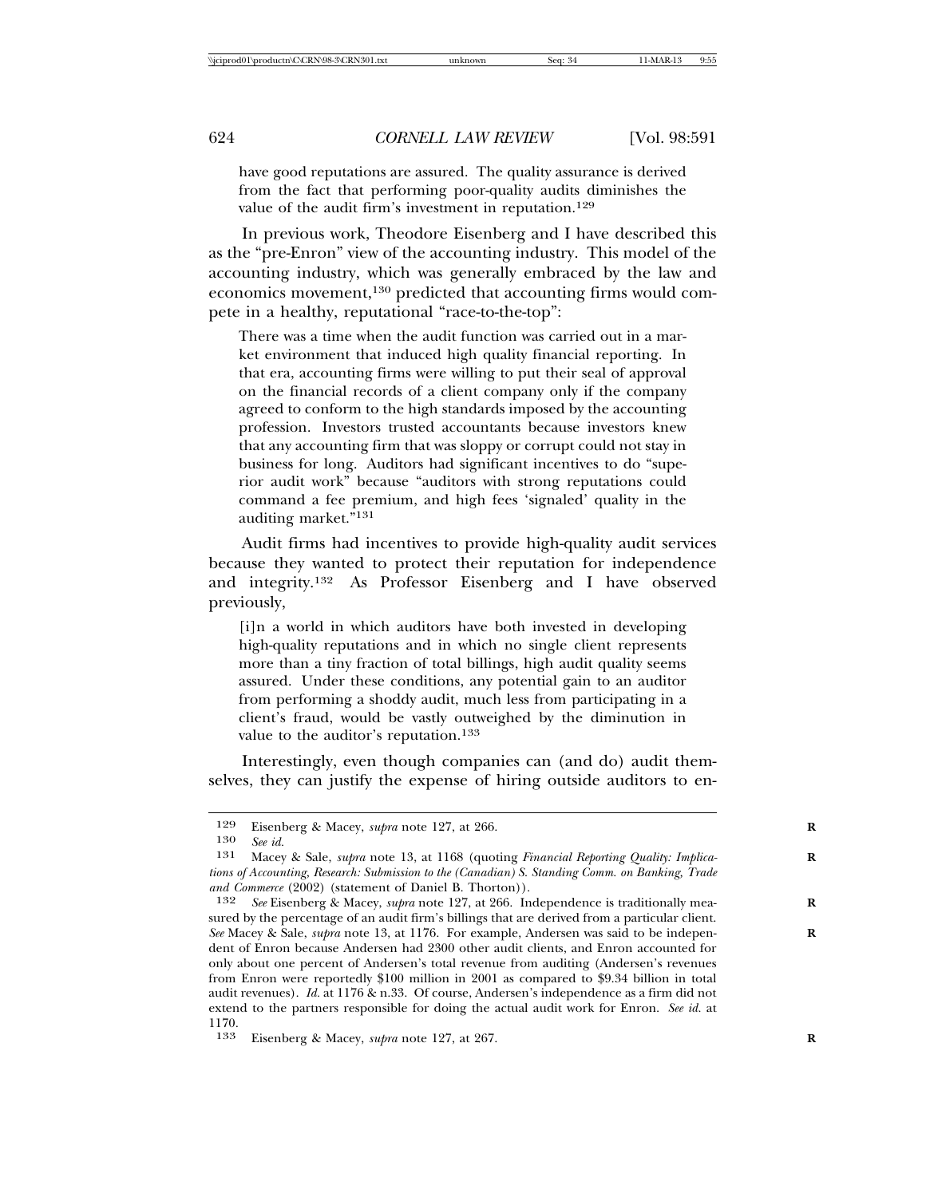have good reputations are assured. The quality assurance is derived from the fact that performing poor-quality audits diminishes the value of the audit firm's investment in reputation.[129]

In previous work, Theodore Eisenberg and I have described this as the "pre-Enron" view of the accounting industry. This model of the accounting industry, which was generally embraced by the law and economics movement,[130] predicted that accounting firms would compete in a healthy, reputational "race-to-the-top":

> There was a time when the audit function was carried out in a market environment that induced high quality financial reporting. In that era, accounting firms were willing to put their seal of approval on the financial records of a client company only if the company agreed to conform to the high standards imposed by the accounting profession. Investors trusted accountants because investors knew that any accounting firm that was sloppy or corrupt could not stay in business for long. Auditors had significant incentives to do "superior audit work" because "auditors with strong reputations could command a fee premium, and high fees 'signaled' quality in the auditing market."[131]

Audit firms had incentives to provide high-quality audit services because they wanted to protect their reputation for independence and integrity.[132] As Professor Eisenberg and I have observed previously,

> [i]n a world in which auditors have both invested in developing high-quality reputations and in which no single client represents more than a tiny fraction of total billings, high audit quality seems assured. Under these conditions, any potential gain to an auditor from performing a shoddy audit, much less from participating in a client's fraud, would be vastly outweighed by the diminution in value to the auditor's reputation.[133]

Interestingly, even though companies can (and do) audit themselves, they can justify the expense of hiring outside auditors to en-

---

[129] Eisenberg & Macey, *supra* note 127, at 266.

[130] *See id.*

[131] Macey & Sale, *supra* note 13, at 1168 (quoting *Financial Reporting Quality: Implications of Accounting, Research: Submission to the (Canadian) S. Standing Comm. on Banking, Trade and Commerce* (2002) (statement of Daniel B. Thorton)).

[132] *See* Eisenberg & Macey, *supra* note 127, at 266. Independence is traditionally measured by the percentage of an audit firm's billings that are derived from a particular client. *See* Macey & Sale, *supra* note 13, at 1176. For example, Andersen was said to be independent of Enron because Andersen had 2300 other audit clients, and Enron accounted for only about one percent of Andersen's total revenue from auditing (Andersen's revenues from Enron were reportedly $100 million in 2001 as compared to $9.34 billion in total audit revenues). *Id.* at 1176 & n.33. Of course, Andersen's independence as a firm did not extend to the partners responsible for doing the actual audit work for Enron. *See id.* at 1170.

[133] Eisenberg & Macey, *supra* note 127, at 267.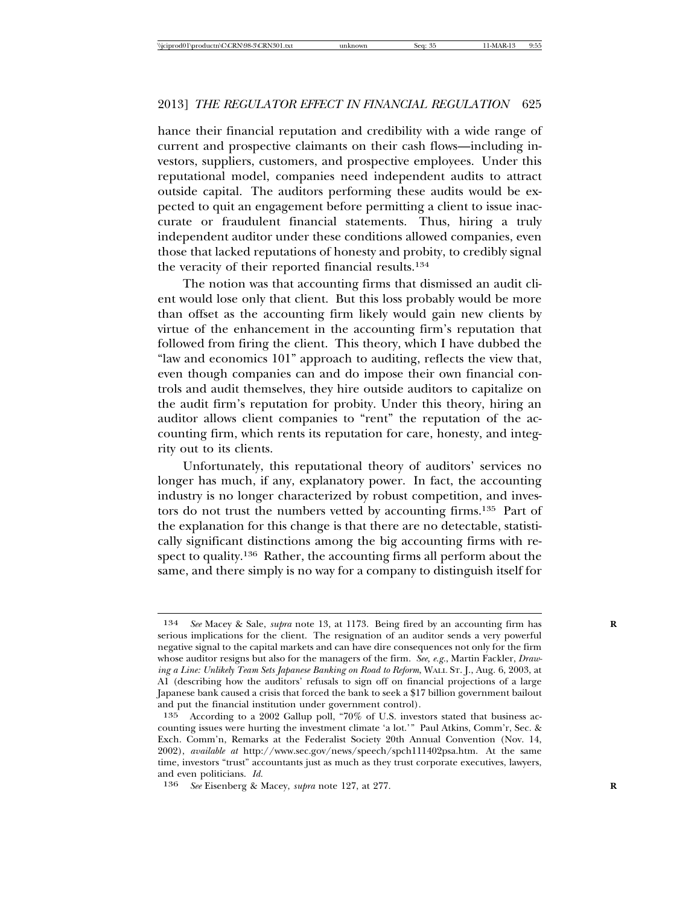hance their financial reputation and credibility with a wide range of current and prospective claimants on their cash flows—including investors, suppliers, customers, and prospective employees. Under this reputational model, companies need independent audits to attract outside capital. The auditors performing these audits would be expected to quit an engagement before permitting a client to issue inaccurate or fraudulent financial statements. Thus, hiring a truly independent auditor under these conditions allowed companies, even those that lacked reputations of honesty and probity, to credibly signal the veracity of their reported financial results.[134]

The notion was that accounting firms that dismissed an audit client would lose only that client. But this loss probably would be more than offset as the accounting firm likely would gain new clients by virtue of the enhancement in the accounting firm's reputation that followed from firing the client. This theory, which I have dubbed the "law and economics 101" approach to auditing, reflects the view that, even though companies can and do impose their own financial controls and audit themselves, they hire outside auditors to capitalize on the audit firm's reputation for probity. Under this theory, hiring an auditor allows client companies to "rent" the reputation of the accounting firm, which rents its reputation for care, honesty, and integrity out to its clients.

Unfortunately, this reputational theory of auditors' services no longer has much, if any, explanatory power. In fact, the accounting industry is no longer characterized by robust competition, and investors do not trust the numbers vetted by accounting firms.[135] Part of the explanation for this change is that there are no detectable, statistically significant distinctions among the big accounting firms with respect to quality.[136] Rather, the accounting firms all perform about the same, and there simply is no way for a company to distinguish itself for

---

134 *See* Macey & Sale, *supra* note 13, at 1173. Being fired by an accounting firm has serious implications for the client. The resignation of an auditor sends a very powerful negative signal to the capital markets and can have dire consequences not only for the firm whose auditor resigns but also for the managers of the firm. *See, e.g.*, Martin Fackler, *Drawing a Line: Unlikely Team Sets Japanese Banking on Road to Reform*, WALL ST. J., Aug. 6, 2003, at A1 (describing how the auditors' refusals to sign off on financial projections of a large Japanese bank caused a crisis that forced the bank to seek a $17 billion government bailout and put the financial institution under government control).

135 According to a 2002 Gallup poll, "70% of U.S. investors stated that business accounting issues were hurting the investment climate 'a lot.'" Paul Atkins, Comm'r, Sec. & Exch. Comm'n, Remarks at the Federalist Society 20th Annual Convention (Nov. 14, 2002), *available at* http://www.sec.gov/news/speech/spch111402psa.htm. At the same time, investors "trust" accountants just as much as they trust corporate executives, lawyers, and even politicians. *Id.*

136 *See* Eisenberg & Macey, *supra* note 127, at 277.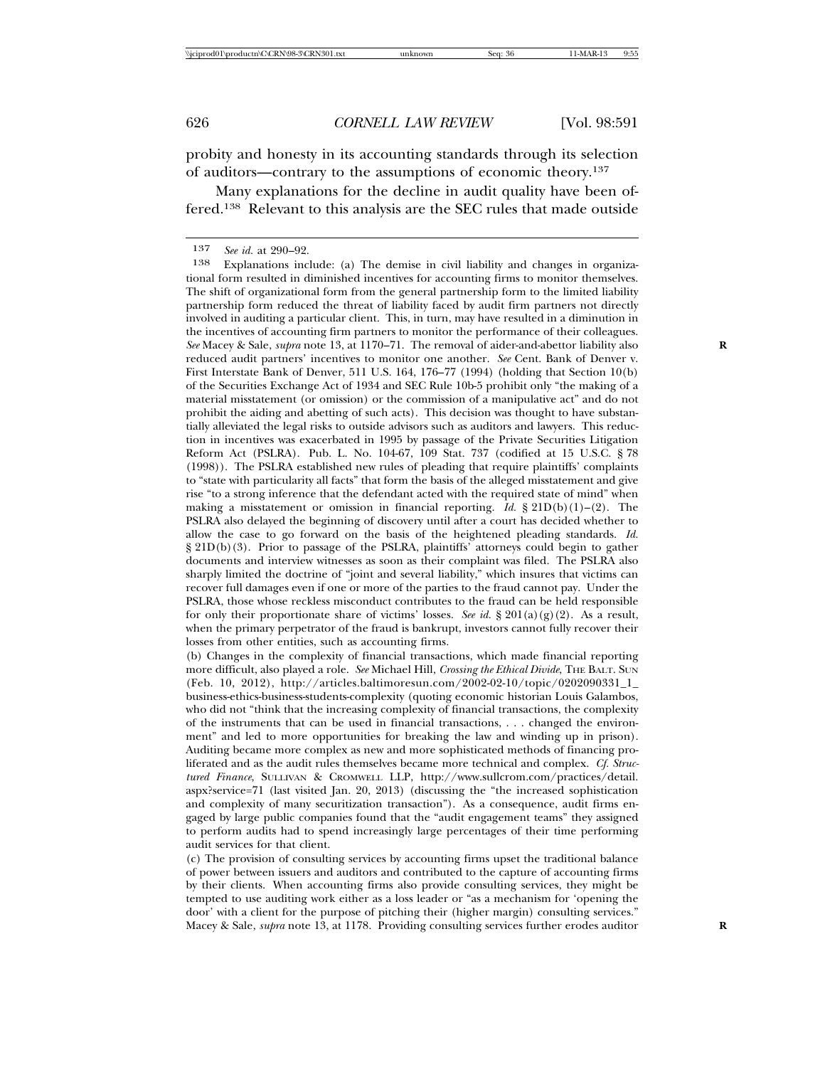probity and honesty in its accounting standards through its selection of auditors—contrary to the assumptions of economic theory.[137]

Many explanations for the decline in audit quality have been offered.[138] Relevant to this analysis are the SEC rules that made outside

---

[137] *See id.* at 290–92.

[138] Explanations include: (a) The demise in civil liability and changes in organizational form resulted in diminished incentives for accounting firms to monitor themselves. The shift of organizational form from the general partnership form to the limited liability partnership form reduced the threat of liability faced by audit firm partners not directly involved in auditing a particular client. This, in turn, may have resulted in a diminution in the incentives of accounting firm partners to monitor the performance of their colleagues. *See* Macey & Sale, *supra* note 13, at 1170–71. The removal of aider-and-abettor liability also reduced audit partners' incentives to monitor one another. *See* Cent. Bank of Denver v. First Interstate Bank of Denver, 511 U.S. 164, 176–77 (1994) (holding that Section 10(b) of the Securities Exchange Act of 1934 and SEC Rule 10b-5 prohibit only "the making of a material misstatement (or omission) or the commission of a manipulative act" and do not prohibit the aiding and abetting of such acts). This decision was thought to have substantially alleviated the legal risks to outside advisors such as auditors and lawyers. This reduction in incentives was exacerbated in 1995 by passage of the Private Securities Litigation Reform Act (PSLRA). Pub. L. No. 104-67, 109 Stat. 737 (codified at 15 U.S.C. § 78 (1998)). The PSLRA established new rules of pleading that require plaintiffs' complaints to "state with particularity all facts" that form the basis of the alleged misstatement and give rise "to a strong inference that the defendant acted with the required state of mind" when making a misstatement or omission in financial reporting. *Id.* § 21D(b)(1)–(2). The PSLRA also delayed the beginning of discovery until after a court has decided whether to allow the case to go forward on the basis of the heightened pleading standards. *Id.* § 21D(b)(3). Prior to passage of the PSLRA, plaintiffs' attorneys could begin to gather documents and interview witnesses as soon as their complaint was filed. The PSLRA also sharply limited the doctrine of "joint and several liability," which insures that victims can recover full damages even if one or more of the parties to the fraud cannot pay. Under the PSLRA, those whose reckless misconduct contributes to the fraud can be held responsible for only their proportionate share of victims' losses. *See id.* § 201(a)(g)(2). As a result, when the primary perpetrator of the fraud is bankrupt, investors cannot fully recover their losses from other entities, such as accounting firms.

(b) Changes in the complexity of financial transactions, which made financial reporting more difficult, also played a role. *See* Michael Hill, *Crossing the Ethical Divide*, THE BALT. SUN (Feb. 10, 2012), http://articles.baltimoresun.com/2002-02-10/topic/0202090331_1_business-ethics-business-students-complexity (quoting economic historian Louis Galambos, who did not "think that the increasing complexity of financial transactions, the complexity of the instruments that can be used in financial transactions, . . . changed the environment" and led to more opportunities for breaking the law and winding up in prison). Auditing became more complex as new and more sophisticated methods of financing proliferated and as the audit rules themselves became more technical and complex. *Cf. Structured Finance*, SULLIVAN & CROMWELL LLP, http://www.sullcrom.com/practices/detail.aspx?service=71 (last visited Jan. 20, 2013) (discussing the "the increased sophistication and complexity of many securitization transaction"). As a consequence, audit firms engaged by large public companies found that the "audit engagement teams" they assigned to perform audits had to spend increasingly large percentages of their time performing audit services for that client.

(c) The provision of consulting services by accounting firms upset the traditional balance of power between issuers and auditors and contributed to the capture of accounting firms by their clients. When accounting firms also provide consulting services, they might be tempted to use auditing work either as a loss leader or "as a mechanism for 'opening the door' with a client for the purpose of pitching their (higher margin) consulting services." Macey & Sale, *supra* note 13, at 1178. Providing consulting services further erodes auditor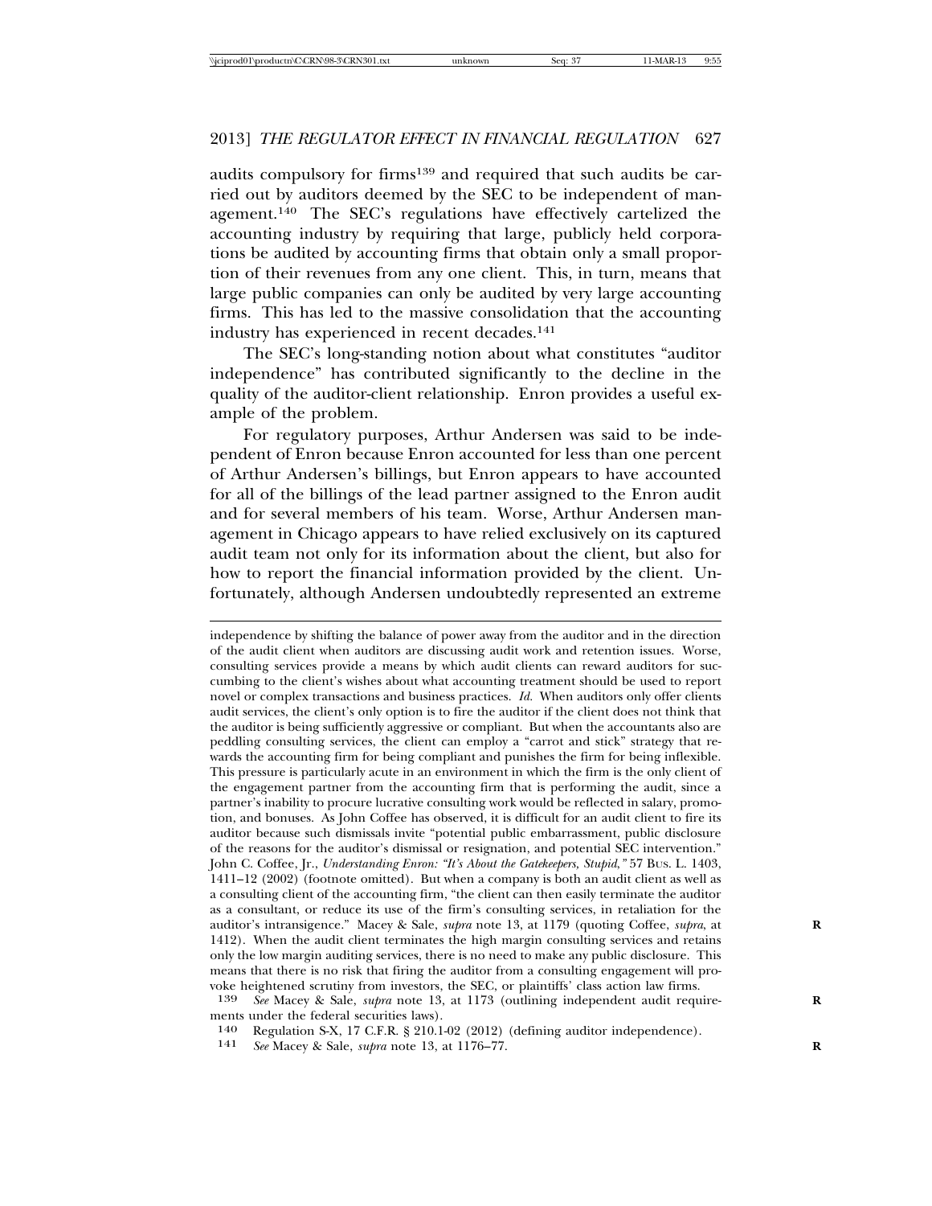audits compulsory for firms[139] and required that such audits be carried out by auditors deemed by the SEC to be independent of management.[140] The SEC's regulations have effectively cartelized the accounting industry by requiring that large, publicly held corporations be audited by accounting firms that obtain only a small proportion of their revenues from any one client. This, in turn, means that large public companies can only be audited by very large accounting firms. This has led to the massive consolidation that the accounting industry has experienced in recent decades.[141]

The SEC's long-standing notion about what constitutes "auditor independence" has contributed significantly to the decline in the quality of the auditor-client relationship. Enron provides a useful example of the problem.

For regulatory purposes, Arthur Andersen was said to be independent of Enron because Enron accounted for less than one percent of Arthur Andersen's billings, but Enron appears to have accounted for all of the billings of the lead partner assigned to the Enron audit and for several members of his team. Worse, Arthur Andersen management in Chicago appears to have relied exclusively on its captured audit team not only for its information about the client, but also for how to report the financial information provided by the client. Unfortunately, although Andersen undoubtedly represented an extreme

---

independence by shifting the balance of power away from the auditor and in the direction of the audit client when auditors are discussing audit work and retention issues. Worse, consulting services provide a means by which audit clients can reward auditors for succumbing to the client's wishes about what accounting treatment should be used to report novel or complex transactions and business practices. *Id.* When auditors only offer clients audit services, the client's only option is to fire the auditor if the client does not think that the auditor is being sufficiently aggressive or compliant. But when the accountants also are peddling consulting services, the client can employ a "carrot and stick" strategy that rewards the accounting firm for being compliant and punishes the firm for being inflexible. This pressure is particularly acute in an environment in which the firm is the only client of the engagement partner from the accounting firm that is performing the audit, since a partner's inability to procure lucrative consulting work would be reflected in salary, promotion, and bonuses. As John Coffee has observed, it is difficult for an audit client to fire its auditor because such dismissals invite "potential public embarrassment, public disclosure of the reasons for the auditor's dismissal or resignation, and potential SEC intervention." John C. Coffee, Jr., *Understanding Enron: "It's About the Gatekeepers, Stupid,"* 57 BUS. L. 1403, 1411–12 (2002) (footnote omitted). But when a company is both an audit client as well as a consulting client of the accounting firm, "the client can then easily terminate the auditor as a consultant, or reduce its use of the firm's consulting services, in retaliation for the auditor's intransigence." Macey & Sale, *supra* note 13, at 1179 (quoting Coffee, *supra*, at 1412). When the audit client terminates the high margin consulting services and retains only the low margin auditing services, there is no need to make any public disclosure. This means that there is no risk that firing the auditor from a consulting engagement will provoke heightened scrutiny from investors, the SEC, or plaintiffs' class action law firms.

[139] *See* Macey & Sale, *supra* note 13, at 1173 (outlining independent audit requirements under the federal securities laws).

[140] Regulation S-X, 17 C.F.R. § 210.1-02 (2012) (defining auditor independence).

[141] *See* Macey & Sale, *supra* note 13, at 1176–77.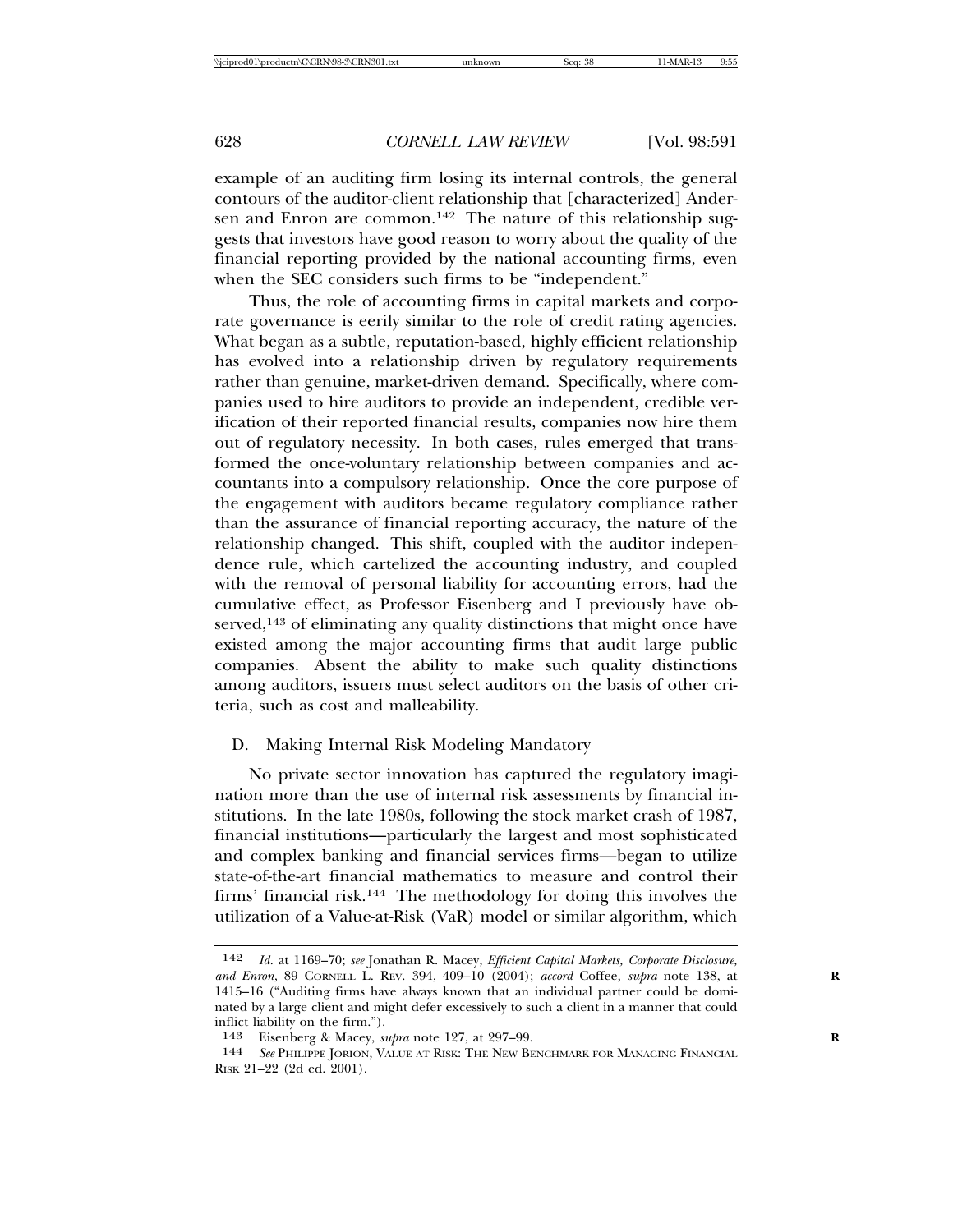example of an auditing firm losing its internal controls, the general contours of the auditor-client relationship that [characterized] Andersen and Enron are common.[142] The nature of this relationship suggests that investors have good reason to worry about the quality of the financial reporting provided by the national accounting firms, even when the SEC considers such firms to be "independent."

Thus, the role of accounting firms in capital markets and corporate governance is eerily similar to the role of credit rating agencies. What began as a subtle, reputation-based, highly efficient relationship has evolved into a relationship driven by regulatory requirements rather than genuine, market-driven demand. Specifically, where companies used to hire auditors to provide an independent, credible verification of their reported financial results, companies now hire them out of regulatory necessity. In both cases, rules emerged that transformed the once-voluntary relationship between companies and accountants into a compulsory relationship. Once the core purpose of the engagement with auditors became regulatory compliance rather than the assurance of financial reporting accuracy, the nature of the relationship changed. This shift, coupled with the auditor independence rule, which cartelized the accounting industry, and coupled with the removal of personal liability for accounting errors, had the cumulative effect, as Professor Eisenberg and I previously have observed,[143] of eliminating any quality distinctions that might once have existed among the major accounting firms that audit large public companies. Absent the ability to make such quality distinctions among auditors, issuers must select auditors on the basis of other criteria, such as cost and malleability.

### D. Making Internal Risk Modeling Mandatory

No private sector innovation has captured the regulatory imagination more than the use of internal risk assessments by financial institutions. In the late 1980s, following the stock market crash of 1987, financial institutions—particularly the largest and most sophisticated and complex banking and financial services firms—began to utilize state-of-the-art financial mathematics to measure and control their firms' financial risk.[144] The methodology for doing this involves the utilization of a Value-at-Risk (VaR) model or similar algorithm, which

---

142 *Id.* at 1169–70; *see* Jonathan R. Macey, *Efficient Capital Markets, Corporate Disclosure, and Enron*, 89 CORNELL L. REV. 394, 409–10 (2004); *accord* Coffee, *supra* note 138, at 1415–16 ("Auditing firms have always known that an individual partner could be dominated by a large client and might defer excessively to such a client in a manner that could inflict liability on the firm.").

143 Eisenberg & Macey, *supra* note 127, at 297–99.

144 *See* PHILIPPE JORION, VALUE AT RISK: THE NEW BENCHMARK FOR MANAGING FINANCIAL RISK 21–22 (2d ed. 2001).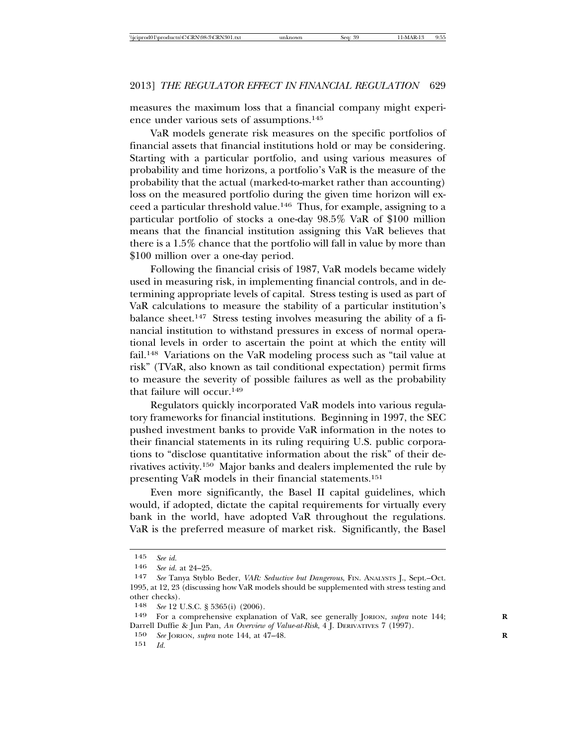measures the maximum loss that a financial company might experience under various sets of assumptions.[145]

VaR models generate risk measures on the specific portfolios of financial assets that financial institutions hold or may be considering. Starting with a particular portfolio, and using various measures of probability and time horizons, a portfolio's VaR is the measure of the probability that the actual (marked-to-market rather than accounting) loss on the measured portfolio during the given time horizon will exceed a particular threshold value.[146] Thus, for example, assigning to a particular portfolio of stocks a one-day 98.5% VaR of $100 million means that the financial institution assigning this VaR believes that there is a 1.5% chance that the portfolio will fall in value by more than $100 million over a one-day period.

Following the financial crisis of 1987, VaR models became widely used in measuring risk, in implementing financial controls, and in determining appropriate levels of capital. Stress testing is used as part of VaR calculations to measure the stability of a particular institution's balance sheet.[147] Stress testing involves measuring the ability of a financial institution to withstand pressures in excess of normal operational levels in order to ascertain the point at which the entity will fail.[148] Variations on the VaR modeling process such as "tail value at risk" (TVaR, also known as tail conditional expectation) permit firms to measure the severity of possible failures as well as the probability that failure will occur.[149]

Regulators quickly incorporated VaR models into various regulatory frameworks for financial institutions. Beginning in 1997, the SEC pushed investment banks to provide VaR information in the notes to their financial statements in its ruling requiring U.S. public corporations to "disclose quantitative information about the risk" of their derivatives activity.[150] Major banks and dealers implemented the rule by presenting VaR models in their financial statements.[151]

Even more significantly, the Basel II capital guidelines, which would, if adopted, dictate the capital requirements for virtually every bank in the world, have adopted VaR throughout the regulations. VaR is the preferred measure of market risk. Significantly, the Basel

---

145 *See id.*

146 *See id.* at 24–25.

147 *See* Tanya Styblo Beder, *VAR: Seductive but Dangerous*, FIN. ANALYSTS J., Sept.–Oct. 1995, at 12, 23 (discussing how VaR models should be supplemented with stress testing and other checks).

148 *See* 12 U.S.C. § 5365(i) (2006).

149 For a comprehensive explanation of VaR, see generally JORION, *supra* note 144; Darrell Duffie & Jun Pan, *An Overview of Value-at-Risk*, 4 J. DERIVATIVES 7 (1997).

150 *See* JORION, *supra* note 144, at 47–48.

151 *Id.*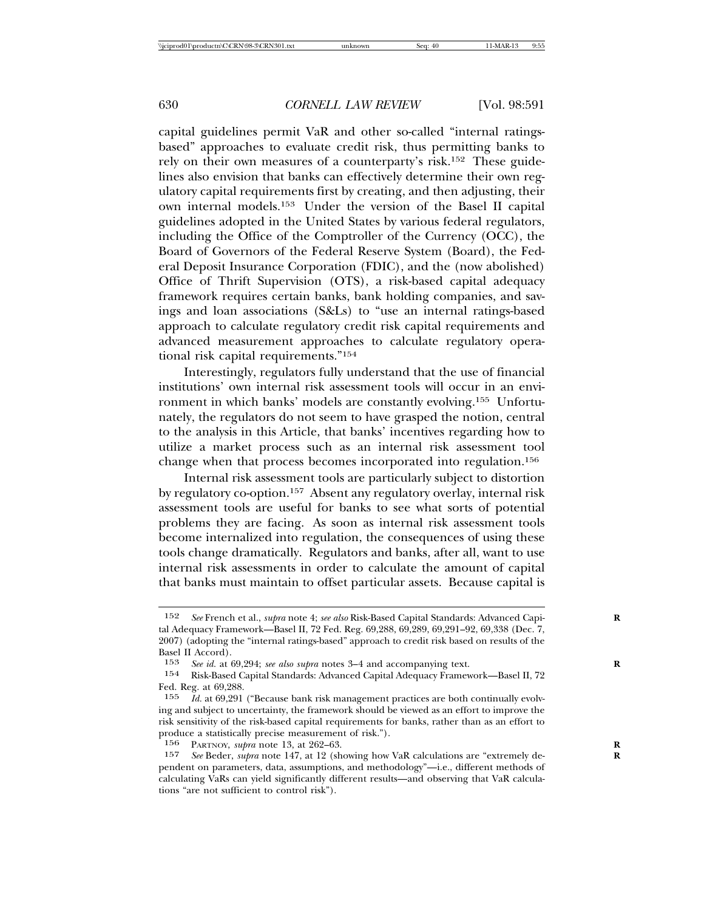capital guidelines permit VaR and other so-called "internal ratings-based" approaches to evaluate credit risk, thus permitting banks to rely on their own measures of a counterparty's risk.[152] These guidelines also envision that banks can effectively determine their own regulatory capital requirements first by creating, and then adjusting, their own internal models.[153] Under the version of the Basel II capital guidelines adopted in the United States by various federal regulators, including the Office of the Comptroller of the Currency (OCC), the Board of Governors of the Federal Reserve System (Board), the Federal Deposit Insurance Corporation (FDIC), and the (now abolished) Office of Thrift Supervision (OTS), a risk-based capital adequacy framework requires certain banks, bank holding companies, and savings and loan associations (S&Ls) to "use an internal ratings-based approach to calculate regulatory credit risk capital requirements and advanced measurement approaches to calculate regulatory operational risk capital requirements."[154]

Interestingly, regulators fully understand that the use of financial institutions' own internal risk assessment tools will occur in an environment in which banks' models are constantly evolving.[155] Unfortunately, the regulators do not seem to have grasped the notion, central to the analysis in this Article, that banks' incentives regarding how to utilize a market process such as an internal risk assessment tool change when that process becomes incorporated into regulation.[156]

Internal risk assessment tools are particularly subject to distortion by regulatory co-option.[157] Absent any regulatory overlay, internal risk assessment tools are useful for banks to see what sorts of potential problems they are facing. As soon as internal risk assessment tools become internalized into regulation, the consequences of using these tools change dramatically. Regulators and banks, after all, want to use internal risk assessments in order to calculate the amount of capital that banks must maintain to offset particular assets. Because capital is

---

152 *See* French et al., *supra* note 4; *see also* Risk-Based Capital Standards: Advanced Capital Adequacy Framework—Basel II, 72 Fed. Reg. 69,288, 69,289, 69,291–92, 69,338 (Dec. 7, 2007) (adopting the "internal ratings-based" approach to credit risk based on results of the Basel II Accord).

153 *See id.* at 69,294; *see also supra* notes 3–4 and accompanying text.

154 Risk-Based Capital Standards: Advanced Capital Adequacy Framework—Basel II, 72 Fed. Reg. at 69,288.

155 *Id.* at 69,291 ("Because bank risk management practices are both continually evolving and subject to uncertainty, the framework should be viewed as an effort to improve the risk sensitivity of the risk-based capital requirements for banks, rather than as an effort to produce a statistically precise measurement of risk.").

156 PARTNOY, *supra* note 13, at 262–63.

157 *See* Beder, *supra* note 147, at 12 (showing how VaR calculations are "extremely dependent on parameters, data, assumptions, and methodology"—i.e., different methods of calculating VaRs can yield significantly different results—and observing that VaR calculations "are not sufficient to control risk").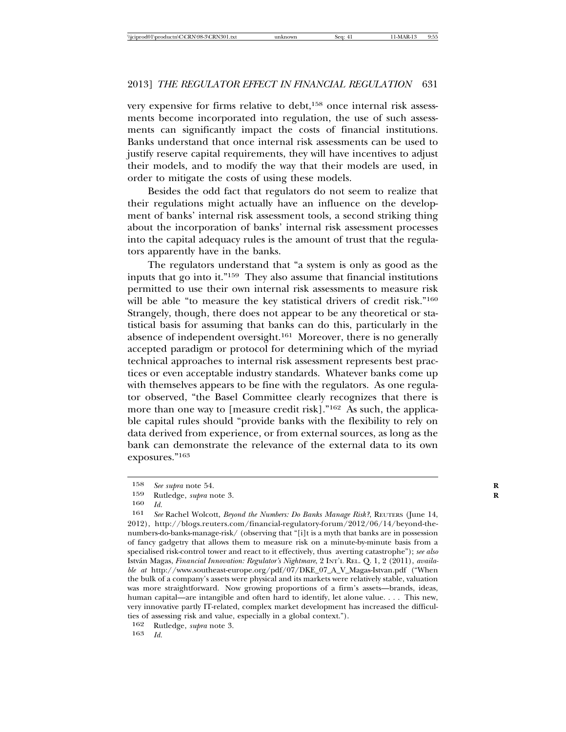very expensive for firms relative to debt,[158] once internal risk assessments become incorporated into regulation, the use of such assessments can significantly impact the costs of financial institutions. Banks understand that once internal risk assessments can be used to justify reserve capital requirements, they will have incentives to adjust their models, and to modify the way that their models are used, in order to mitigate the costs of using these models.

Besides the odd fact that regulators do not seem to realize that their regulations might actually have an influence on the development of banks' internal risk assessment tools, a second striking thing about the incorporation of banks' internal risk assessment processes into the capital adequacy rules is the amount of trust that the regulators apparently have in the banks.

The regulators understand that "a system is only as good as the inputs that go into it."[159] They also assume that financial institutions permitted to use their own internal risk assessments to measure risk will be able "to measure the key statistical drivers of credit risk."[160] Strangely, though, there does not appear to be any theoretical or statistical basis for assuming that banks can do this, particularly in the absence of independent oversight.[161] Moreover, there is no generally accepted paradigm or protocol for determining which of the myriad technical approaches to internal risk assessment represents best practices or even acceptable industry standards. Whatever banks come up with themselves appears to be fine with the regulators. As one regulator observed, "the Basel Committee clearly recognizes that there is more than one way to [measure credit risk]."[162] As such, the applicable capital rules should "provide banks with the flexibility to rely on data derived from experience, or from external sources, as long as the bank can demonstrate the relevance of the external data to its own exposures."[163]

---

158 *See supra* note 54.

159 Rutledge, *supra* note 3.

160 *Id.*

161 *See* Rachel Wolcott, *Beyond the Numbers: Do Banks Manage Risk?*, REUTERS (June 14, 2012), http://blogs.reuters.com/financial-regulatory-forum/2012/06/14/beyond-the-numbers-do-banks-manage-risk/ (observing that "[i]t is a myth that banks are in possession of fancy gadgetry that allows them to measure risk on a minute-by-minute basis from a specialised risk-control tower and react to it effectively, thus averting catastrophe"); *see also* István Magas, *Financial Innovation: Regulator's Nightmare*, 2 INT'L REL. Q. 1, 2 (2011), *available at* http://www.southeast-europe.org/pdf/07/DKE_07_A_V_Magas-Istvan.pdf ("When the bulk of a company's assets were physical and its markets were relatively stable, valuation was more straightforward. Now growing proportions of a firm's assets—brands, ideas, human capital—are intangible and often hard to identify, let alone value. . . . This new, very innovative partly IT-related, complex market development has increased the difficulties of assessing risk and value, especially in a global context.").

162 Rutledge, *supra* note 3.

163 *Id.*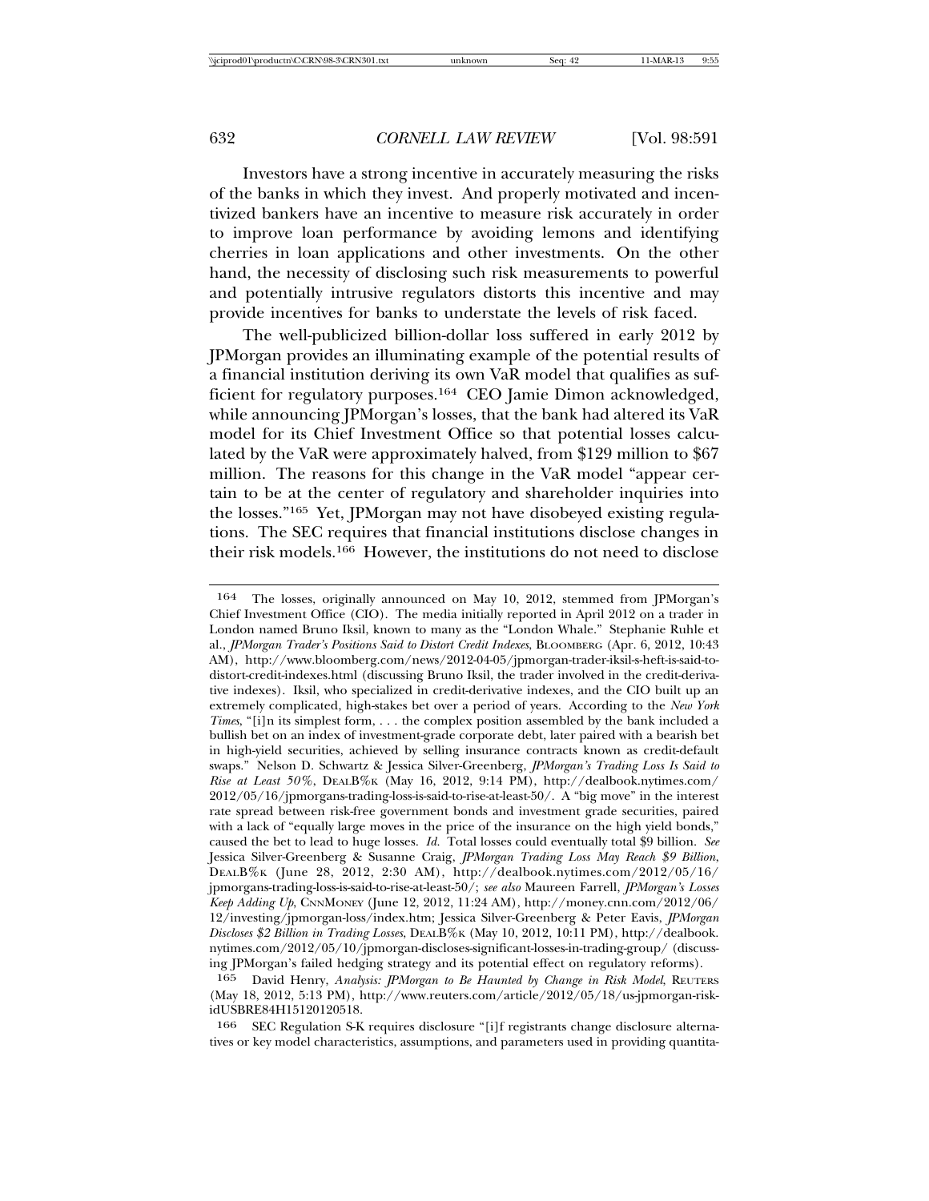Investors have a strong incentive in accurately measuring the risks of the banks in which they invest. And properly motivated and incentivized bankers have an incentive to measure risk accurately in order to improve loan performance by avoiding lemons and identifying cherries in loan applications and other investments. On the other hand, the necessity of disclosing such risk measurements to powerful and potentially intrusive regulators distorts this incentive and may provide incentives for banks to understate the levels of risk faced.

The well-publicized billion-dollar loss suffered in early 2012 by JPMorgan provides an illuminating example of the potential results of a financial institution deriving its own VaR model that qualifies as sufficient for regulatory purposes.[164] CEO Jamie Dimon acknowledged, while announcing JPMorgan's losses, that the bank had altered its VaR model for its Chief Investment Office so that potential losses calculated by the VaR were approximately halved, from $129 million to $67 million. The reasons for this change in the VaR model "appear certain to be at the center of regulatory and shareholder inquiries into the losses."[165] Yet, JPMorgan may not have disobeyed existing regulations. The SEC requires that financial institutions disclose changes in their risk models.[166] However, the institutions do not need to disclose

---

[164] The losses, originally announced on May 10, 2012, stemmed from JPMorgan's Chief Investment Office (CIO). The media initially reported in April 2012 on a trader in London named Bruno Iksil, known to many as the "London Whale." Stephanie Ruhle et al., *JPMorgan Trader's Positions Said to Distort Credit Indexes*, BLOOMBERG (Apr. 6, 2012, 10:43 AM), http://www.bloomberg.com/news/2012-04-05/jpmorgan-trader-iksil-s-heft-is-said-to-distort-credit-indexes.html (discussing Bruno Iksil, the trader involved in the credit-derivative indexes). Iksil, who specialized in credit-derivative indexes, and the CIO built up an extremely complicated, high-stakes bet over a period of years. According to the *New York Times*, "[i]n its simplest form, . . . the complex position assembled by the bank included a bullish bet on an index of investment-grade corporate debt, later paired with a bearish bet in high-yield securities, achieved by selling insurance contracts known as credit-default swaps." Nelson D. Schwartz & Jessica Silver-Greenberg, *JPMorgan's Trading Loss Is Said to Rise at Least 50%*, DEALB%K (May 16, 2012, 9:14 PM), http://dealbook.nytimes.com/2012/05/16/jpmorgans-trading-loss-is-said-to-rise-at-least-50/. A "big move" in the interest rate spread between risk-free government bonds and investment grade securities, paired with a lack of "equally large moves in the price of the insurance on the high yield bonds," caused the bet to lead to huge losses. *Id.* Total losses could eventually total $9 billion. *See* Jessica Silver-Greenberg & Susanne Craig, *JPMorgan Trading Loss May Reach $9 Billion*, DEALB%K (June 28, 2012, 2:30 AM), http://dealbook.nytimes.com/2012/05/16/jpmorgans-trading-loss-is-said-to-rise-at-least-50/; *see also* Maureen Farrell, *JPMorgan's Losses Keep Adding Up*, CNNMONEY (June 12, 2012, 11:24 AM), http://money.cnn.com/2012/06/12/investing/jpmorgan-loss/index.htm; Jessica Silver-Greenberg & Peter Eavis, *JPMorgan Discloses $2 Billion in Trading Losses*, DEALB%K (May 10, 2012, 10:11 PM), http://dealbook.nytimes.com/2012/05/10/jpmorgan-discloses-significant-losses-in-trading-group/ (discussing JPMorgan's failed hedging strategy and its potential effect on regulatory reforms).

[165] David Henry, *Analysis: JPMorgan to Be Haunted by Change in Risk Model*, REUTERS (May 18, 2012, 5:13 PM), http://www.reuters.com/article/2012/05/18/us-jpmorgan-risk-idUSBRE84H15120120518.

[166] SEC Regulation S-K requires disclosure "[i]f registrants change disclosure alternatives or key model characteristics, assumptions, and parameters used in providing quantita-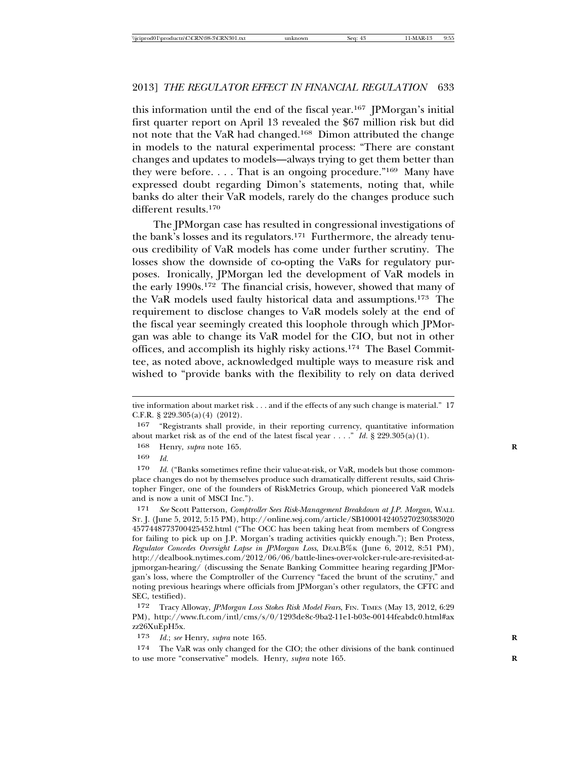this information until the end of the fiscal year.[167] JPMorgan's initial first quarter report on April 13 revealed the $67 million risk but did not note that the VaR had changed.[168] Dimon attributed the change in models to the natural experimental process: "There are constant changes and updates to models—always trying to get them better than they were before. . . . That is an ongoing procedure."[169] Many have expressed doubt regarding Dimon's statements, noting that, while banks do alter their VaR models, rarely do the changes produce such different results.[170]

The JPMorgan case has resulted in congressional investigations of the bank's losses and its regulators.[171] Furthermore, the already tenuous credibility of VaR models has come under further scrutiny. The losses show the downside of co-opting the VaRs for regulatory purposes. Ironically, JPMorgan led the development of VaR models in the early 1990s.[172] The financial crisis, however, showed that many of the VaR models used faulty historical data and assumptions.[173] The requirement to disclose changes to VaR models solely at the end of the fiscal year seemingly created this loophole through which JPMorgan was able to change its VaR model for the CIO, but not in other offices, and accomplish its highly risky actions.[174] The Basel Committee, as noted above, acknowledged multiple ways to measure risk and wished to "provide banks with the flexibility to rely on data derived

---

tive information about market risk . . . and if the effects of any such change is material." 17 C.F.R. § 229.305(a)(4) (2012).

167 "Registrants shall provide, in their reporting currency, quantitative information about market risk as of the end of the latest fiscal year . . . ." *Id.* § 229.305(a)(1).

168 Henry, *supra* note 165.

169 *Id.*

170 *Id.* ("Banks sometimes refine their value-at-risk, or VaR, models but those commonplace changes do not by themselves produce such dramatically different results, said Christopher Finger, one of the founders of RiskMetrics Group, which pioneered VaR models and is now a unit of MSCI Inc.").

171 *See* Scott Patterson, *Comptroller Sees Risk-Management Breakdown at J.P. Morgan*, WALL ST. J. (June 5, 2012, 5:15 PM), http://online.wsj.com/article/SB10001424052702303830204577448773700425452.html ("The OCC has been taking heat from members of Congress for failing to pick up on J.P. Morgan's trading activities quickly enough."); Ben Protess, *Regulator Concedes Oversight Lapse in JPMorgan Loss*, DEALB%K (June 6, 2012, 8:51 PM), http://dealbook.nytimes.com/2012/06/06/battle-lines-over-volcker-rule-are-revisited-at-jpmorgan-hearing/ (discussing the Senate Banking Committee hearing regarding JPMorgan's loss, where the Comptroller of the Currency "faced the brunt of the scrutiny," and noting previous hearings where officials from JPMorgan's other regulators, the CFTC and SEC, testified).

172 Tracy Alloway, *JPMorgan Loss Stokes Risk Model Fears*, FIN. TIMES (May 13, 2012, 6:29 PM), http://www.ft.com/intl/cms/s/0/1293de8c-9ba2-11e1-b03e-00144feabdc0.html#axzz26XuEpH5x.

173 *Id.*; *see* Henry, *supra* note 165.

174 The VaR was only changed for the CIO; the other divisions of the bank continued to use more "conservative" models. Henry, *supra* note 165.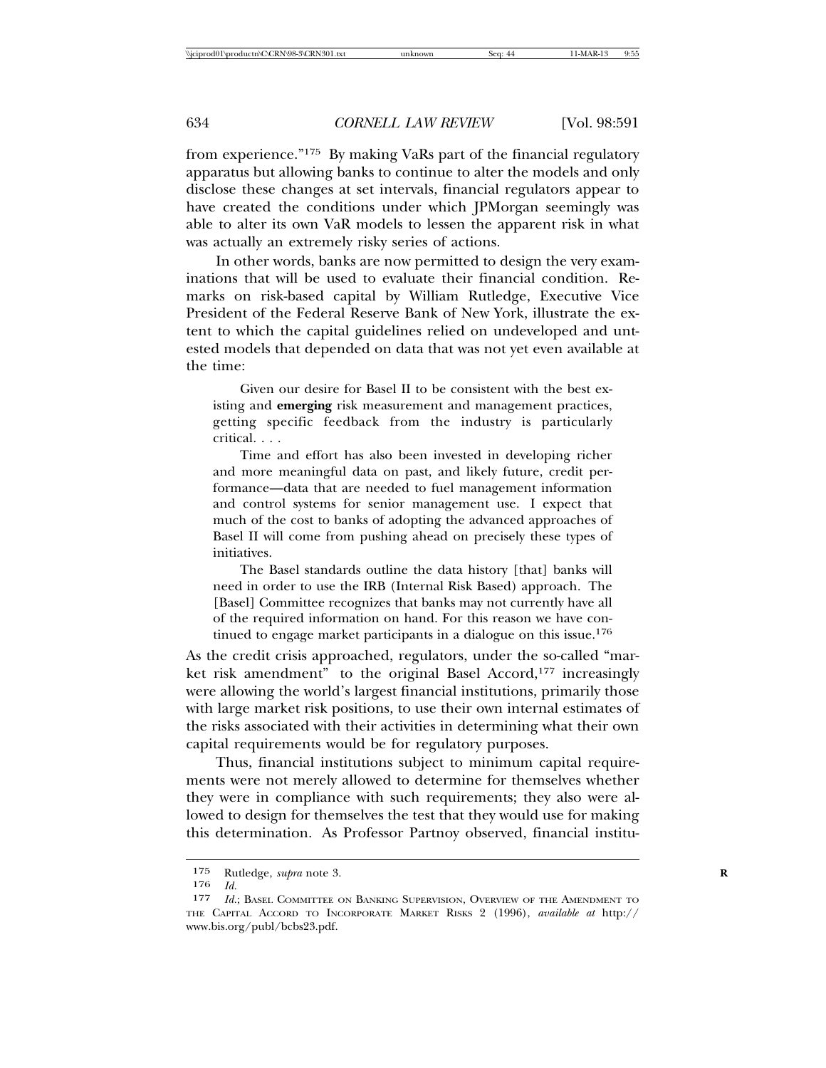from experience."[175] By making VaRs part of the financial regulatory apparatus but allowing banks to continue to alter the models and only disclose these changes at set intervals, financial regulators appear to have created the conditions under which JPMorgan seemingly was able to alter its own VaR models to lessen the apparent risk in what was actually an extremely risky series of actions.

In other words, banks are now permitted to design the very examinations that will be used to evaluate their financial condition. Remarks on risk-based capital by William Rutledge, Executive Vice President of the Federal Reserve Bank of New York, illustrate the extent to which the capital guidelines relied on undeveloped and untested models that depended on data that was not yet even available at the time:

> Given our desire for Basel II to be consistent with the best existing and **emerging** risk measurement and management practices, getting specific feedback from the industry is particularly critical. . . .
>
> Time and effort has also been invested in developing richer and more meaningful data on past, and likely future, credit performance—data that are needed to fuel management information and control systems for senior management use. I expect that much of the cost to banks of adopting the advanced approaches of Basel II will come from pushing ahead on precisely these types of initiatives.
>
> The Basel standards outline the data history [that] banks will need in order to use the IRB (Internal Risk Based) approach. The [Basel] Committee recognizes that banks may not currently have all of the required information on hand. For this reason we have continued to engage market participants in a dialogue on this issue.[176]

As the credit crisis approached, regulators, under the so-called "market risk amendment" to the original Basel Accord,[177] increasingly were allowing the world's largest financial institutions, primarily those with large market risk positions, to use their own internal estimates of the risks associated with their activities in determining what their own capital requirements would be for regulatory purposes.

Thus, financial institutions subject to minimum capital requirements were not merely allowed to determine for themselves whether they were in compliance with such requirements; they also were allowed to design for themselves the test that they would use for making this determination. As Professor Partnoy observed, financial institu-

---

175 Rutledge, *supra* note 3.

176 *Id.*

177 *Id.*; BASEL COMMITTEE ON BANKING SUPERVISION, OVERVIEW OF THE AMENDMENT TO THE CAPITAL ACCORD TO INCORPORATE MARKET RISKS 2 (1996), *available at* http://www.bis.org/publ/bcbs23.pdf.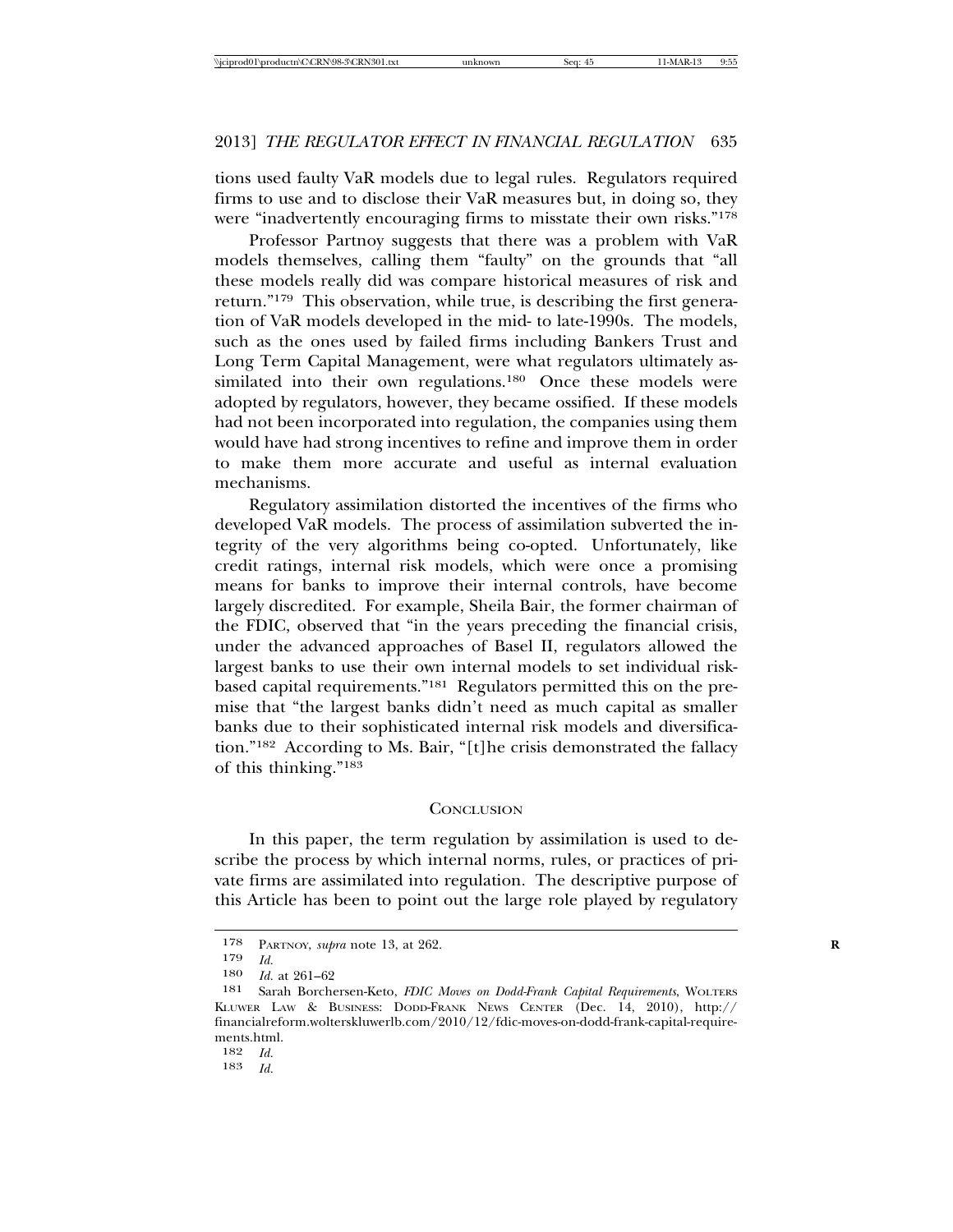tions used faulty VaR models due to legal rules. Regulators required firms to use and to disclose their VaR measures but, in doing so, they were "inadvertently encouraging firms to misstate their own risks."[178]

Professor Partnoy suggests that there was a problem with VaR models themselves, calling them "faulty" on the grounds that "all these models really did was compare historical measures of risk and return."[179] This observation, while true, is describing the first generation of VaR models developed in the mid- to late-1990s. The models, such as the ones used by failed firms including Bankers Trust and Long Term Capital Management, were what regulators ultimately assimilated into their own regulations.[180] Once these models were adopted by regulators, however, they became ossified. If these models had not been incorporated into regulation, the companies using them would have had strong incentives to refine and improve them in order to make them more accurate and useful as internal evaluation mechanisms.

Regulatory assimilation distorted the incentives of the firms who developed VaR models. The process of assimilation subverted the integrity of the very algorithms being co-opted. Unfortunately, like credit ratings, internal risk models, which were once a promising means for banks to improve their internal controls, have become largely discredited. For example, Sheila Bair, the former chairman of the FDIC, observed that "in the years preceding the financial crisis, under the advanced approaches of Basel II, regulators allowed the largest banks to use their own internal models to set individual risk-based capital requirements."[181] Regulators permitted this on the premise that "the largest banks didn't need as much capital as smaller banks due to their sophisticated internal risk models and diversification."[182] According to Ms. Bair, "[t]he crisis demonstrated the fallacy of this thinking."[183]

## CONCLUSION

In this paper, the term regulation by assimilation is used to describe the process by which internal norms, rules, or practices of private firms are assimilated into regulation. The descriptive purpose of this Article has been to point out the large role played by regulatory

---

178 PARTNOY, *supra* note 13, at 262.

179 *Id.*

180 *Id.* at 261–62

181 Sarah Borchersen-Keto, *FDIC Moves on Dodd-Frank Capital Requirements*, WOLTERS KLUWER LAW & BUSINESS: DODD-FRANK NEWS CENTER (Dec. 14, 2010), http://financialreform.wolterskluwerlb.com/2010/12/fdic-moves-on-dodd-frank-capital-requirements.html.

182 *Id.*

183 *Id.*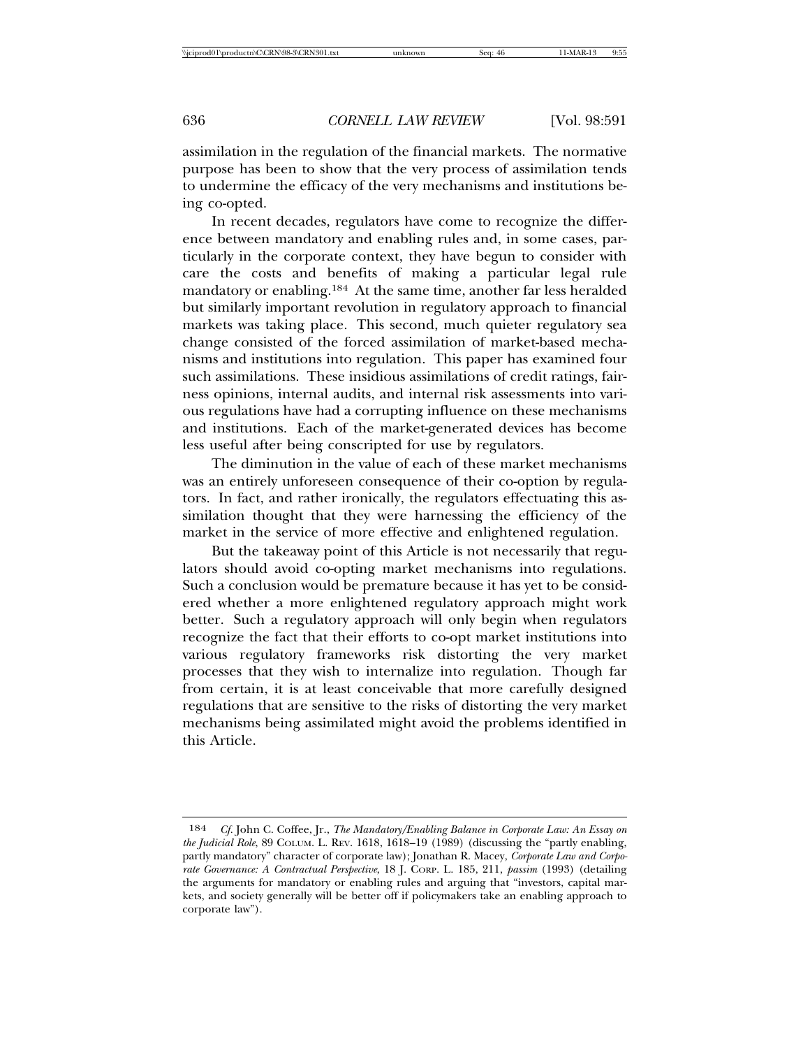assimilation in the regulation of the financial markets. The normative purpose has been to show that the very process of assimilation tends to undermine the efficacy of the very mechanisms and institutions being co-opted.

In recent decades, regulators have come to recognize the difference between mandatory and enabling rules and, in some cases, particularly in the corporate context, they have begun to consider with care the costs and benefits of making a particular legal rule mandatory or enabling.[184] At the same time, another far less heralded but similarly important revolution in regulatory approach to financial markets was taking place. This second, much quieter regulatory sea change consisted of the forced assimilation of market-based mechanisms and institutions into regulation. This paper has examined four such assimilations. These insidious assimilations of credit ratings, fairness opinions, internal audits, and internal risk assessments into various regulations have had a corrupting influence on these mechanisms and institutions. Each of the market-generated devices has become less useful after being conscripted for use by regulators.

The diminution in the value of each of these market mechanisms was an entirely unforeseen consequence of their co-option by regulators. In fact, and rather ironically, the regulators effectuating this assimilation thought that they were harnessing the efficiency of the market in the service of more effective and enlightened regulation.

But the takeaway point of this Article is not necessarily that regulators should avoid co-opting market mechanisms into regulations. Such a conclusion would be premature because it has yet to be considered whether a more enlightened regulatory approach might work better. Such a regulatory approach will only begin when regulators recognize the fact that their efforts to co-opt market institutions into various regulatory frameworks risk distorting the very market processes that they wish to internalize into regulation. Though far from certain, it is at least conceivable that more carefully designed regulations that are sensitive to the risks of distorting the very market mechanisms being assimilated might avoid the problems identified in this Article.

---

184 *Cf.* John C. Coffee, Jr., *The Mandatory/Enabling Balance in Corporate Law: An Essay on the Judicial Role*, 89 COLUM. L. REV. 1618, 1618–19 (1989) (discussing the "partly enabling, partly mandatory" character of corporate law); Jonathan R. Macey, *Corporate Law and Corporate Governance: A Contractual Perspective*, 18 J. CORP. L. 185, 211, *passim* (1993) (detailing the arguments for mandatory or enabling rules and arguing that "investors, capital markets, and society generally will be better off if policymakers take an enabling approach to corporate law").